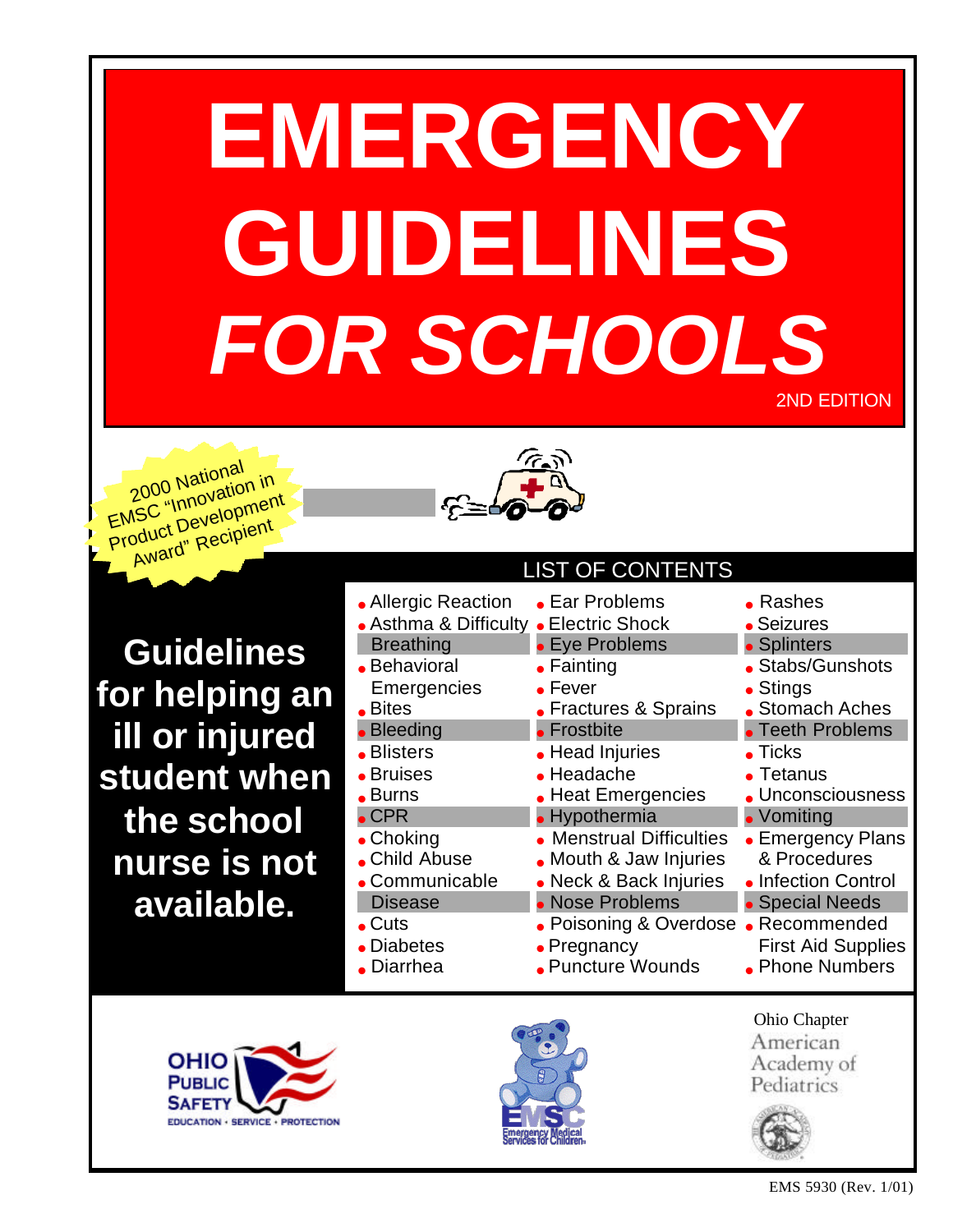# EMERGENCY GUIDELINES *FOR SCHOOLS*

2ND EDITION

2000 National EMSC "Innovation in Product Development Award" Recipient

**Guidelines for helping an ill or injured student when the school nurse is not available.**

## LIST OF CONTENTS

- Allergic Reaction
- Asthma & Difficulty Breathing
- Behavioral Emergencies
- Bites
- Bleeding
- Blisters
- Bruises
- Burns
- CPR
- Choking
- Child Abuse
- Communicable Disease
- Cuts
- Diabetes
- Diarrhea
- Ear Problems
- Electric Shock
- Eye Problems
- Fainting
- Fever
- Fractures & Sprains
- Frostbite
- Head Injuries
- Headache
- Heat Emergencies
- Hypothermia
- Menstrual Difficulties
- Mouth & Jaw Injuries
- Neck & Back Injuries
- Nose Problems
- Poisoning & Overdose
- Pregnancy
- Puncture Wounds
- Rashes
- Seizures
- Splinters
- Stabs/Gunshots
- Stings
- Stomach Aches
- Teeth Problems
- Ticks
- Tetanus
- Unconsciousness
- Vomiting
- Emergency Plans & Procedures
- Infection Control
- Special Needs
- Recommended First Aid Supplies
- Phone Numbers

OHIO PUBLIC SAFETY
EDUCATION • SERVICE • PROTECTION

EMSC Emergency Medical Services for Children

Ohio Chapter
American Academy of Pediatrics

EMS 5930 (Rev. 1/01)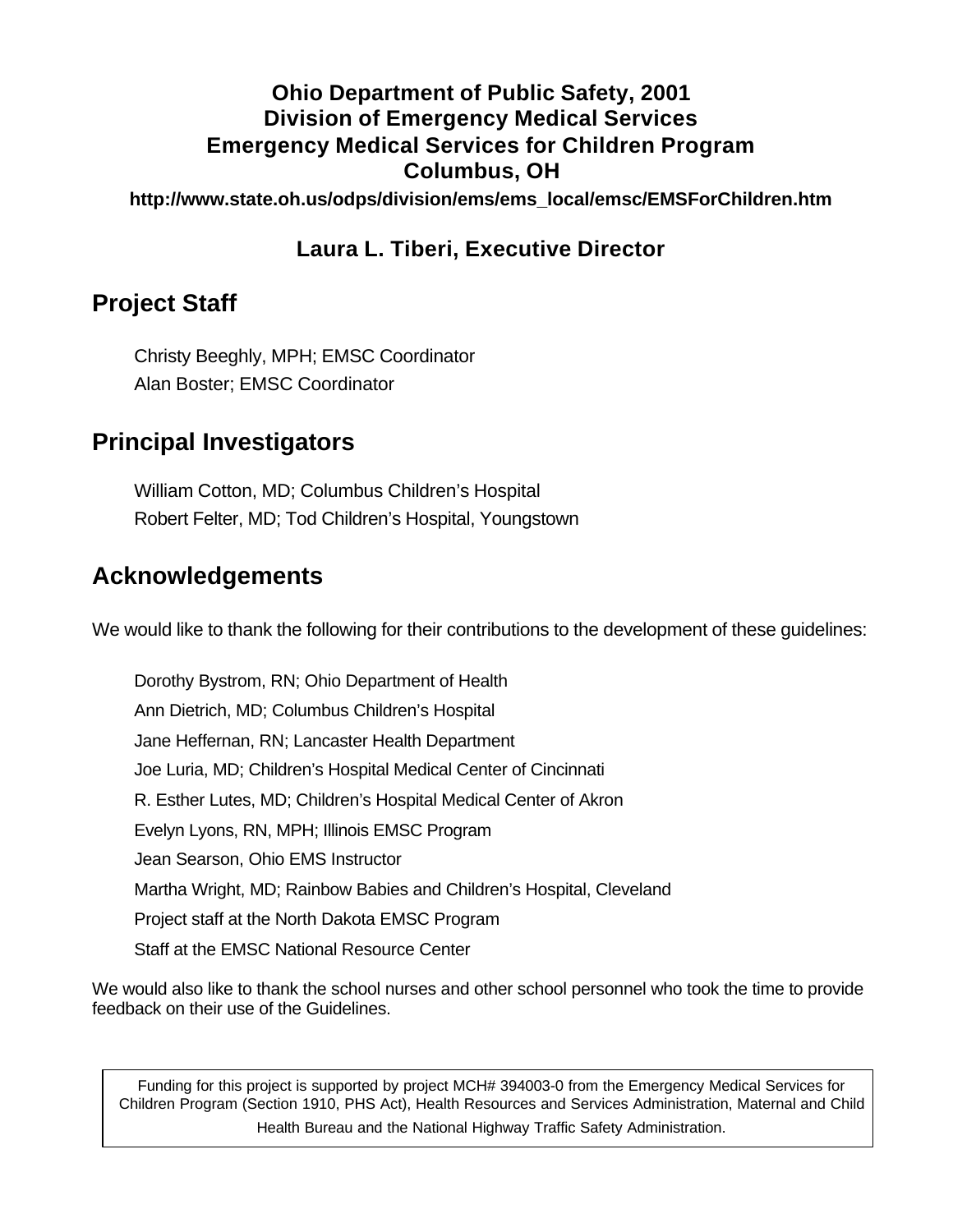**Ohio Department of Public Safety, 2001**
**Division of Emergency Medical Services**
**Emergency Medical Services for Children Program**
**Columbus, OH**

**http://www.state.oh.us/odps/division/ems/ems_local/emsc/EMSForChildren.htm**

**Laura L. Tiberi, Executive Director**

## Project Staff

Christy Beeghly, MPH; EMSC Coordinator
Alan Boster; EMSC Coordinator

## Principal Investigators

William Cotton, MD; Columbus Children's Hospital
Robert Felter, MD; Tod Children's Hospital, Youngstown

## Acknowledgements

We would like to thank the following for their contributions to the development of these guidelines:

Dorothy Bystrom, RN; Ohio Department of Health
Ann Dietrich, MD; Columbus Children's Hospital
Jane Heffernan, RN; Lancaster Health Department
Joe Luria, MD; Children's Hospital Medical Center of Cincinnati
R. Esther Lutes, MD; Children's Hospital Medical Center of Akron
Evelyn Lyons, RN, MPH; Illinois EMSC Program
Jean Searson, Ohio EMS Instructor
Martha Wright, MD; Rainbow Babies and Children's Hospital, Cleveland
Project staff at the North Dakota EMSC Program
Staff at the EMSC National Resource Center

We would also like to thank the school nurses and other school personnel who took the time to provide feedback on their use of the Guidelines.

Funding for this project is supported by project MCH# 394003-0 from the Emergency Medical Services for Children Program (Section 1910, PHS Act), Health Resources and Services Administration, Maternal and Child Health Bureau and the National Highway Traffic Safety Administration.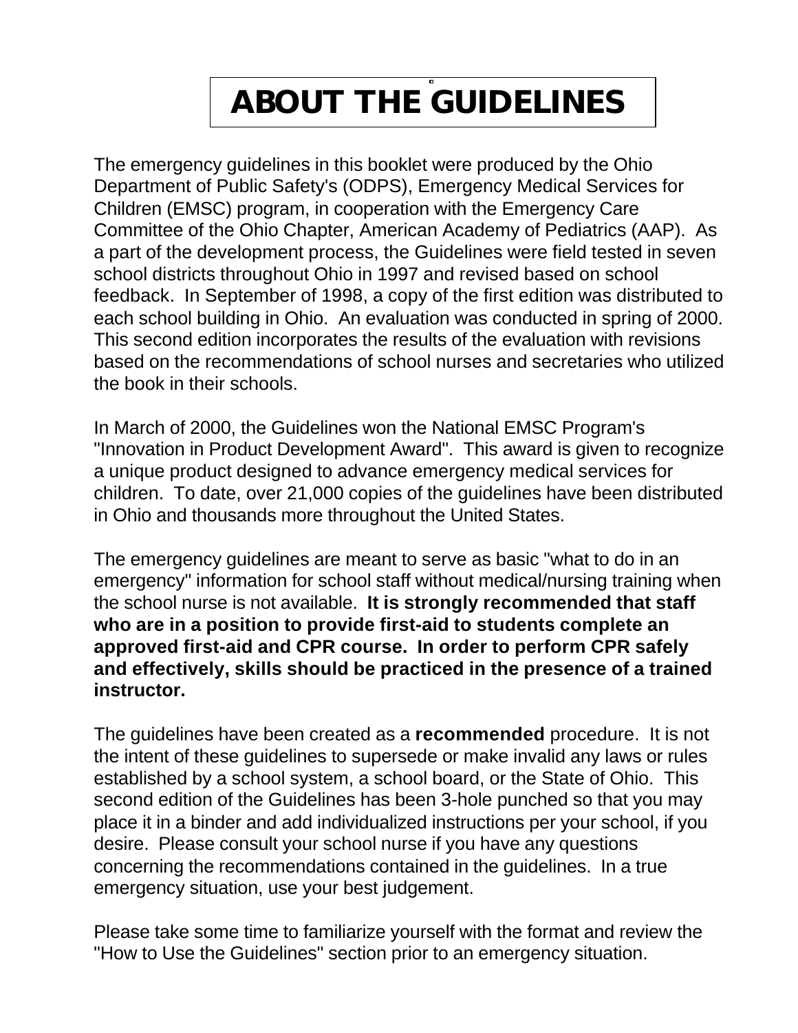# ABOUT THE GUIDELINES

The emergency guidelines in this booklet were produced by the Ohio Department of Public Safety's (ODPS), Emergency Medical Services for Children (EMSC) program, in cooperation with the Emergency Care Committee of the Ohio Chapter, American Academy of Pediatrics (AAP). As a part of the development process, the Guidelines were field tested in seven school districts throughout Ohio in 1997 and revised based on school feedback. In September of 1998, a copy of the first edition was distributed to each school building in Ohio. An evaluation was conducted in spring of 2000. This second edition incorporates the results of the evaluation with revisions based on the recommendations of school nurses and secretaries who utilized the book in their schools.

In March of 2000, the Guidelines won the National EMSC Program's "Innovation in Product Development Award". This award is given to recognize a unique product designed to advance emergency medical services for children. To date, over 21,000 copies of the guidelines have been distributed in Ohio and thousands more throughout the United States.

The emergency guidelines are meant to serve as basic "what to do in an emergency" information for school staff without medical/nursing training when the school nurse is not available. **It is strongly recommended that staff who are in a position to provide first-aid to students complete an approved first-aid and CPR course. In order to perform CPR safely and effectively, skills should be practiced in the presence of a trained instructor.**

The guidelines have been created as a **recommended** procedure. It is not the intent of these guidelines to supersede or make invalid any laws or rules established by a school system, a school board, or the State of Ohio. This second edition of the Guidelines has been 3-hole punched so that you may place it in a binder and add individualized instructions per your school, if you desire. Please consult your school nurse if you have any questions concerning the recommendations contained in the guidelines. In a true emergency situation, use your best judgement.

Please take some time to familiarize yourself with the format and review the "How to Use the Guidelines" section prior to an emergency situation.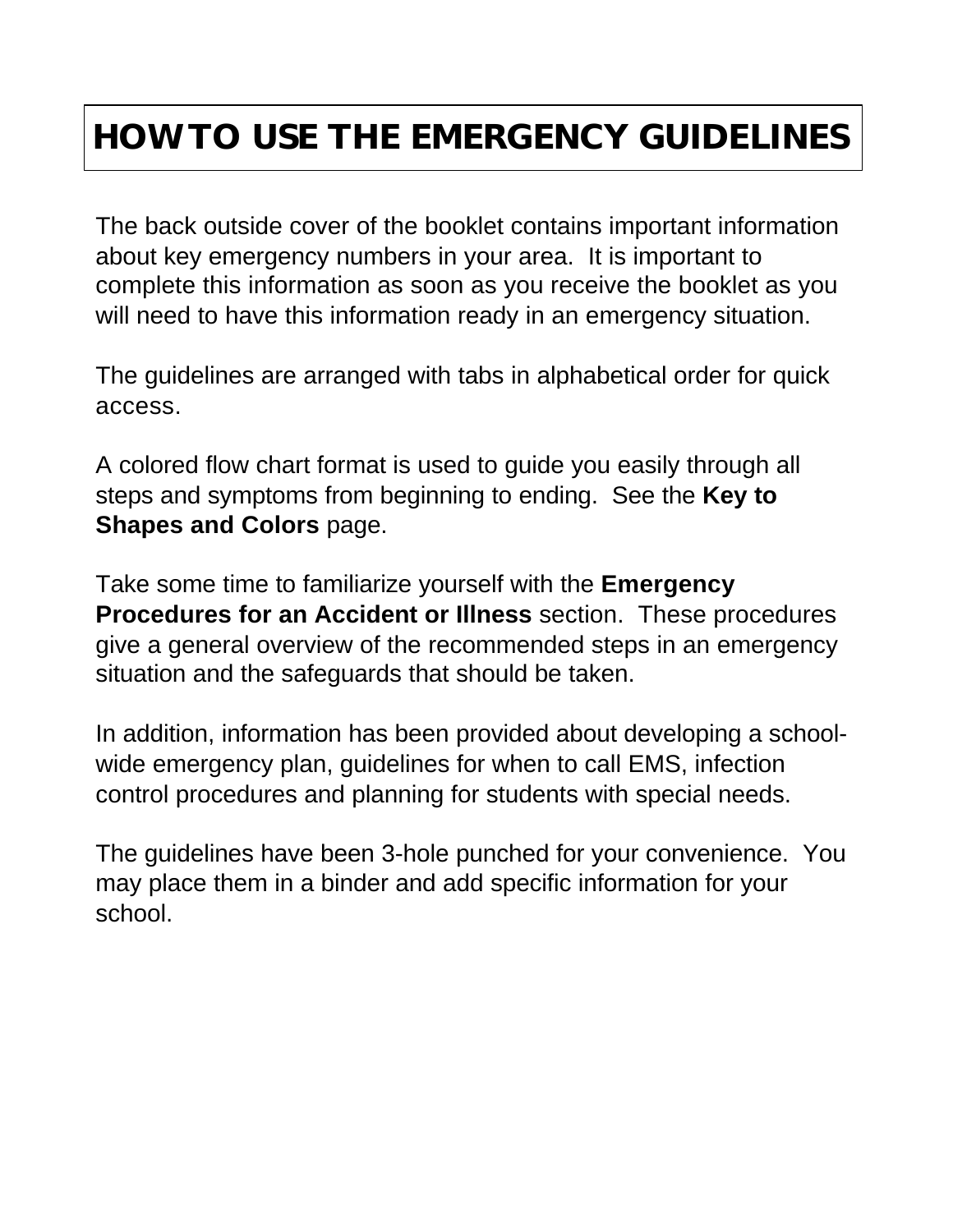# HOW TO USE THE EMERGENCY GUIDELINES

The back outside cover of the booklet contains important information about key emergency numbers in your area. It is important to complete this information as soon as you receive the booklet as you will need to have this information ready in an emergency situation.

The guidelines are arranged with tabs in alphabetical order for quick access.

A colored flow chart format is used to guide you easily through all steps and symptoms from beginning to ending. See the **Key to Shapes and Colors** page.

Take some time to familiarize yourself with the **Emergency Procedures for an Accident or Illness** section. These procedures give a general overview of the recommended steps in an emergency situation and the safeguards that should be taken.

In addition, information has been provided about developing a school-wide emergency plan, guidelines for when to call EMS, infection control procedures and planning for students with special needs.

The guidelines have been 3-hole punched for your convenience. You may place them in a binder and add specific information for your school.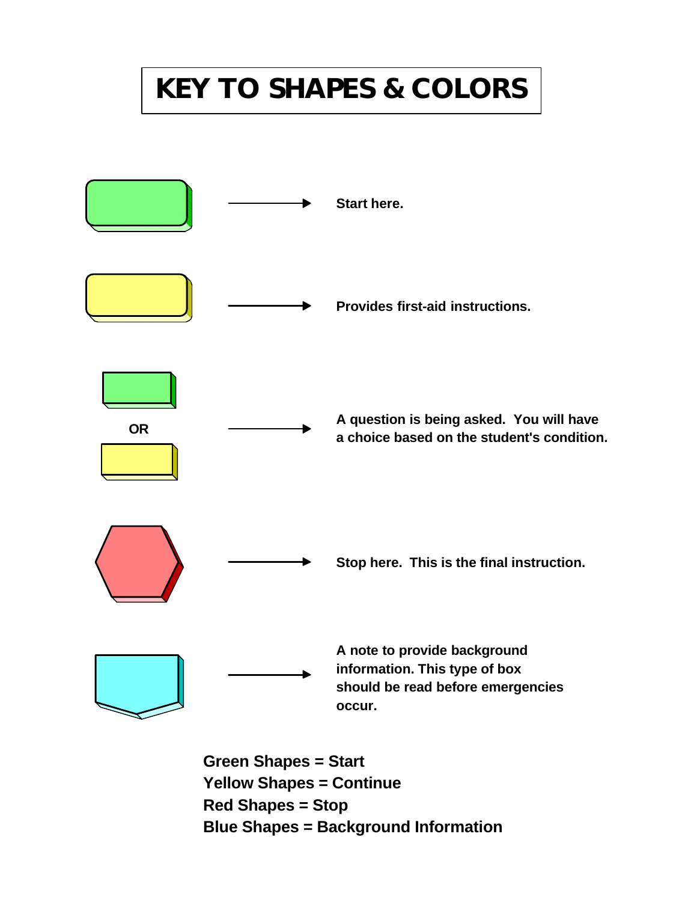# KEY TO SHAPES & COLORS

Start here.

Provides first-aid instructions.

OR

A question is being asked. You will have a choice based on the student's condition.

Stop here. This is the final instruction.

A note to provide background information. This type of box should be read before emergencies occur.

**Green Shapes = Start**
**Yellow Shapes = Continue**
**Red Shapes = Stop**
**Blue Shapes = Background Information**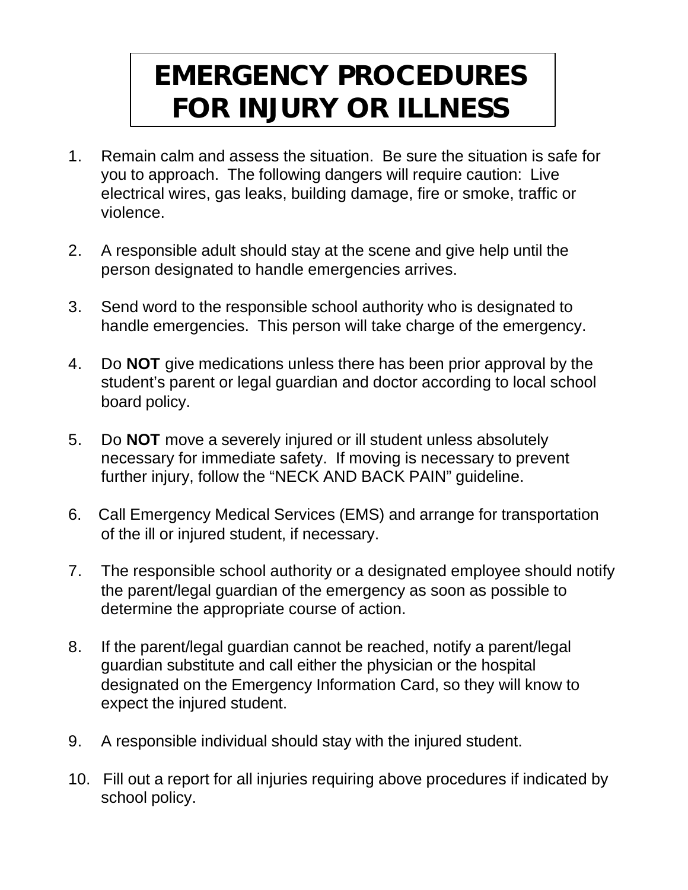# EMERGENCY PROCEDURES FOR INJURY OR ILLNESS

1. Remain calm and assess the situation. Be sure the situation is safe for you to approach. The following dangers will require caution: Live electrical wires, gas leaks, building damage, fire or smoke, traffic or violence.

2. A responsible adult should stay at the scene and give help until the person designated to handle emergencies arrives.

3. Send word to the responsible school authority who is designated to handle emergencies. This person will take charge of the emergency.

4. Do **NOT** give medications unless there has been prior approval by the student's parent or legal guardian and doctor according to local school board policy.

5. Do **NOT** move a severely injured or ill student unless absolutely necessary for immediate safety. If moving is necessary to prevent further injury, follow the "NECK AND BACK PAIN" guideline.

6. Call Emergency Medical Services (EMS) and arrange for transportation of the ill or injured student, if necessary.

7. The responsible school authority or a designated employee should notify the parent/legal guardian of the emergency as soon as possible to determine the appropriate course of action.

8. If the parent/legal guardian cannot be reached, notify a parent/legal guardian substitute and call either the physician or the hospital designated on the Emergency Information Card, so they will know to expect the injured student.

9. A responsible individual should stay with the injured student.

10. Fill out a report for all injuries requiring above procedures if indicated by school policy.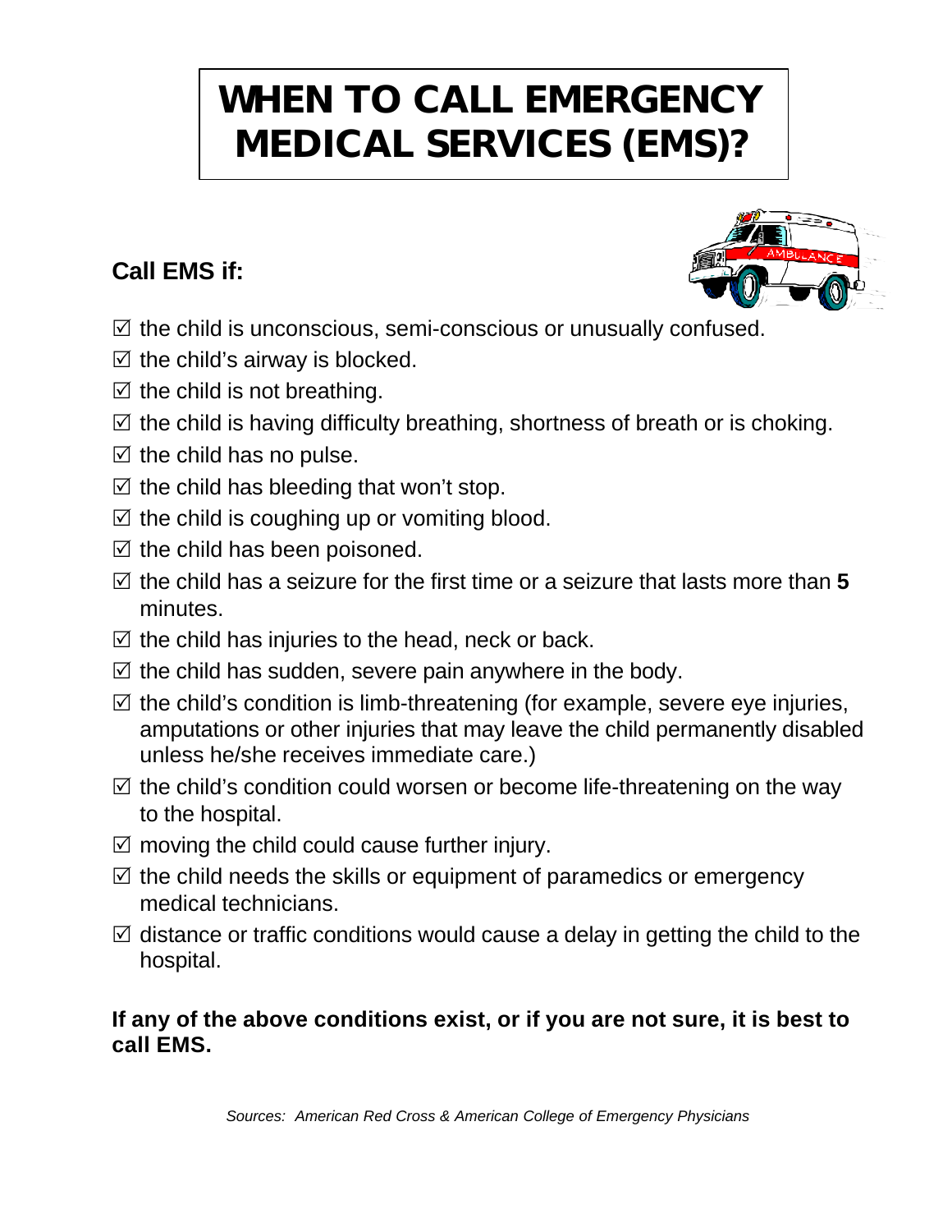# WHEN TO CALL EMERGENCY MEDICAL SERVICES (EMS)?

**Call EMS if:**

- ☑ the child is unconscious, semi-conscious or unusually confused.
- ☑ the child's airway is blocked.
- ☑ the child is not breathing.
- ☑ the child is having difficulty breathing, shortness of breath or is choking.
- ☑ the child has no pulse.
- ☑ the child has bleeding that won't stop.
- ☑ the child is coughing up or vomiting blood.
- ☑ the child has been poisoned.
- ☑ the child has a seizure for the first time or a seizure that lasts more than **5** minutes.
- ☑ the child has injuries to the head, neck or back.
- ☑ the child has sudden, severe pain anywhere in the body.
- ☑ the child's condition is limb-threatening (for example, severe eye injuries, amputations or other injuries that may leave the child permanently disabled unless he/she receives immediate care.)
- ☑ the child's condition could worsen or become life-threatening on the way to the hospital.
- ☑ moving the child could cause further injury.
- ☑ the child needs the skills or equipment of paramedics or emergency medical technicians.
- ☑ distance or traffic conditions would cause a delay in getting the child to the hospital.

**If any of the above conditions exist, or if you are not sure, it is best to call EMS.**

*Sources: American Red Cross & American College of Emergency Physicians*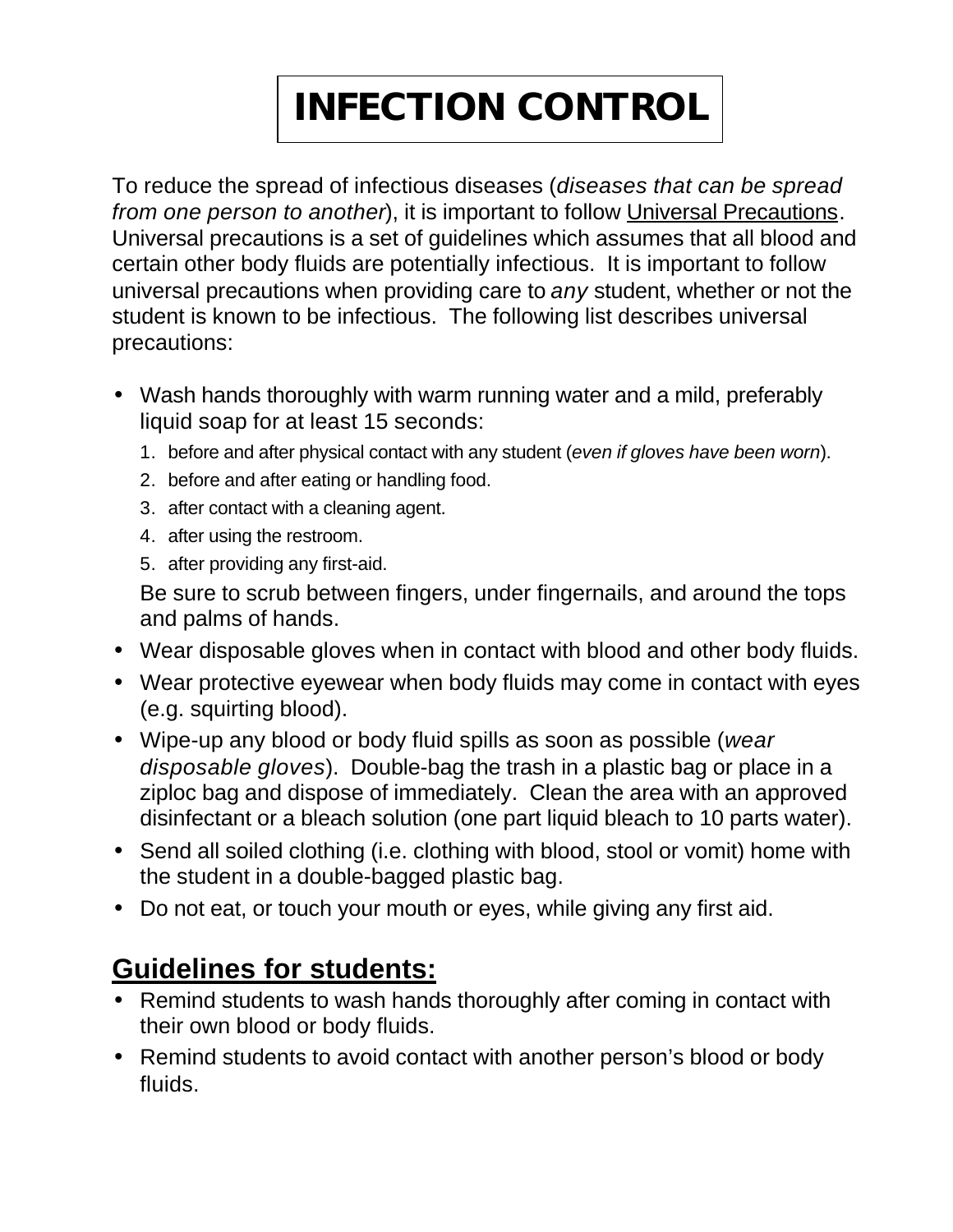# INFECTION CONTROL

To reduce the spread of infectious diseases (*diseases that can be spread from one person to another*), it is important to follow Universal Precautions. Universal precautions is a set of guidelines which assumes that all blood and certain other body fluids are potentially infectious. It is important to follow universal precautions when providing care to *any* student, whether or not the student is known to be infectious. The following list describes universal precautions:

- Wash hands thoroughly with warm running water and a mild, preferably liquid soap for at least 15 seconds:
  1. before and after physical contact with any student (*even if gloves have been worn*).
  2. before and after eating or handling food.
  3. after contact with a cleaning agent.
  4. after using the restroom.
  5. after providing any first-aid.

  Be sure to scrub between fingers, under fingernails, and around the tops and palms of hands.
- Wear disposable gloves when in contact with blood and other body fluids.
- Wear protective eyewear when body fluids may come in contact with eyes (e.g. squirting blood).
- Wipe-up any blood or body fluid spills as soon as possible (*wear disposable gloves*). Double-bag the trash in a plastic bag or place in a ziploc bag and dispose of immediately. Clean the area with an approved disinfectant or a bleach solution (one part liquid bleach to 10 parts water).
- Send all soiled clothing (i.e. clothing with blood, stool or vomit) home with the student in a double-bagged plastic bag.
- Do not eat, or touch your mouth or eyes, while giving any first aid.

## Guidelines for students:

- Remind students to wash hands thoroughly after coming in contact with their own blood or body fluids.
- Remind students to avoid contact with another person's blood or body fluids.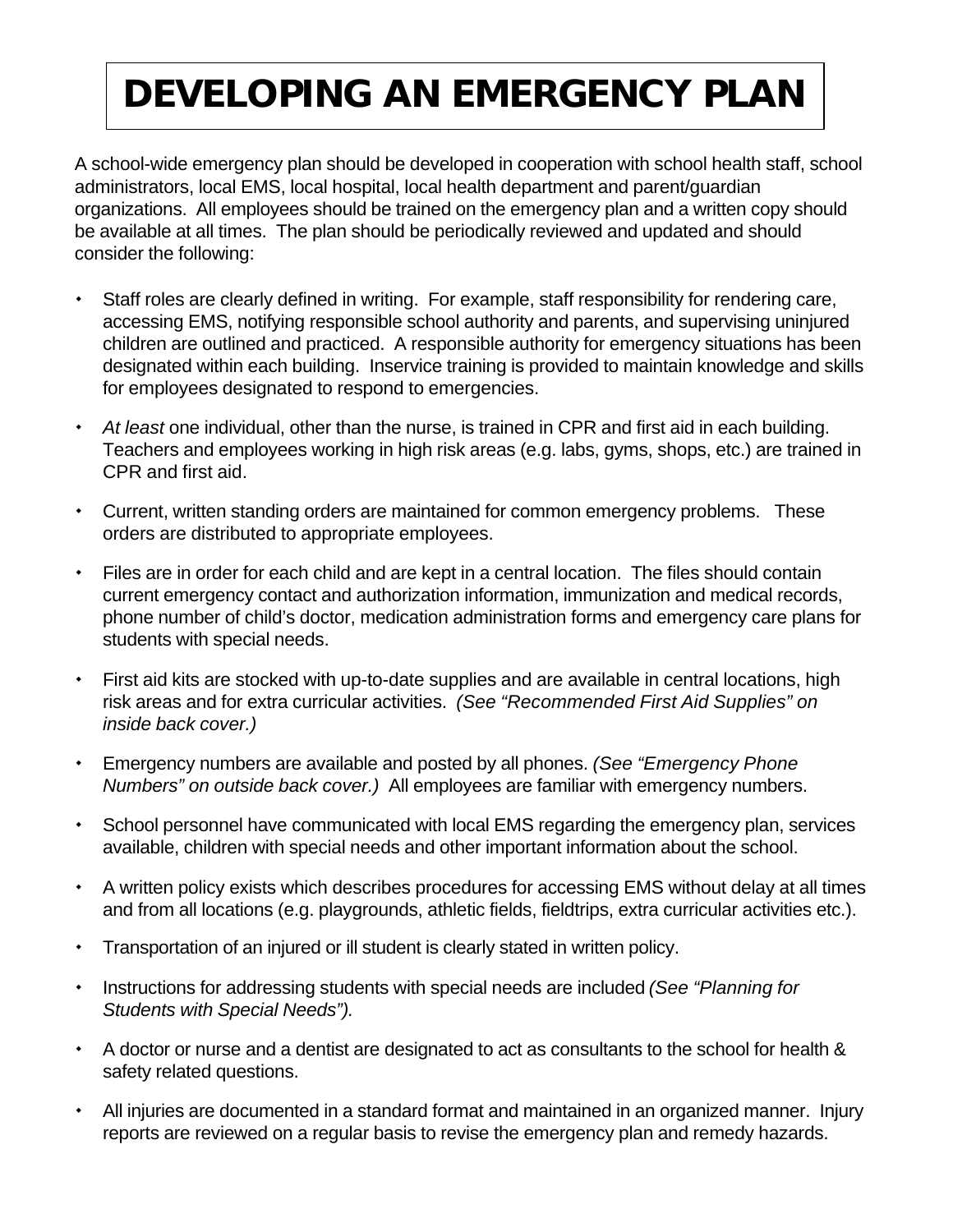# DEVELOPING AN EMERGENCY PLAN

A school-wide emergency plan should be developed in cooperation with school health staff, school administrators, local EMS, local hospital, local health department and parent/guardian organizations. All employees should be trained on the emergency plan and a written copy should be available at all times. The plan should be periodically reviewed and updated and should consider the following:

- Staff roles are clearly defined in writing. For example, staff responsibility for rendering care, accessing EMS, notifying responsible school authority and parents, and supervising uninjured children are outlined and practiced. A responsible authority for emergency situations has been designated within each building. Inservice training is provided to maintain knowledge and skills for employees designated to respond to emergencies.
- *At least* one individual, other than the nurse, is trained in CPR and first aid in each building. Teachers and employees working in high risk areas (e.g. labs, gyms, shops, etc.) are trained in CPR and first aid.
- Current, written standing orders are maintained for common emergency problems. These orders are distributed to appropriate employees.
- Files are in order for each child and are kept in a central location. The files should contain current emergency contact and authorization information, immunization and medical records, phone number of child's doctor, medication administration forms and emergency care plans for students with special needs.
- First aid kits are stocked with up-to-date supplies and are available in central locations, high risk areas and for extra curricular activities. *(See "Recommended First Aid Supplies" on inside back cover.)*
- Emergency numbers are available and posted by all phones. *(See "Emergency Phone Numbers" on outside back cover.)* All employees are familiar with emergency numbers.
- School personnel have communicated with local EMS regarding the emergency plan, services available, children with special needs and other important information about the school.
- A written policy exists which describes procedures for accessing EMS without delay at all times and from all locations (e.g. playgrounds, athletic fields, fieldtrips, extra curricular activities etc.).
- Transportation of an injured or ill student is clearly stated in written policy.
- Instructions for addressing students with special needs are included *(See "Planning for Students with Special Needs").*
- A doctor or nurse and a dentist are designated to act as consultants to the school for health & safety related questions.
- All injuries are documented in a standard format and maintained in an organized manner. Injury reports are reviewed on a regular basis to revise the emergency plan and remedy hazards.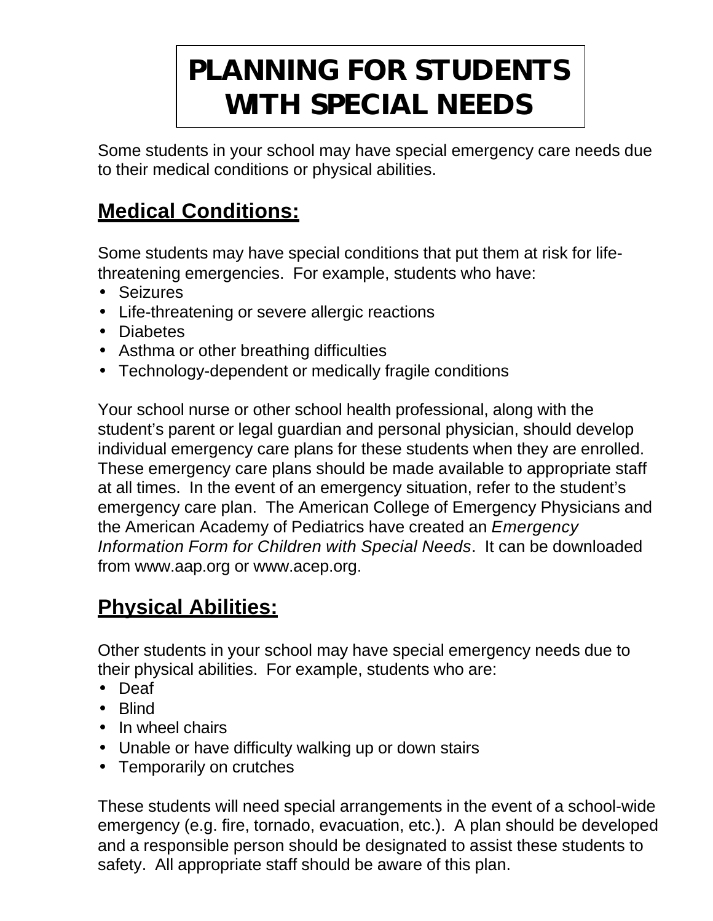# PLANNING FOR STUDENTS WITH SPECIAL NEEDS

Some students in your school may have special emergency care needs due to their medical conditions or physical abilities.

## Medical Conditions:

Some students may have special conditions that put them at risk for life-threatening emergencies. For example, students who have:

- Seizures
- Life-threatening or severe allergic reactions
- Diabetes
- Asthma or other breathing difficulties
- Technology-dependent or medically fragile conditions

Your school nurse or other school health professional, along with the student's parent or legal guardian and personal physician, should develop individual emergency care plans for these students when they are enrolled. These emergency care plans should be made available to appropriate staff at all times. In the event of an emergency situation, refer to the student's emergency care plan. The American College of Emergency Physicians and the American Academy of Pediatrics have created an *Emergency Information Form for Children with Special Needs*. It can be downloaded from www.aap.org or www.acep.org.

## Physical Abilities:

Other students in your school may have special emergency needs due to their physical abilities. For example, students who are:

- Deaf
- Blind
- In wheel chairs
- Unable or have difficulty walking up or down stairs
- Temporarily on crutches

These students will need special arrangements in the event of a school-wide emergency (e.g. fire, tornado, evacuation, etc.). A plan should be developed and a responsible person should be designated to assist these students to safety. All appropriate staff should be aware of this plan.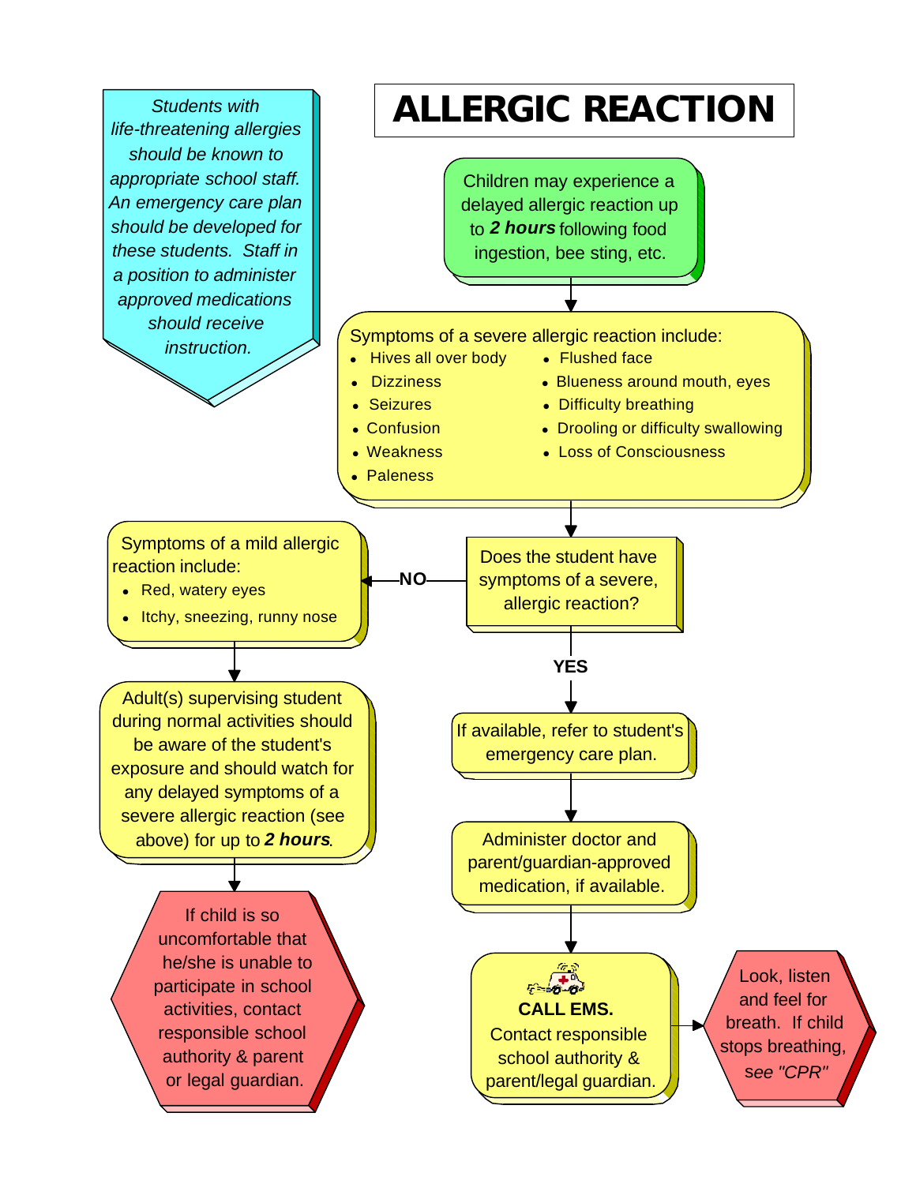# ALLERGIC REACTION

*Students with life-threatening allergies should be known to appropriate school staff. An emergency care plan should be developed for these students. Staff in a position to administer approved medications should receive instruction.*

Children may experience a delayed allergic reaction up to ***2 hours*** following food ingestion, bee sting, etc.

Symptoms of a severe allergic reaction include:

- Hives all over body
- Dizziness
- Seizures
- Confusion
- Weakness
- Paleness
- Flushed face
- Blueness around mouth, eyes
- Difficulty breathing
- Drooling or difficulty swallowing
- Loss of Consciousness

Does the student have symptoms of a severe, allergic reaction?

**NO:**

Symptoms of a mild allergic reaction include:

- Red, watery eyes
- Itchy, sneezing, runny nose

Adult(s) supervising student during normal activities should be aware of the student's exposure and should watch for any delayed symptoms of a severe allergic reaction (see above) for up to ***2 hours***.

If child is so uncomfortable that he/she is unable to participate in school activities, contact responsible school authority & parent or legal guardian.

**YES:**

If available, refer to student's emergency care plan.

Administer doctor and parent/guardian-approved medication, if available.

**CALL EMS.** Contact responsible school authority & parent/legal guardian.

Look, listen and feel for breath. If child stops breathing, *see "CPR"*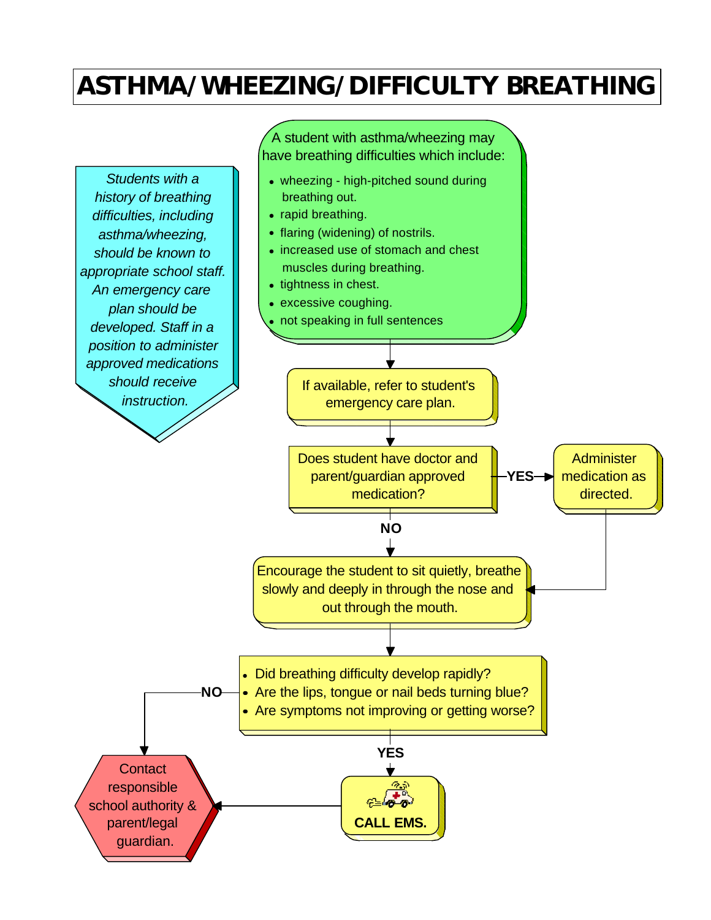# ASTHMA/WHEEZING/DIFFICULTY BREATHING

*Students with a history of breathing difficulties, including asthma/wheezing, should be known to appropriate school staff. An emergency care plan should be developed. Staff in a position to administer approved medications should receive instruction.*

A student with asthma/wheezing may have breathing difficulties which include:

- wheezing - high-pitched sound during breathing out.
- rapid breathing.
- flaring (widening) of nostrils.
- increased use of stomach and chest muscles during breathing.
- tightness in chest.
- excessive coughing.
- not speaking in full sentences

If available, refer to student's emergency care plan.

Does student have doctor and parent/guardian approved medication?

- **YES** → Administer medication as directed. → Encourage the student to sit quietly, breathe slowly and deeply in through the nose and out through the mouth.
- **NO** → Encourage the student to sit quietly, breathe slowly and deeply in through the nose and out through the mouth.

- Did breathing difficulty develop rapidly?
- Are the lips, tongue or nail beds turning blue?
- Are symptoms not improving or getting worse?

- **YES** → **CALL EMS.** → Contact responsible school authority & parent/legal guardian.
- **NO** → Contact responsible school authority & parent/legal guardian.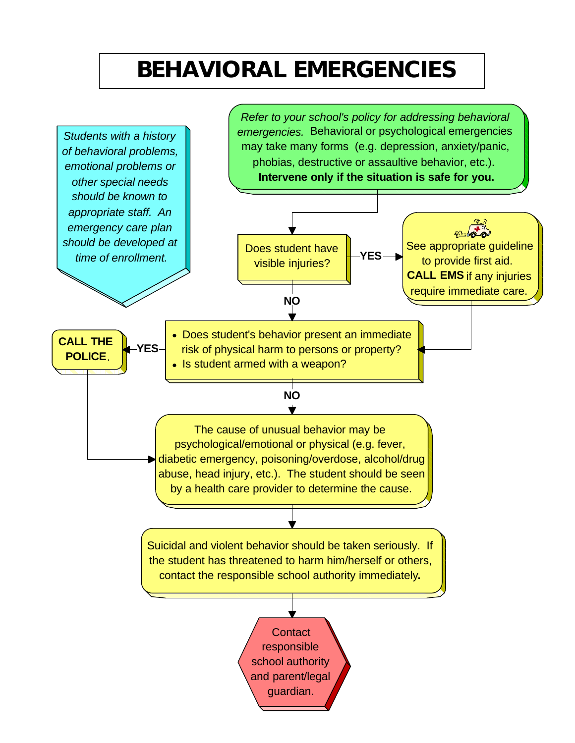# BEHAVIORAL EMERGENCIES

*Students with a history of behavioral problems, emotional problems or other special needs should be known to appropriate staff. An emergency care plan should be developed at time of enrollment.*

*Refer to your school's policy for addressing behavioral emergencies.* Behavioral or psychological emergencies may take many forms (e.g. depression, anxiety/panic, phobias, destructive or assaultive behavior, etc.). **Intervene only if the situation is safe for you.**

Does student have visible injuries?

- **YES** → See appropriate guideline to provide first aid. **CALL EMS** if any injuries require immediate care. → (continue to next question)
- **NO** → (continue to next question)

- Does student's behavior present an immediate risk of physical harm to persons or property?
- Is student armed with a weapon?

- **YES** → **CALL THE POLICE.** → (continue below)
- **NO** → (continue below)

The cause of unusual behavior may be psychological/emotional or physical (e.g. fever, diabetic emergency, poisoning/overdose, alcohol/drug abuse, head injury, etc.). The student should be seen by a health care provider to determine the cause.

Suicidal and violent behavior should be taken seriously. If the student has threatened to harm him/herself or others, contact the responsible school authority immediately**.**

Contact responsible school authority and parent/legal guardian.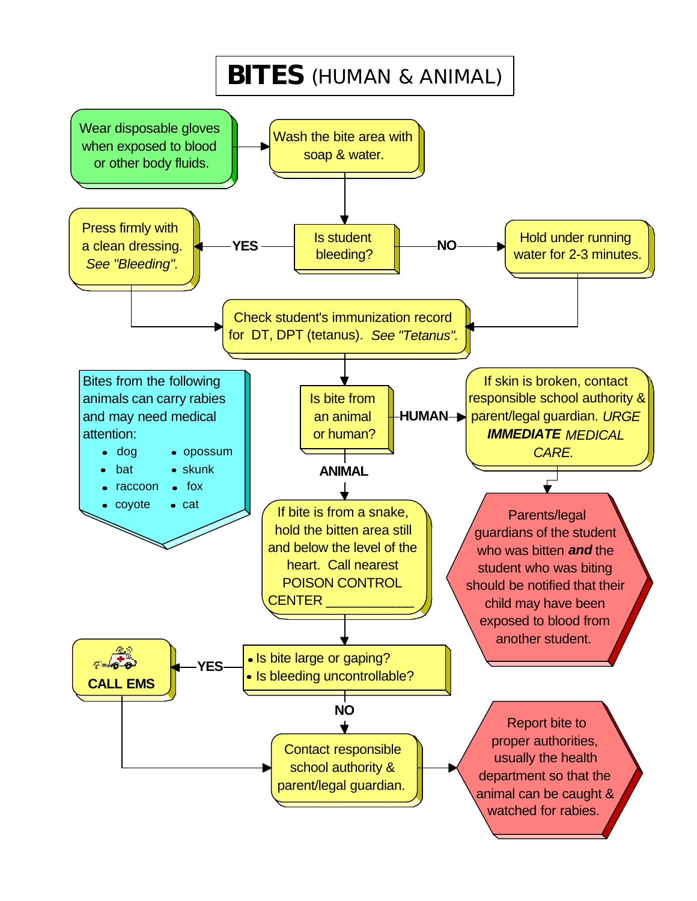# BITES (HUMAN & ANIMAL)

Wear disposable gloves when exposed to blood or other body fluids.

Wash the bite area with soap & water.

Is student bleeding?

- **YES** → Press firmly with a clean dressing. *See "Bleeding".*
- **NO** → Hold under running water for 2-3 minutes.

Check student's immunization record for DT, DPT (tetanus). *See "Tetanus".*

Is bite from an animal or human?

- **HUMAN** → If skin is broken, contact responsible school authority & parent/legal guardian. *URGE **IMMEDIATE** MEDICAL CARE.*
  - Parents/legal guardians of the student who was bitten ***and*** the student who was biting should be notified that their child may have been exposed to blood from another student.
- **ANIMAL** → If bite is from a snake, hold the bitten area still and below the level of the heart. Call nearest POISON CONTROL CENTER ____________

Bites from the following animals can carry rabies and may need medical attention:

- dog
- bat
- raccoon
- coyote
- opossum
- skunk
- fox
- cat

- Is bite large or gaping?
- Is bleeding uncontrollable?

- **YES** → **CALL EMS**
- **NO** → Contact responsible school authority & parent/legal guardian.

Contact responsible school authority & parent/legal guardian. → Report bite to proper authorities, usually the health department so that the animal can be caught & watched for rabies.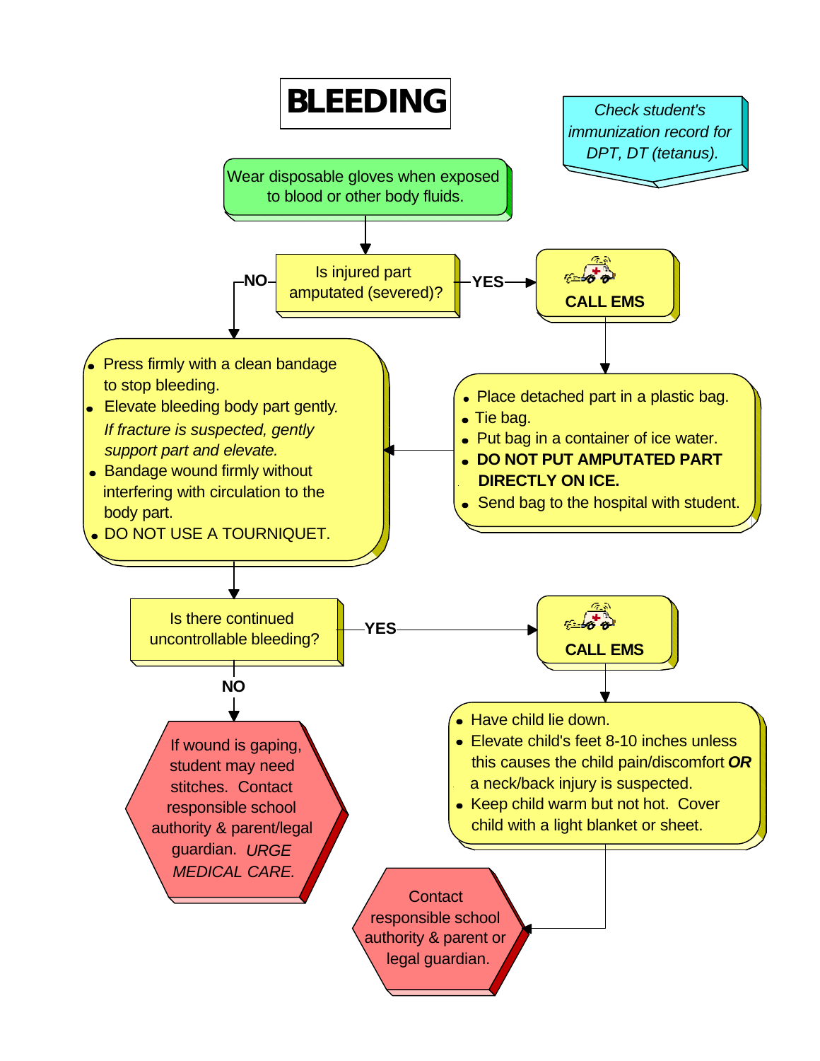# BLEEDING

*Check student's immunization record for DPT, DT (tetanus).*

Wear disposable gloves when exposed to blood or other body fluids.

**Is injured part amputated (severed)?**

**YES** → **CALL EMS**

- Place detached part in a plastic bag.
- Tie bag.
- Put bag in a container of ice water.
- **DO NOT PUT AMPUTATED PART DIRECTLY ON ICE.**
- Send bag to the hospital with student.

**NO** →

- Press firmly with a clean bandage to stop bleeding.
- Elevate bleeding body part gently. *If fracture is suspected, gently support part and elevate.*
- Bandage wound firmly without interfering with circulation to the body part.
- DO NOT USE A TOURNIQUET.

**Is there continued uncontrollable bleeding?**

**YES** → **CALL EMS**

- Have child lie down.
- Elevate child's feet 8-10 inches unless this causes the child pain/discomfort ***OR*** a neck/back injury is suspected.
- Keep child warm but not hot. Cover child with a light blanket or sheet.

Contact responsible school authority & parent or legal guardian.

**NO** →

If wound is gaping, student may need stitches. Contact responsible school authority & parent/legal guardian. *URGE MEDICAL CARE.*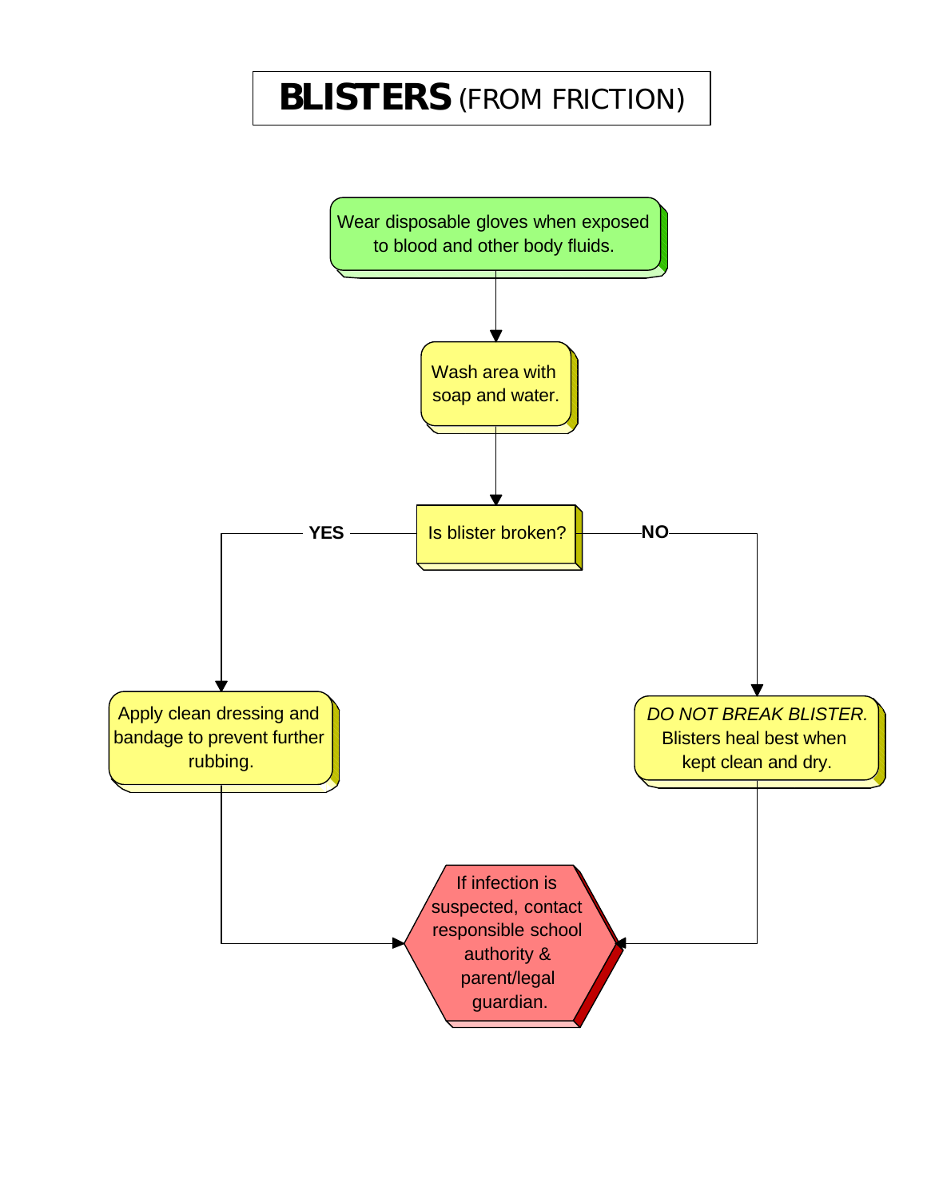# **BLISTERS** (FROM FRICTION)

Wear disposable gloves when exposed to blood and other body fluids.

↓

Wash area with soap and water.

↓

Is blister broken?

- **YES** → Apply clean dressing and bandage to prevent further rubbing.
- **NO** → *DO NOT BREAK BLISTER.* Blisters heal best when kept clean and dry.

↓

If infection is suspected, contact responsible school authority & parent/legal guardian.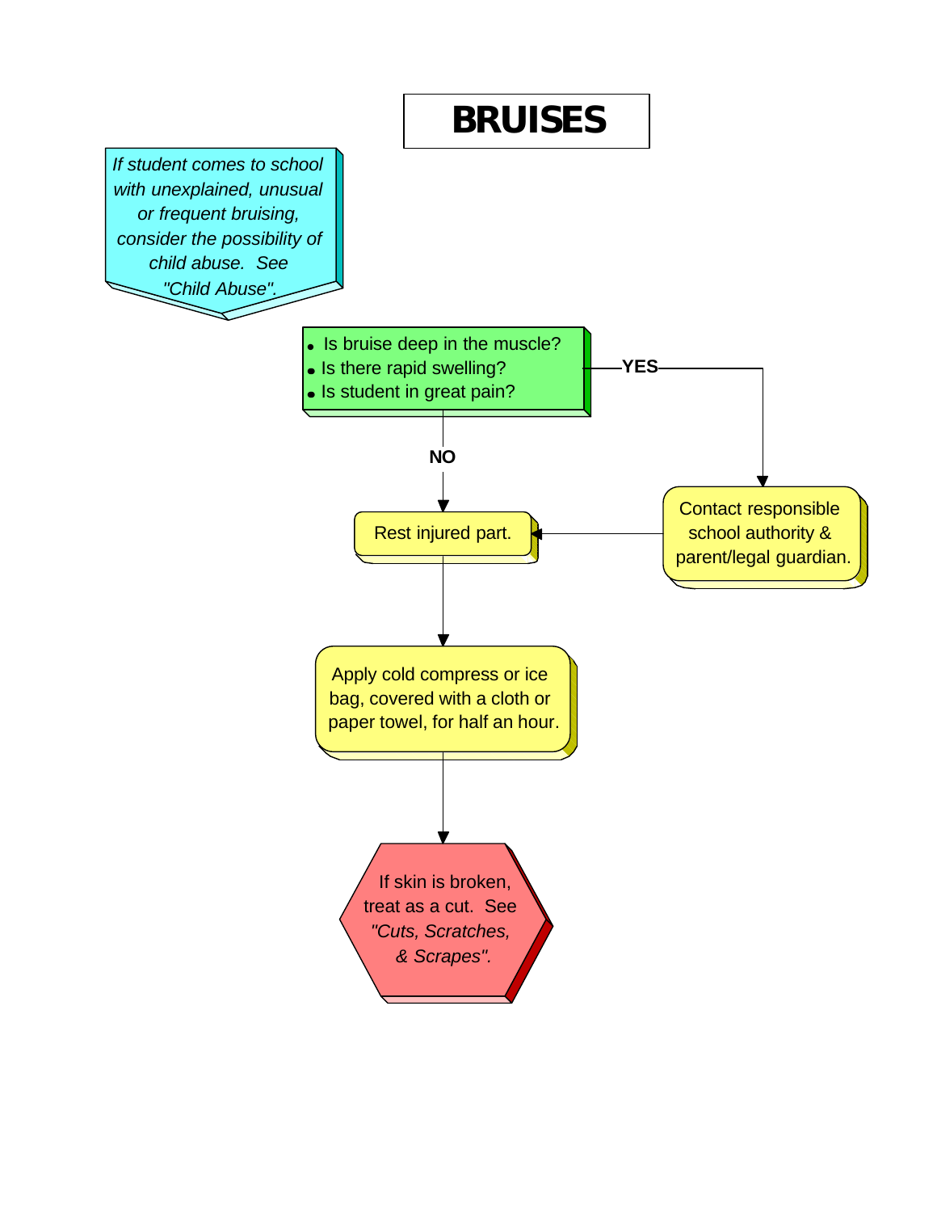# BRUISES

*If student comes to school with unexplained, unusual or frequent bruising, consider the possibility of child abuse. See "Child Abuse".*

- Is bruise deep in the muscle?
- Is there rapid swelling?
- Is student in great pain?

**YES** → Contact responsible school authority & parent/legal guardian. → Rest injured part.

**NO** → Rest injured part.

Apply cold compress or ice bag, covered with a cloth or paper towel, for half an hour.

If skin is broken, treat as a cut. See *"Cuts, Scratches, & Scrapes".*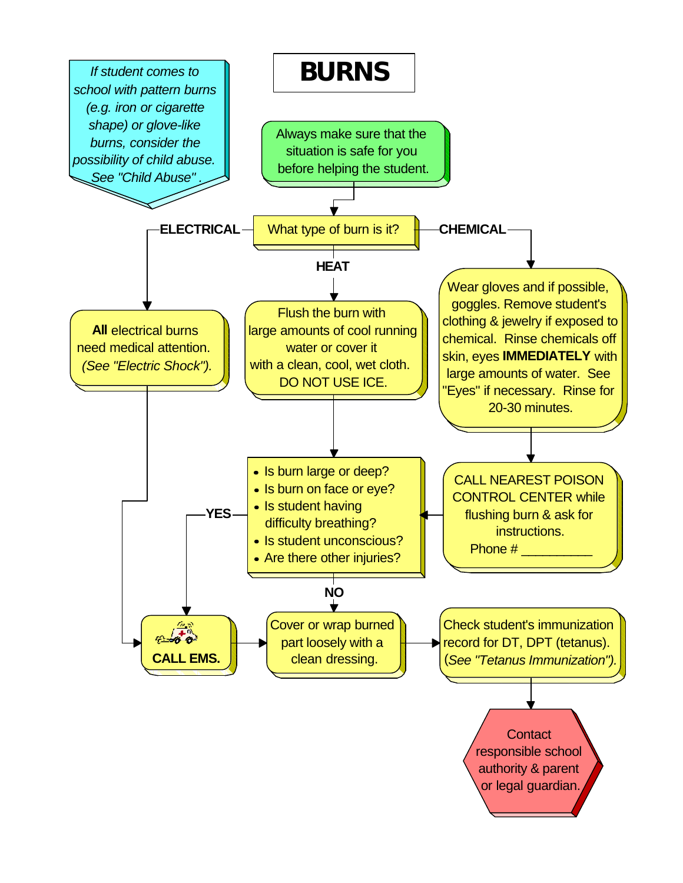# BURNS

*If student comes to school with pattern burns (e.g. iron or cigarette shape) or glove-like burns, consider the possibility of child abuse. See "Child Abuse" .*

Always make sure that the situation is safe for you before helping the student.

What type of burn is it?

**ELECTRICAL**

**All** electrical burns need medical attention. *(See "Electric Shock").*

**HEAT**

Flush the burn with large amounts of cool running water or cover it with a clean, cool, wet cloth. DO NOT USE ICE.

**CHEMICAL**

Wear gloves and if possible, goggles. Remove student's clothing & jewelry if exposed to chemical. Rinse chemicals off skin, eyes **IMMEDIATELY** with large amounts of water. See "Eyes" if necessary. Rinse for 20-30 minutes.

CALL NEAREST POISON CONTROL CENTER while flushing burn & ask for instructions.
Phone # __________

- Is burn large or deep?
- Is burn on face or eye?
- Is student having difficulty breathing?
- Is student unconscious?
- Are there other injuries?

**YES**

**CALL EMS.**

**NO**

Cover or wrap burned part loosely with a clean dressing.

Check student's immunization record for DT, DPT (tetanus). (*See "Tetanus Immunization").*

Contact responsible school authority & parent or legal guardian.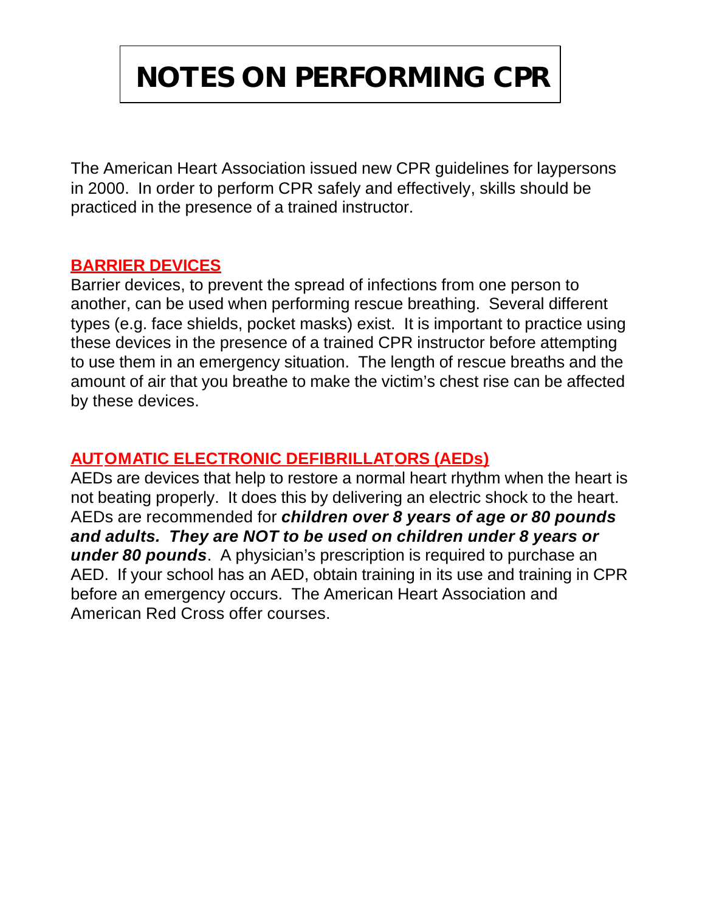# NOTES ON PERFORMING CPR

The American Heart Association issued new CPR guidelines for laypersons in 2000. In order to perform CPR safely and effectively, skills should be practiced in the presence of a trained instructor.

## BARRIER DEVICES

Barrier devices, to prevent the spread of infections from one person to another, can be used when performing rescue breathing. Several different types (e.g. face shields, pocket masks) exist. It is important to practice using these devices in the presence of a trained CPR instructor before attempting to use them in an emergency situation. The length of rescue breaths and the amount of air that you breathe to make the victim's chest rise can be affected by these devices.

## AUTOMATIC ELECTRONIC DEFIBRILLATORS (AEDs)

AEDs are devices that help to restore a normal heart rhythm when the heart is not beating properly. It does this by delivering an electric shock to the heart. AEDs are recommended for ***children over 8 years of age or 80 pounds and adults. They are NOT to be used on children under 8 years or under 80 pounds***. A physician's prescription is required to purchase an AED. If your school has an AED, obtain training in its use and training in CPR before an emergency occurs. The American Heart Association and American Red Cross offer courses.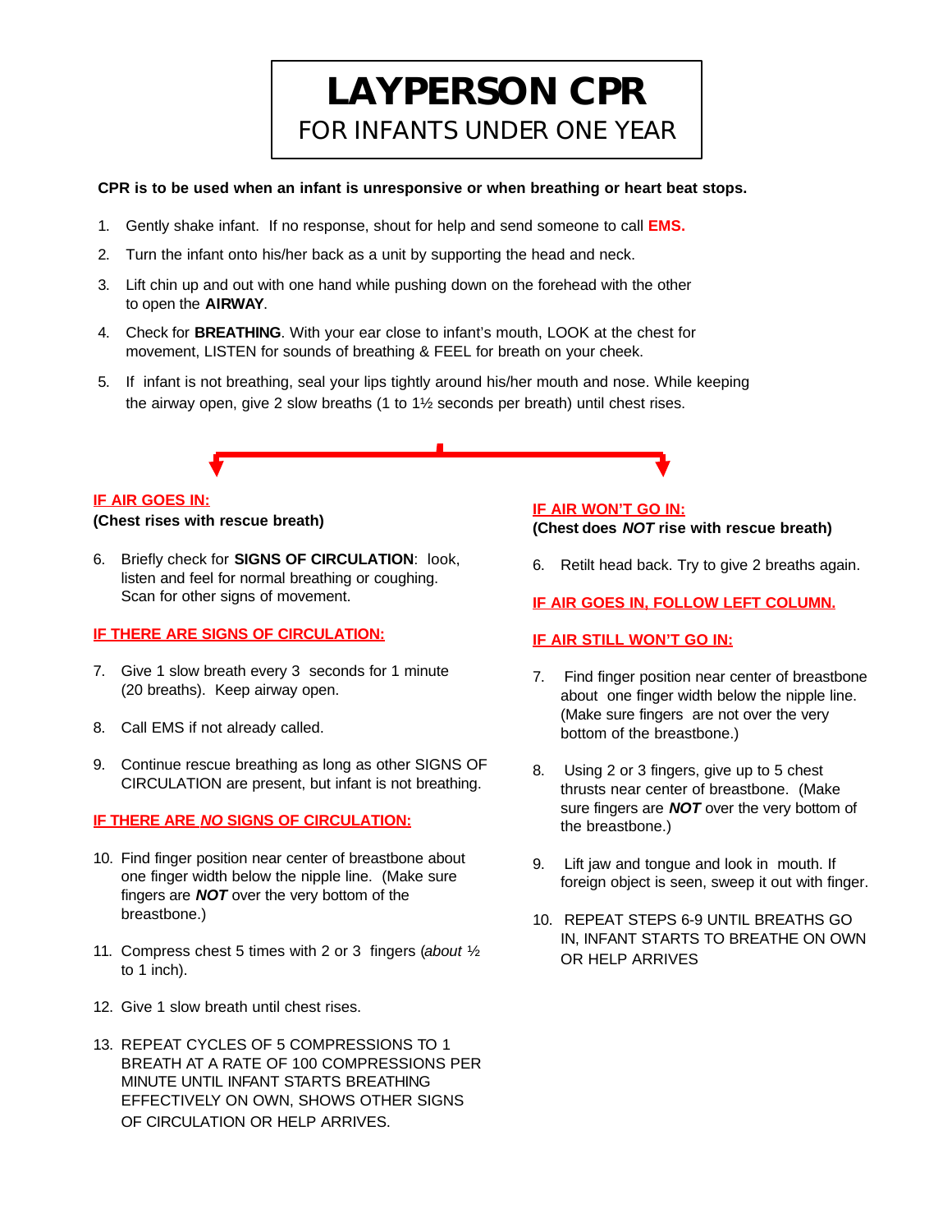# LAYPERSON CPR

## FOR INFANTS UNDER ONE YEAR

**CPR is to be used when an infant is unresponsive or when breathing or heart beat stops.**

1. Gently shake infant. If no response, shout for help and send someone to call **EMS.**
2. Turn the infant onto his/her back as a unit by supporting the head and neck.
3. Lift chin up and out with one hand while pushing down on the forehead with the other to open the **AIRWAY**.
4. Check for **BREATHING**. With your ear close to infant's mouth, LOOK at the chest for movement, LISTEN for sounds of breathing & FEEL for breath on your cheek.
5. If infant is not breathing, seal your lips tightly around his/her mouth and nose. While keeping the airway open, give 2 slow breaths (1 to 1½ seconds per breath) until chest rises.

### IF AIR GOES IN:

**(Chest rises with rescue breath)**

6. Briefly check for **SIGNS OF CIRCULATION**: look, listen and feel for normal breathing or coughing. Scan for other signs of movement.

#### IF THERE ARE SIGNS OF CIRCULATION:

7. Give 1 slow breath every 3 seconds for 1 minute (20 breaths). Keep airway open.
8. Call EMS if not already called.
9. Continue rescue breathing as long as other SIGNS OF CIRCULATION are present, but infant is not breathing.

#### IF THERE ARE *NO* SIGNS OF CIRCULATION:

10. Find finger position near center of breastbone about one finger width below the nipple line. (Make sure fingers are ***NOT*** over the very bottom of the breastbone.)
11. Compress chest 5 times with 2 or 3 fingers (*about* ½ to 1 inch).
12. Give 1 slow breath until chest rises.
13. REPEAT CYCLES OF 5 COMPRESSIONS TO 1 BREATH AT A RATE OF 100 COMPRESSIONS PER MINUTE UNTIL INFANT STARTS BREATHING EFFECTIVELY ON OWN, SHOWS OTHER SIGNS OF CIRCULATION OR HELP ARRIVES.

### IF AIR WON'T GO IN:

**(Chest does *NOT* rise with rescue breath)**

6. Retilt head back. Try to give 2 breaths again.

#### IF AIR GOES IN, FOLLOW LEFT COLUMN.

#### IF AIR STILL WON'T GO IN:

7. Find finger position near center of breastbone about one finger width below the nipple line. (Make sure fingers are not over the very bottom of the breastbone.)
8. Using 2 or 3 fingers, give up to 5 chest thrusts near center of breastbone. (Make sure fingers are ***NOT*** over the very bottom of the breastbone.)
9. Lift jaw and tongue and look in mouth. If foreign object is seen, sweep it out with finger.
10. REPEAT STEPS 6-9 UNTIL BREATHS GO IN, INFANT STARTS TO BREATHE ON OWN OR HELP ARRIVES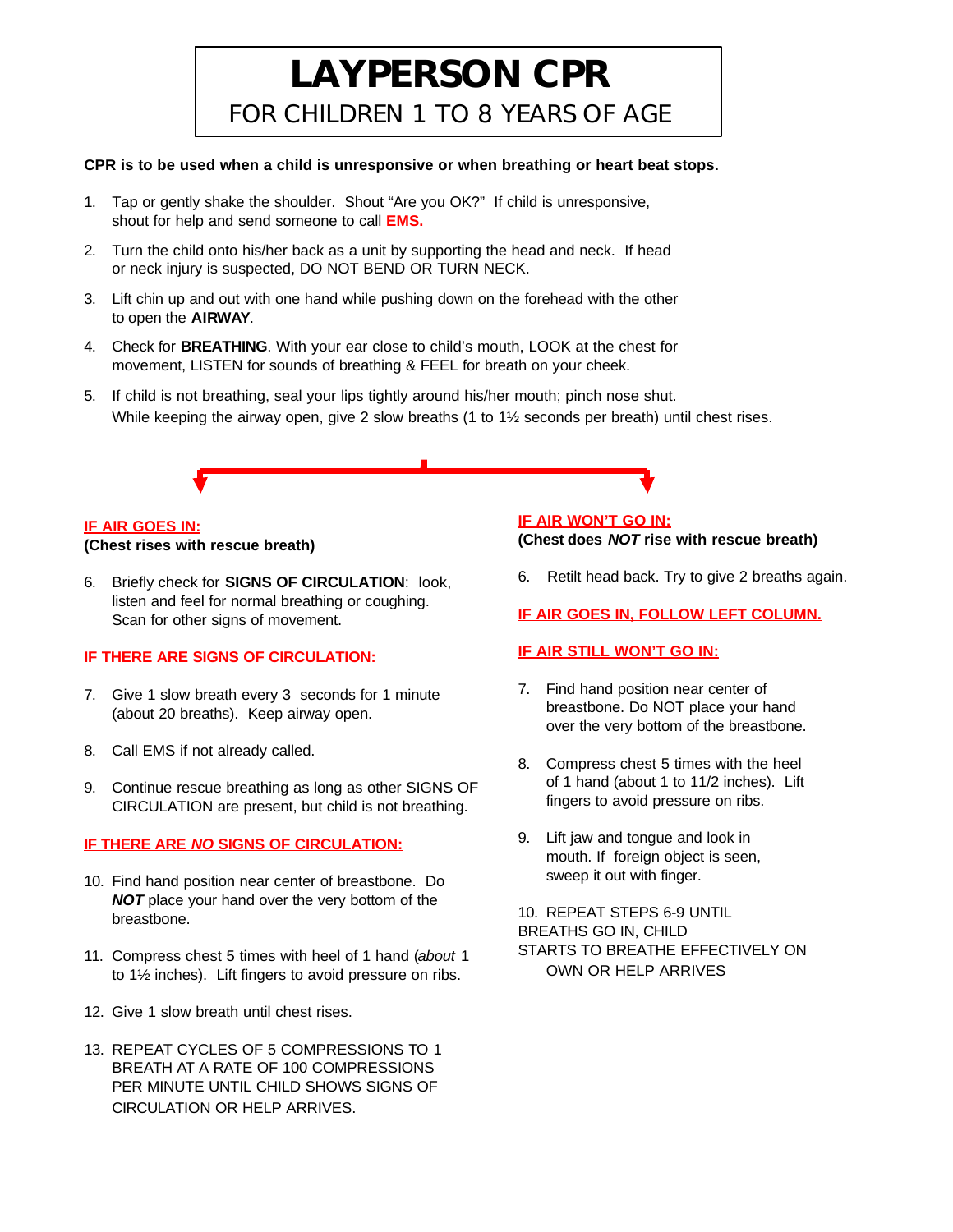# LAYPERSON CPR

## FOR CHILDREN 1 TO 8 YEARS OF AGE

**CPR is to be used when a child is unresponsive or when breathing or heart beat stops.**

1. Tap or gently shake the shoulder. Shout "Are you OK?" If child is unresponsive, shout for help and send someone to call **EMS.**
2. Turn the child onto his/her back as a unit by supporting the head and neck. If head or neck injury is suspected, DO NOT BEND OR TURN NECK.
3. Lift chin up and out with one hand while pushing down on the forehead with the other to open the **AIRWAY**.
4. Check for **BREATHING**. With your ear close to child's mouth, LOOK at the chest for movement, LISTEN for sounds of breathing & FEEL for breath on your cheek.
5. If child is not breathing, seal your lips tightly around his/her mouth; pinch nose shut. While keeping the airway open, give 2 slow breaths (1 to 1½ seconds per breath) until chest rises.

### IF AIR GOES IN:

**(Chest rises with rescue breath)**

6. Briefly check for **SIGNS OF CIRCULATION**: look, listen and feel for normal breathing or coughing. Scan for other signs of movement.

#### IF THERE ARE SIGNS OF CIRCULATION:

7. Give 1 slow breath every 3 seconds for 1 minute (about 20 breaths). Keep airway open.
8. Call EMS if not already called.
9. Continue rescue breathing as long as other SIGNS OF CIRCULATION are present, but child is not breathing.

#### IF THERE ARE *NO* SIGNS OF CIRCULATION:

10. Find hand position near center of breastbone. Do ***NOT*** place your hand over the very bottom of the breastbone.
11. Compress chest 5 times with heel of 1 hand (*about* 1 to 1½ inches). Lift fingers to avoid pressure on ribs.
12. Give 1 slow breath until chest rises.
13. REPEAT CYCLES OF 5 COMPRESSIONS TO 1 BREATH AT A RATE OF 100 COMPRESSIONS PER MINUTE UNTIL CHILD SHOWS SIGNS OF CIRCULATION OR HELP ARRIVES.

### IF AIR WON'T GO IN:

**(Chest does *NOT* rise with rescue breath)**

6. Retilt head back. Try to give 2 breaths again.

#### IF AIR GOES IN, FOLLOW LEFT COLUMN.

#### IF AIR STILL WON'T GO IN:

7. Find hand position near center of breastbone. Do NOT place your hand over the very bottom of the breastbone.
8. Compress chest 5 times with the heel of 1 hand (about 1 to 11/2 inches). Lift fingers to avoid pressure on ribs.
9. Lift jaw and tongue and look in mouth. If foreign object is seen, sweep it out with finger.
10. REPEAT STEPS 6-9 UNTIL BREATHS GO IN, CHILD STARTS TO BREATHE EFFECTIVELY ON OWN OR HELP ARRIVES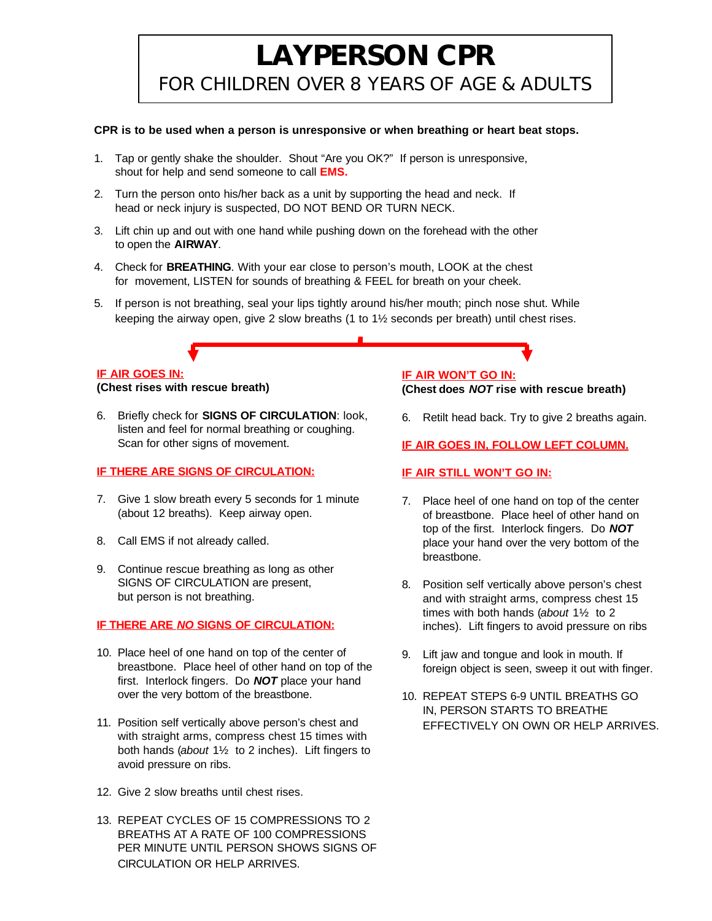# LAYPERSON CPR

## FOR CHILDREN OVER 8 YEARS OF AGE & ADULTS

**CPR is to be used when a person is unresponsive or when breathing or heart beat stops.**

1. Tap or gently shake the shoulder. Shout "Are you OK?" If person is unresponsive, shout for help and send someone to call **EMS.**
2. Turn the person onto his/her back as a unit by supporting the head and neck. If head or neck injury is suspected, DO NOT BEND OR TURN NECK.
3. Lift chin up and out with one hand while pushing down on the forehead with the other to open the **AIRWAY**.
4. Check for **BREATHING**. With your ear close to person's mouth, LOOK at the chest for movement, LISTEN for sounds of breathing & FEEL for breath on your cheek.
5. If person is not breathing, seal your lips tightly around his/her mouth; pinch nose shut. While keeping the airway open, give 2 slow breaths (1 to 1½ seconds per breath) until chest rises.

### IF AIR GOES IN:

**(Chest rises with rescue breath)**

6. Briefly check for **SIGNS OF CIRCULATION**: look, listen and feel for normal breathing or coughing. Scan for other signs of movement.

#### IF THERE ARE SIGNS OF CIRCULATION:

7. Give 1 slow breath every 5 seconds for 1 minute (about 12 breaths). Keep airway open.
8. Call EMS if not already called.
9. Continue rescue breathing as long as other SIGNS OF CIRCULATION are present, but person is not breathing.

#### IF THERE ARE *NO* SIGNS OF CIRCULATION:

10. Place heel of one hand on top of the center of breastbone. Place heel of other hand on top of the first. Interlock fingers. Do ***NOT*** place your hand over the very bottom of the breastbone.
11. Position self vertically above person's chest and with straight arms, compress chest 15 times with both hands (*about* 1½ to 2 inches). Lift fingers to avoid pressure on ribs.
12. Give 2 slow breaths until chest rises.
13. REPEAT CYCLES OF 15 COMPRESSIONS TO 2 BREATHS AT A RATE OF 100 COMPRESSIONS PER MINUTE UNTIL PERSON SHOWS SIGNS OF CIRCULATION OR HELP ARRIVES.

### IF AIR WON'T GO IN:

**(Chest does *NOT* rise with rescue breath)**

6. Retilt head back. Try to give 2 breaths again.

#### IF AIR GOES IN, FOLLOW LEFT COLUMN.

#### IF AIR STILL WON'T GO IN:

7. Place heel of one hand on top of the center of breastbone. Place heel of other hand on top of the first. Interlock fingers. Do ***NOT*** place your hand over the very bottom of the breastbone.
8. Position self vertically above person's chest and with straight arms, compress chest 15 times with both hands (*about* 1½ to 2 inches). Lift fingers to avoid pressure on ribs
9. Lift jaw and tongue and look in mouth. If foreign object is seen, sweep it out with finger.
10. REPEAT STEPS 6-9 UNTIL BREATHS GO IN, PERSON STARTS TO BREATHE EFFECTIVELY ON OWN OR HELP ARRIVES.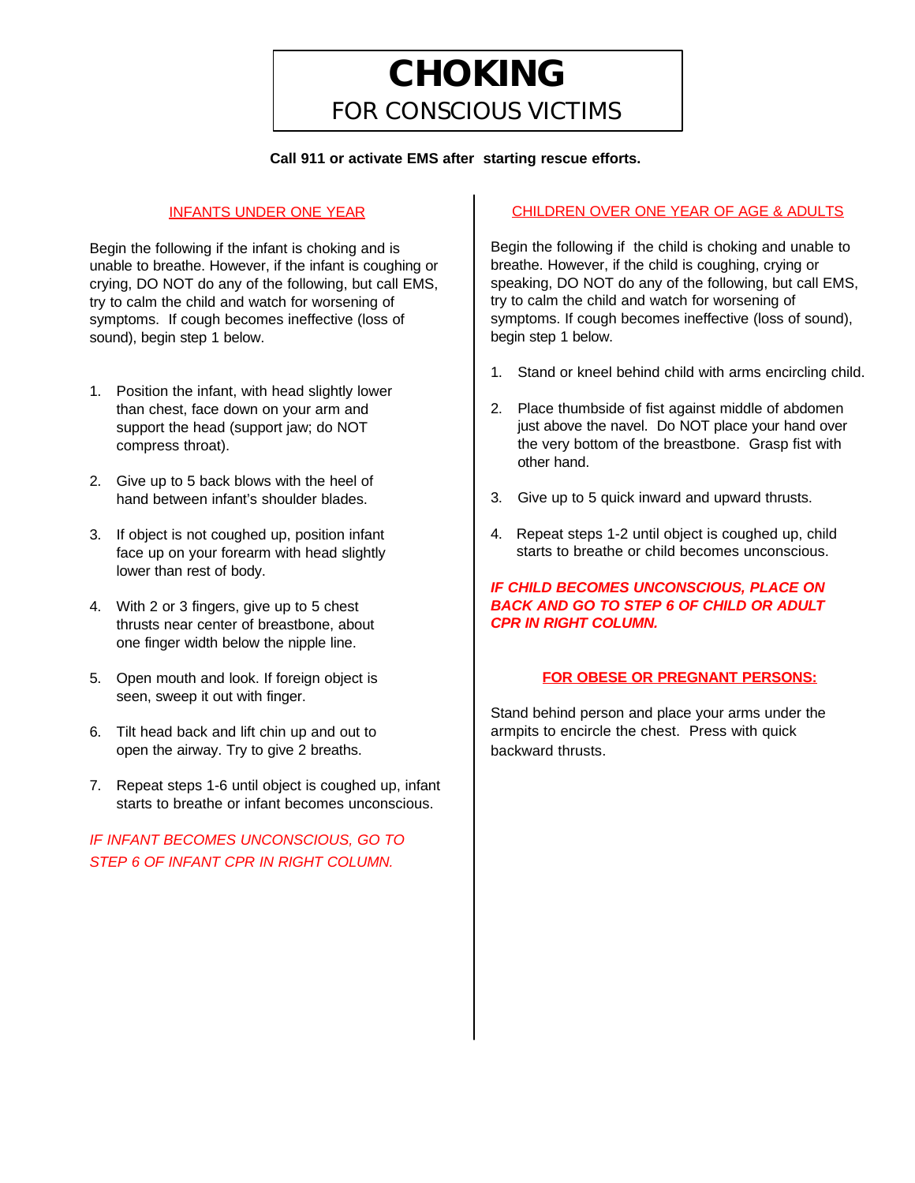# CHOKING

## FOR CONSCIOUS VICTIMS

**Call 911 or activate EMS after starting rescue efforts.**

### INFANTS UNDER ONE YEAR

Begin the following if the infant is choking and is unable to breathe. However, if the infant is coughing or crying, DO NOT do any of the following, but call EMS, try to calm the child and watch for worsening of symptoms. If cough becomes ineffective (loss of sound), begin step 1 below.

1. Position the infant, with head slightly lower than chest, face down on your arm and support the head (support jaw; do NOT compress throat).
2. Give up to 5 back blows with the heel of hand between infant's shoulder blades.
3. If object is not coughed up, position infant face up on your forearm with head slightly lower than rest of body.
4. With 2 or 3 fingers, give up to 5 chest thrusts near center of breastbone, about one finger width below the nipple line.
5. Open mouth and look. If foreign object is seen, sweep it out with finger.
6. Tilt head back and lift chin up and out to open the airway. Try to give 2 breaths.
7. Repeat steps 1-6 until object is coughed up, infant starts to breathe or infant becomes unconscious.

*IF INFANT BECOMES UNCONSCIOUS, GO TO STEP 6 OF INFANT CPR IN RIGHT COLUMN.*

### CHILDREN OVER ONE YEAR OF AGE & ADULTS

Begin the following if the child is choking and unable to breathe. However, if the child is coughing, crying or speaking, DO NOT do any of the following, but call EMS, try to calm the child and watch for worsening of symptoms. If cough becomes ineffective (loss of sound), begin step 1 below.

1. Stand or kneel behind child with arms encircling child.
2. Place thumbside of fist against middle of abdomen just above the navel. Do NOT place your hand over the very bottom of the breastbone. Grasp fist with other hand.
3. Give up to 5 quick inward and upward thrusts.
4. Repeat steps 1-2 until object is coughed up, child starts to breathe or child becomes unconscious.

***IF CHILD BECOMES UNCONSCIOUS, PLACE ON BACK AND GO TO STEP 6 OF CHILD OR ADULT CPR IN RIGHT COLUMN.***

### FOR OBESE OR PREGNANT PERSONS:

Stand behind person and place your arms under the armpits to encircle the chest. Press with quick backward thrusts.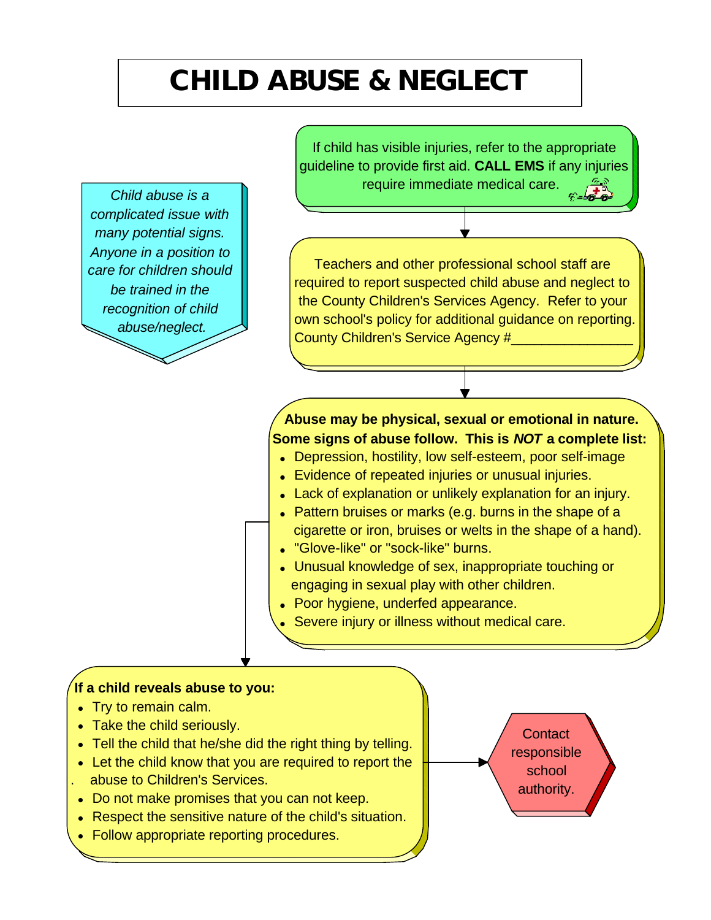# CHILD ABUSE & NEGLECT

*Child abuse is a complicated issue with many potential signs. Anyone in a position to care for children should be trained in the recognition of child abuse/neglect.*

If child has visible injuries, refer to the appropriate guideline to provide first aid. **CALL EMS** if any injuries require immediate medical care.

Teachers and other professional school staff are required to report suspected child abuse and neglect to the County Children's Services Agency. Refer to your own school's policy for additional guidance on reporting.
County Children's Service Agency #________________

**Abuse may be physical, sexual or emotional in nature. Some signs of abuse follow. This is *NOT* a complete list:**

- Depression, hostility, low self-esteem, poor self-image
- Evidence of repeated injuries or unusual injuries.
- Lack of explanation or unlikely explanation for an injury.
- Pattern bruises or marks (e.g. burns in the shape of a cigarette or iron, bruises or welts in the shape of a hand).
- "Glove-like" or "sock-like" burns.
- Unusual knowledge of sex, inappropriate touching or engaging in sexual play with other children.
- Poor hygiene, underfed appearance.
- Severe injury or illness without medical care.

**If a child reveals abuse to you:**

- Try to remain calm.
- Take the child seriously.
- Tell the child that he/she did the right thing by telling.
- Let the child know that you are required to report the abuse to Children's Services.
- Do not make promises that you can not keep.
- Respect the sensitive nature of the child's situation.
- Follow appropriate reporting procedures.

Contact responsible school authority.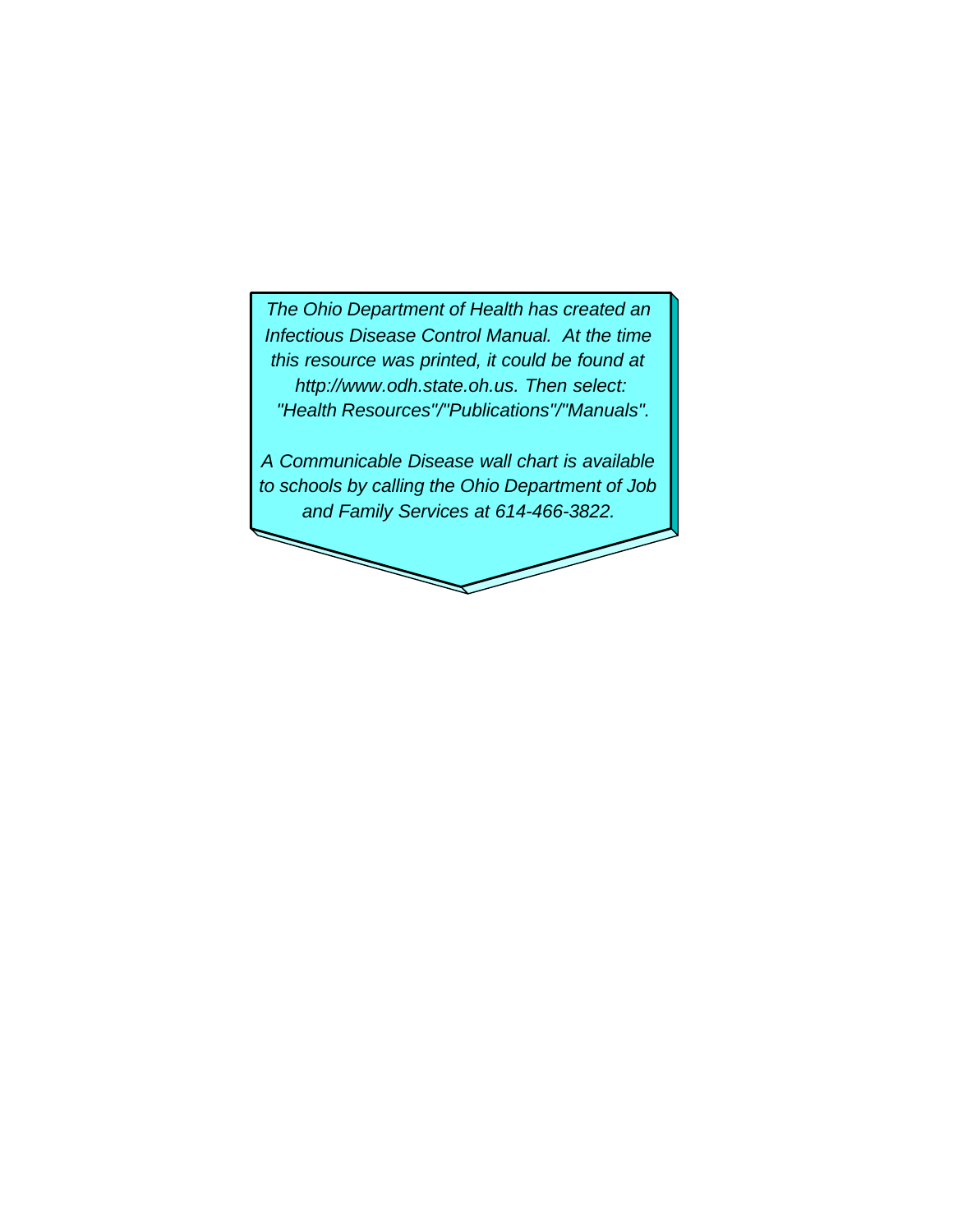*The Ohio Department of Health has created an Infectious Disease Control Manual. At the time this resource was printed, it could be found at http://www.odh.state.oh.us. Then select: "Health Resources"/"Publications"/"Manuals".*

*A Communicable Disease wall chart is available to schools by calling the Ohio Department of Job and Family Services at 614-466-3822.*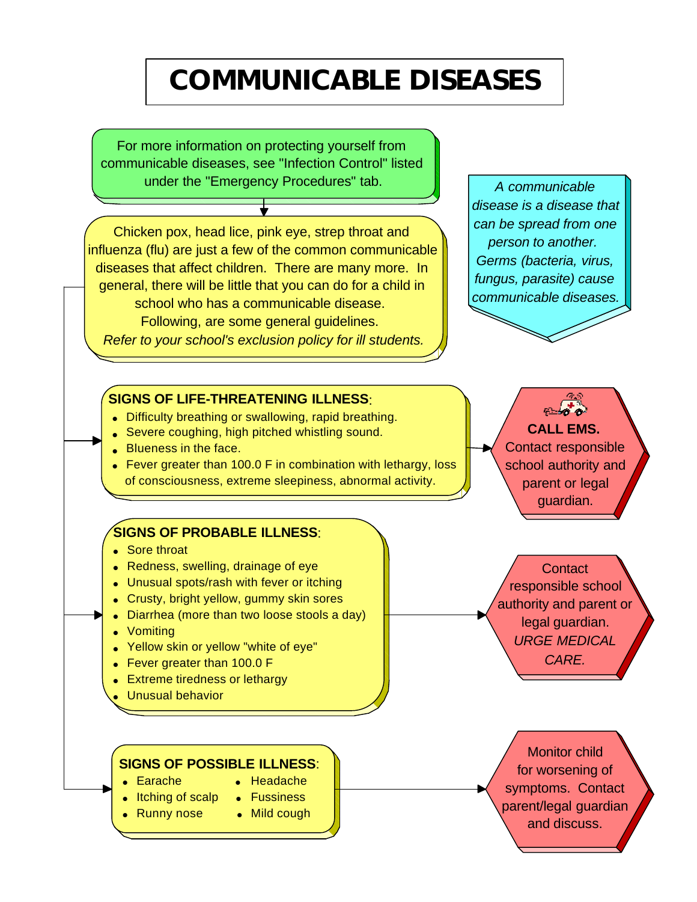# COMMUNICABLE DISEASES

For more information on protecting yourself from communicable diseases, see "Infection Control" listed under the "Emergency Procedures" tab.

*A communicable disease is a disease that can be spread from one person to another. Germs (bacteria, virus, fungus, parasite) cause communicable diseases.*

Chicken pox, head lice, pink eye, strep throat and influenza (flu) are just a few of the common communicable diseases that affect children. There are many more. In general, there will be little that you can do for a child in school who has a communicable disease. Following, are some general guidelines.
*Refer to your school's exclusion policy for ill students.*

**SIGNS OF LIFE-THREATENING ILLNESS**:

- Difficulty breathing or swallowing, rapid breathing.
- Severe coughing, high pitched whistling sound.
- Blueness in the face.
- Fever greater than 100.0 F in combination with lethargy, loss of consciousness, extreme sleepiness, abnormal activity.

→ **CALL EMS.** Contact responsible school authority and parent or legal guardian.

**SIGNS OF PROBABLE ILLNESS**:

- Sore throat
- Redness, swelling, drainage of eye
- Unusual spots/rash with fever or itching
- Crusty, bright yellow, gummy skin sores
- Diarrhea (more than two loose stools a day)
- Vomiting
- Yellow skin or yellow "white of eye"
- Fever greater than 100.0 F
- Extreme tiredness or lethargy
- Unusual behavior

→ Contact responsible school authority and parent or legal guardian. *URGE MEDICAL CARE.*

**SIGNS OF POSSIBLE ILLNESS**:

- Earache
- Itching of scalp
- Runny nose
- Headache
- Fussiness
- Mild cough

→ Monitor child for worsening of symptoms. Contact parent/legal guardian and discuss.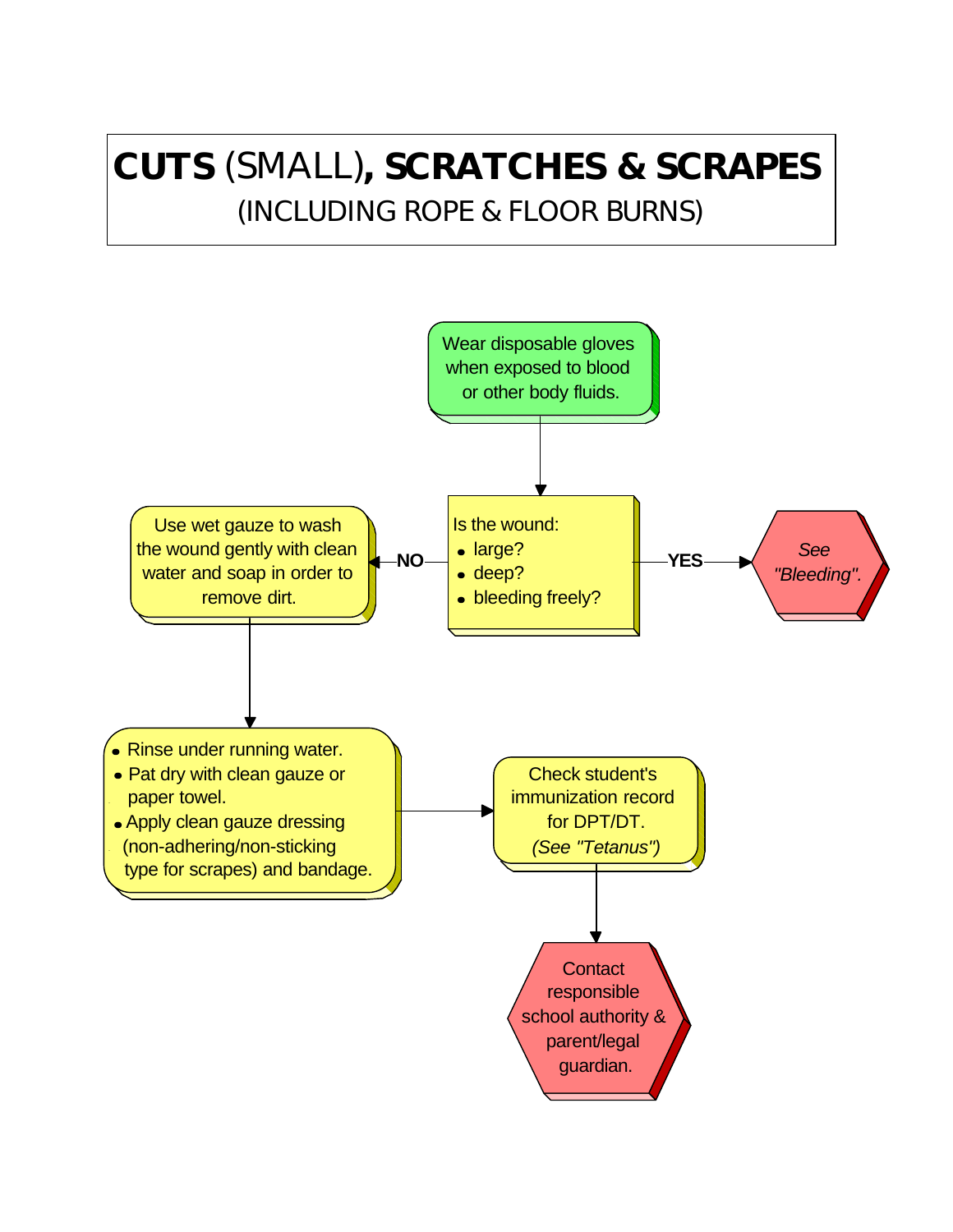# **CUTS** (SMALL)**, SCRATCHES & SCRAPES**

## (INCLUDING ROPE & FLOOR BURNS)

Wear disposable gloves when exposed to blood or other body fluids.

Is the wound:

- large?
- deep?
- bleeding freely?

**YES** → *See "Bleeding".*

**NO** → Use wet gauze to wash the wound gently with clean water and soap in order to remove dirt.

- Rinse under running water.
- Pat dry with clean gauze or paper towel.
- Apply clean gauze dressing (non-adhering/non-sticking type for scrapes) and bandage.

Check student's immunization record for DPT/DT. *(See "Tetanus")*

Contact responsible school authority & parent/legal guardian.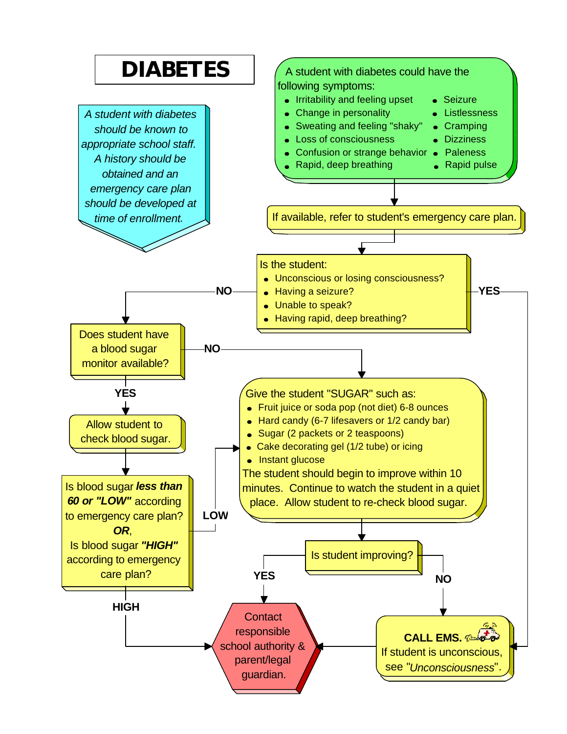# DIABETES

*A student with diabetes should be known to appropriate school staff. A history should be obtained and an emergency care plan should be developed at time of enrollment.*

A student with diabetes could have the following symptoms:

- Irritability and feeling upset
- Change in personality
- Sweating and feeling "shaky"
- Loss of consciousness
- Confusion or strange behavior
- Rapid, deep breathing
- Seizure
- Listlessness
- Cramping
- Dizziness
- Paleness
- Rapid pulse

If available, refer to student's emergency care plan.

Is the student:

- Unconscious or losing consciousness?
- Having a seizure?
- Unable to speak?
- Having rapid, deep breathing?

**YES** → CALL EMS.

**NO** → Does student have a blood sugar monitor available?

- **NO** → Give the student "SUGAR" (see below).
- **YES** → Allow student to check blood sugar.

Is blood sugar ***less than 60 or "LOW"*** according to emergency care plan? ***OR***, Is blood sugar ***"HIGH"*** according to emergency care plan?

- **LOW** → Give the student "SUGAR" (see below).
- **HIGH** → Contact responsible school authority & parent/legal guardian.

Give the student "SUGAR" such as:

- Fruit juice or soda pop (not diet) 6-8 ounces
- Hard candy (6-7 lifesavers or 1/2 candy bar)
- Sugar (2 packets or 2 teaspoons)
- Cake decorating gel (1/2 tube) or icing
- Instant glucose

The student should begin to improve within 10 minutes. Continue to watch the student in a quiet place. Allow student to re-check blood sugar.

Is student improving?

- **YES** → Contact responsible school authority & parent/legal guardian.
- **NO** → **CALL EMS.** If student is unconscious, see "*Unconsciousness*". Then contact responsible school authority & parent/legal guardian.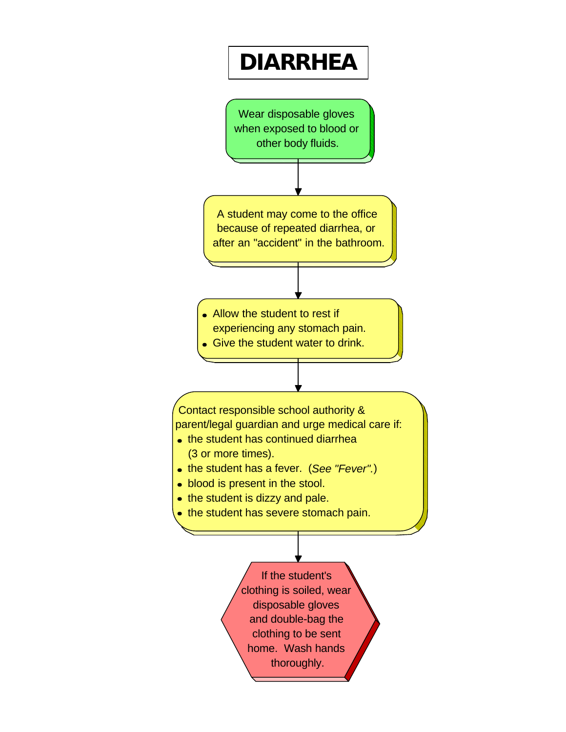# DIARRHEA

Wear disposable gloves when exposed to blood or other body fluids.

↓

A student may come to the office because of repeated diarrhea, or after an "accident" in the bathroom.

↓

- Allow the student to rest if experiencing any stomach pain.
- Give the student water to drink.

↓

Contact responsible school authority & parent/legal guardian and urge medical care if:

- the student has continued diarrhea (3 or more times).
- the student has a fever. (*See "Fever".*)
- blood is present in the stool.
- the student is dizzy and pale.
- the student has severe stomach pain.

↓

If the student's clothing is soiled, wear disposable gloves and double-bag the clothing to be sent home. Wash hands thoroughly.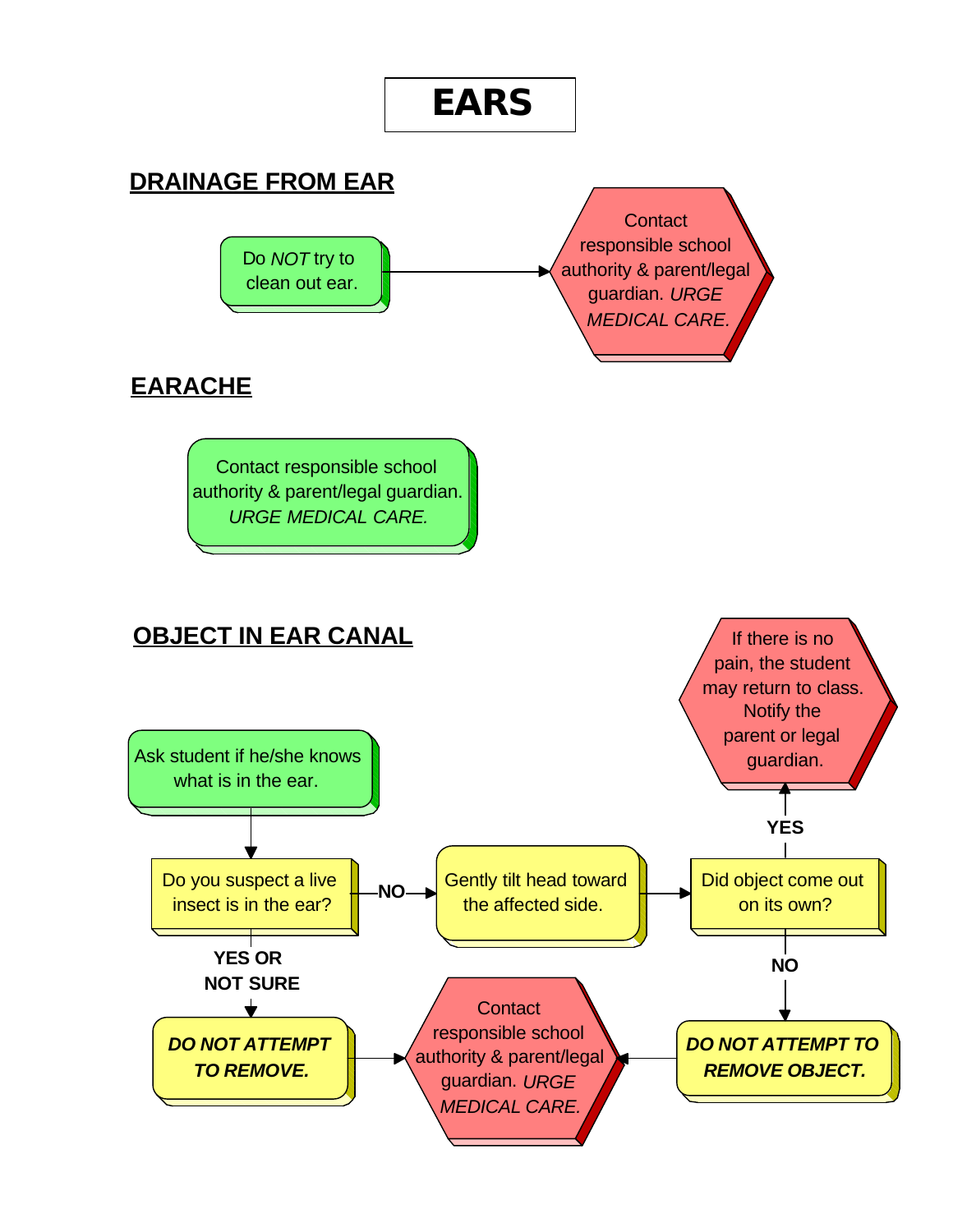# EARS

## DRAINAGE FROM EAR

Do *NOT* try to clean out ear.

→ Contact responsible school authority & parent/legal guardian. *URGE MEDICAL CARE.*

## EARACHE

Contact responsible school authority & parent/legal guardian. *URGE MEDICAL CARE.*

## OBJECT IN EAR CANAL

Ask student if he/she knows what is in the ear.

↓

Do you suspect a live insect is in the ear?

- **YES OR NOT SURE** → ***DO NOT ATTEMPT TO REMOVE.*** → Contact responsible school authority & parent/legal guardian. *URGE MEDICAL CARE.*
- **NO** → Gently tilt head toward the affected side. → Did object come out on its own?
  - **YES** → If there is no pain, the student may return to class. Notify the parent or legal guardian.
  - **NO** → ***DO NOT ATTEMPT TO REMOVE OBJECT.*** → Contact responsible school authority & parent/legal guardian. *URGE MEDICAL CARE.*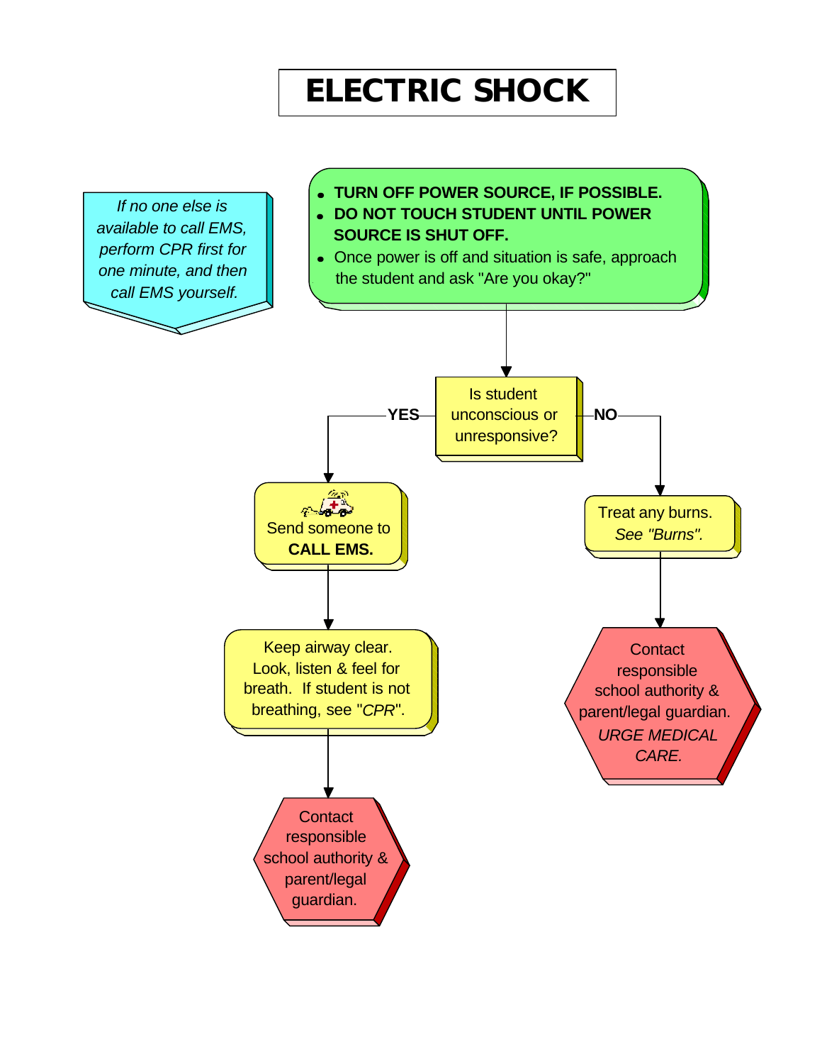# ELECTRIC SHOCK

*If no one else is available to call EMS, perform CPR first for one minute, and then call EMS yourself.*

- **TURN OFF POWER SOURCE, IF POSSIBLE.**
- **DO NOT TOUCH STUDENT UNTIL POWER SOURCE IS SHUT OFF.**
- Once power is off and situation is safe, approach the student and ask "Are you okay?"

Is student unconscious or unresponsive?

**YES**

Send someone to **CALL EMS.**

Keep airway clear. Look, listen & feel for breath. If student is not breathing, see "*CPR*".

Contact responsible school authority & parent/legal guardian.

**NO**

Treat any burns. *See "Burns".*

Contact responsible school authority & parent/legal guardian. *URGE MEDICAL CARE.*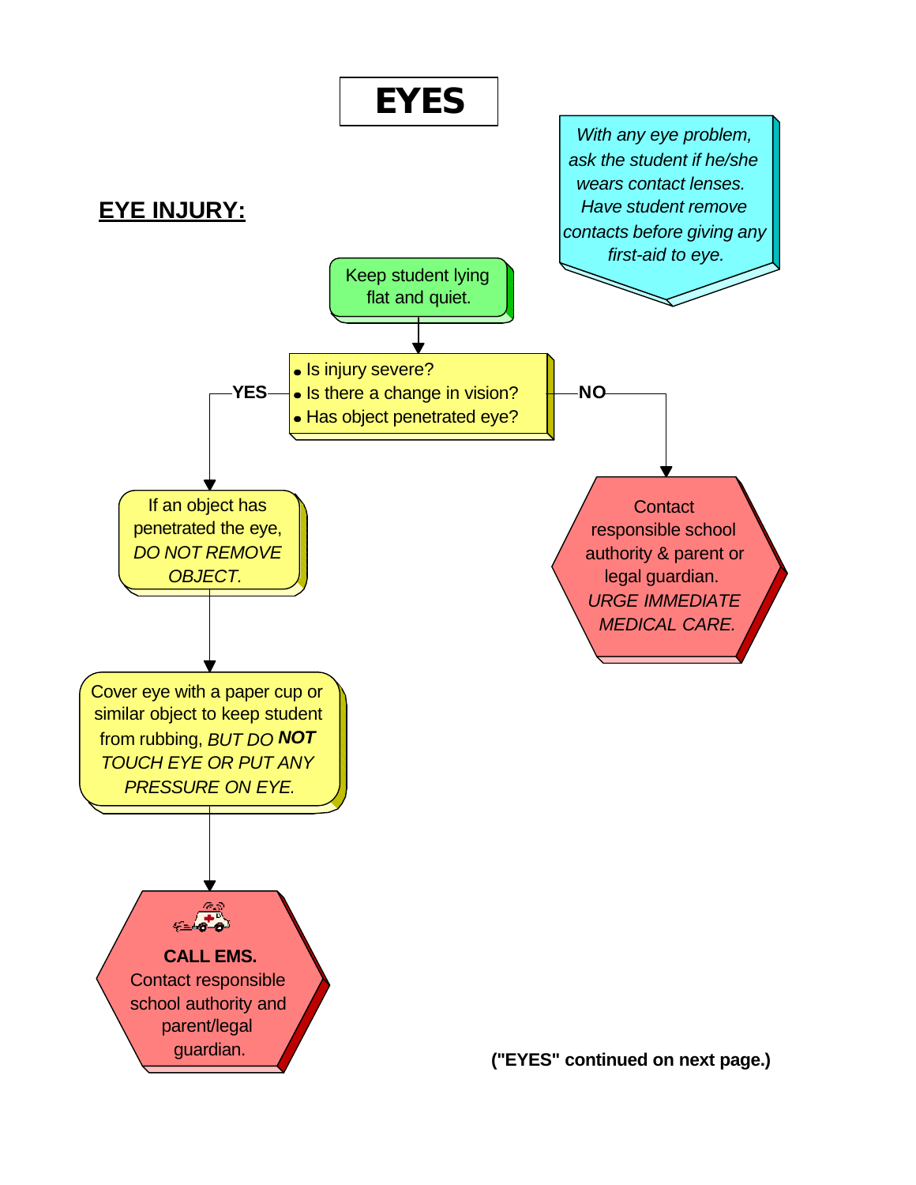# EYES

*With any eye problem, ask the student if he/she wears contact lenses. Have student remove contacts before giving any first-aid to eye.*

## EYE INJURY:

Keep student lying flat and quiet.

- Is injury severe?
- Is there a change in vision?
- Has object penetrated eye?

**YES**

If an object has penetrated the eye, *DO NOT REMOVE OBJECT.*

Cover eye with a paper cup or similar object to keep student from rubbing, *BUT DO **NOT** TOUCH EYE OR PUT ANY PRESSURE ON EYE.*

**CALL EMS.**
Contact responsible school authority and parent/legal guardian.

**NO**

Contact responsible school authority & parent or legal guardian.
*URGE IMMEDIATE MEDICAL CARE.*

**("EYES" continued on next page.)**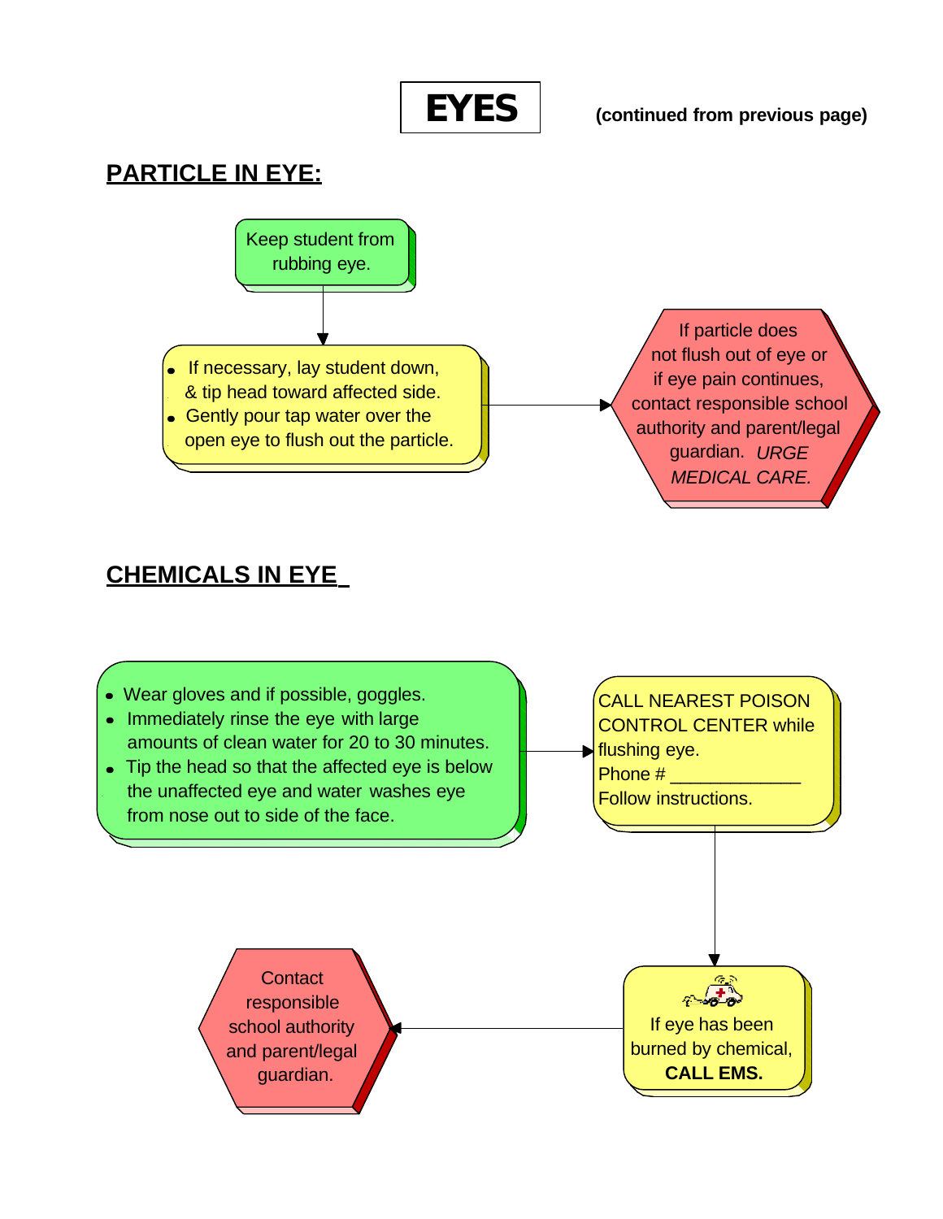# EYES

**(continued from previous page)**

## PARTICLE IN EYE:

Keep student from rubbing eye.

- If necessary, lay student down, & tip head toward affected side.
- Gently pour tap water over the open eye to flush out the particle.

If particle does not flush out of eye or if eye pain continues, contact responsible school authority and parent/legal guardian. *URGE MEDICAL CARE.*

## CHEMICALS IN EYE

- Wear gloves and if possible, goggles.
- Immediately rinse the eye with large amounts of clean water for 20 to 30 minutes.
- Tip the head so that the affected eye is below the unaffected eye and water washes eye from nose out to side of the face.

CALL NEAREST POISON CONTROL CENTER while flushing eye.
Phone # _____________
Follow instructions.

If eye has been burned by chemical, **CALL EMS.**

Contact responsible school authority and parent/legal guardian.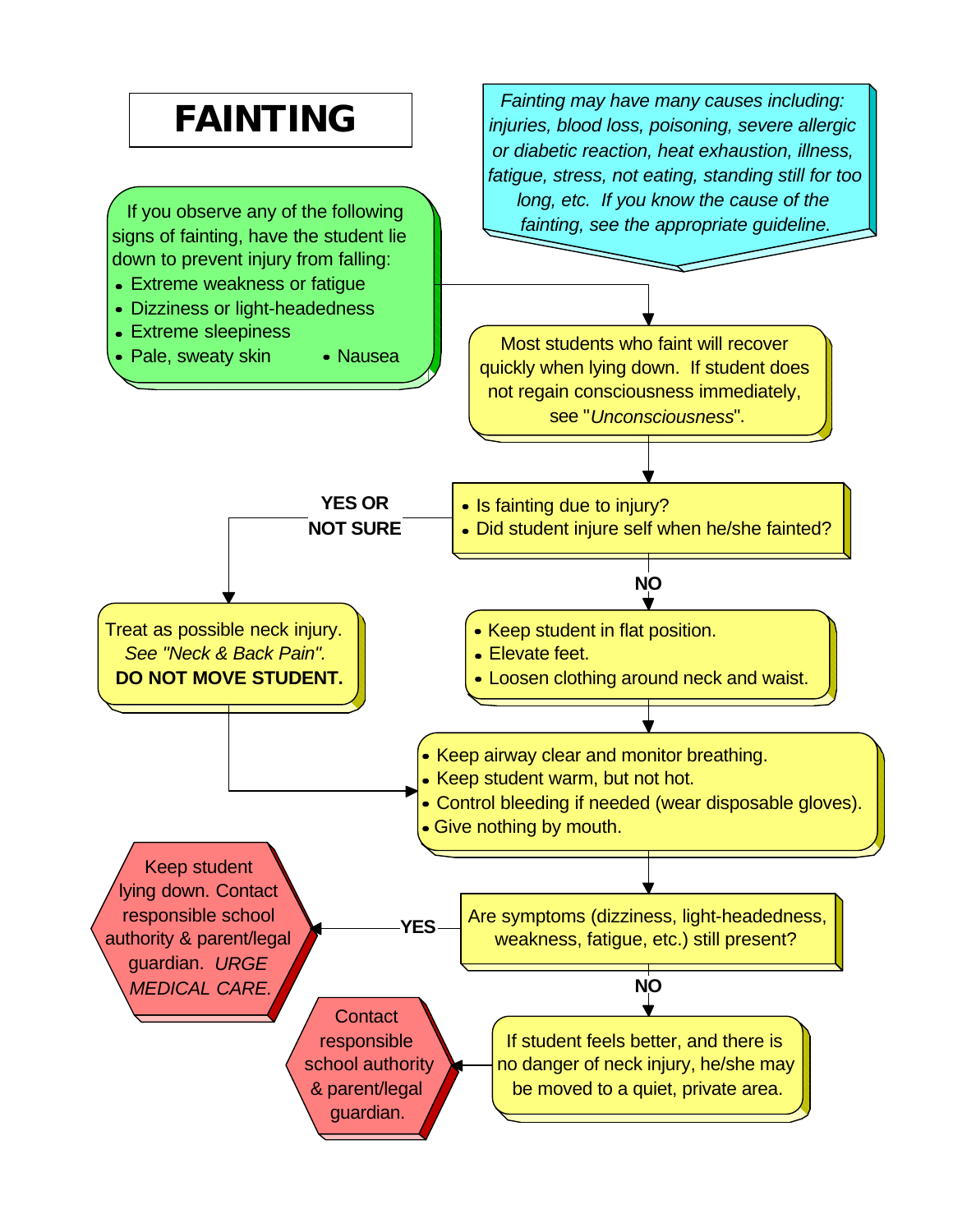# FAINTING

*Fainting may have many causes including: injuries, blood loss, poisoning, severe allergic or diabetic reaction, heat exhaustion, illness, fatigue, stress, not eating, standing still for too long, etc. If you know the cause of the fainting, see the appropriate guideline.*

If you observe any of the following signs of fainting, have the student lie down to prevent injury from falling:

- Extreme weakness or fatigue
- Dizziness or light-headedness
- Extreme sleepiness
- Pale, sweaty skin
- Nausea

Most students who faint will recover quickly when lying down. If student does not regain consciousness immediately, see "*Unconsciousness*".

- Is fainting due to injury?
- Did student injure self when he/she fainted?

**YES OR NOT SURE** →

Treat as possible neck injury. *See "Neck & Back Pain".* **DO NOT MOVE STUDENT.**

**NO** →

- Keep student in flat position.
- Elevate feet.
- Loosen clothing around neck and waist.

↓

- Keep airway clear and monitor breathing.
- Keep student warm, but not hot.
- Control bleeding if needed (wear disposable gloves).
- Give nothing by mouth.

Are symptoms (dizziness, light-headedness, weakness, fatigue, etc.) still present?

**YES** →

Keep student lying down. Contact responsible school authority & parent/legal guardian. *URGE MEDICAL CARE.*

**NO** →

If student feels better, and there is no danger of neck injury, he/she may be moved to a quiet, private area.

→ Contact responsible school authority & parent/legal guardian.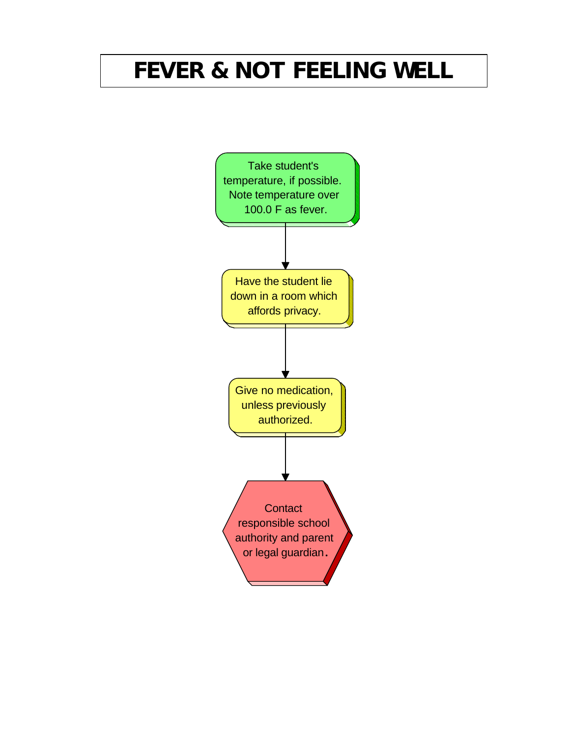# FEVER & NOT FEELING WELL

Take student's temperature, if possible. Note temperature over 100.0 F as fever.

↓

Have the student lie down in a room which affords privacy.

↓

Give no medication, unless previously authorized.

↓

Contact responsible school authority and parent or legal guardian.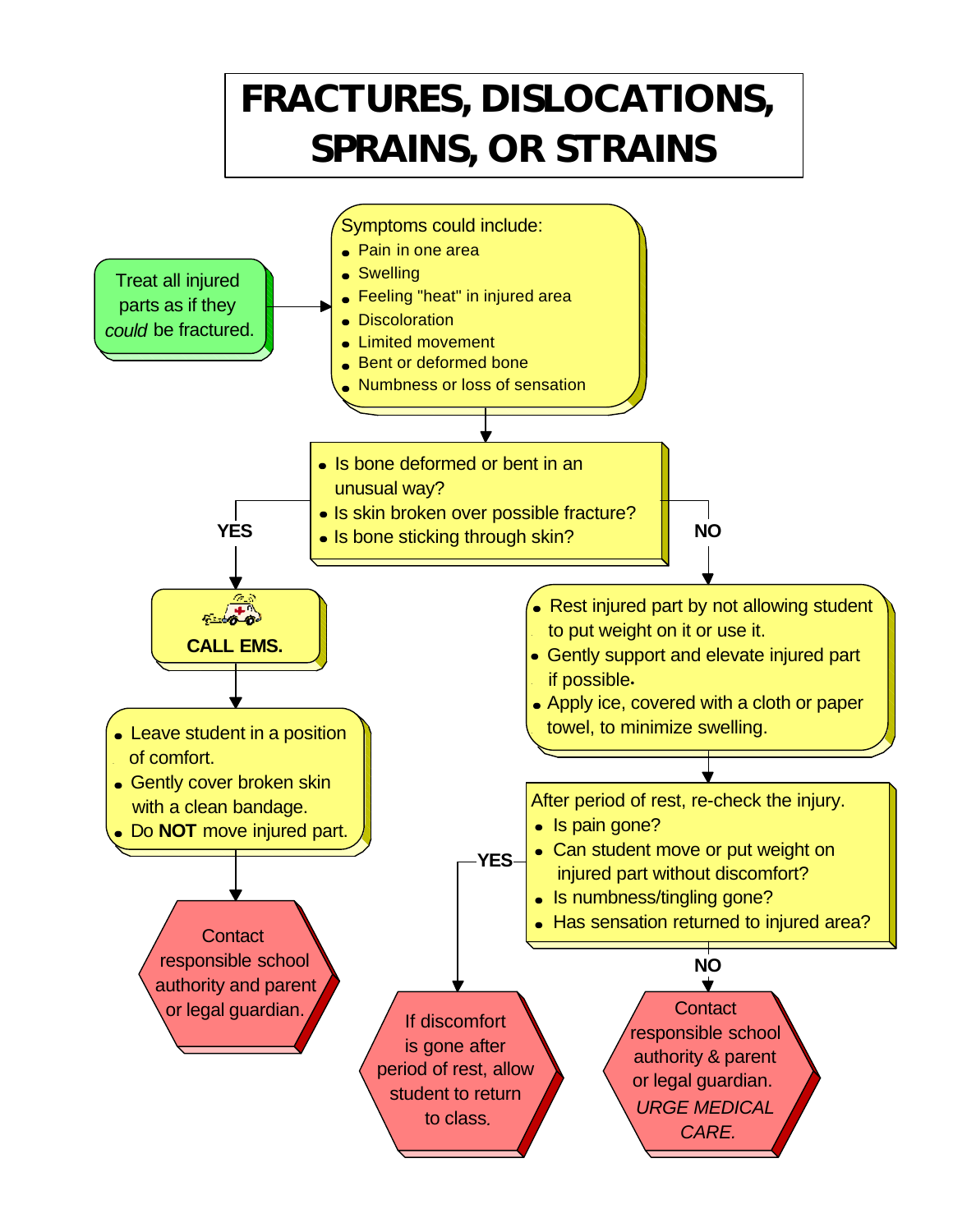# FRACTURES, DISLOCATIONS, SPRAINS, OR STRAINS

Treat all injured parts as if they *could* be fractured.

Symptoms could include:

- Pain in one area
- Swelling
- Feeling "heat" in injured area
- Discoloration
- Limited movement
- Bent or deformed bone
- Numbness or loss of sensation

- Is bone deformed or bent in an unusual way?
- Is skin broken over possible fracture?
- Is bone sticking through skin?

**YES**

**CALL EMS.**

- Leave student in a position of comfort.
- Gently cover broken skin with a clean bandage.
- Do **NOT** move injured part.

Contact responsible school authority and parent or legal guardian.

**NO**

- Rest injured part by not allowing student to put weight on it or use it.
- Gently support and elevate injured part if possible.
- Apply ice, covered with a cloth or paper towel, to minimize swelling.

After period of rest, re-check the injury.

- Is pain gone?
- Can student move or put weight on injured part without discomfort?
- Is numbness/tingling gone?
- Has sensation returned to injured area?

**YES**

If discomfort is gone after period of rest, allow student to return to class.

**NO**

Contact responsible school authority & parent or legal guardian. *URGE MEDICAL CARE.*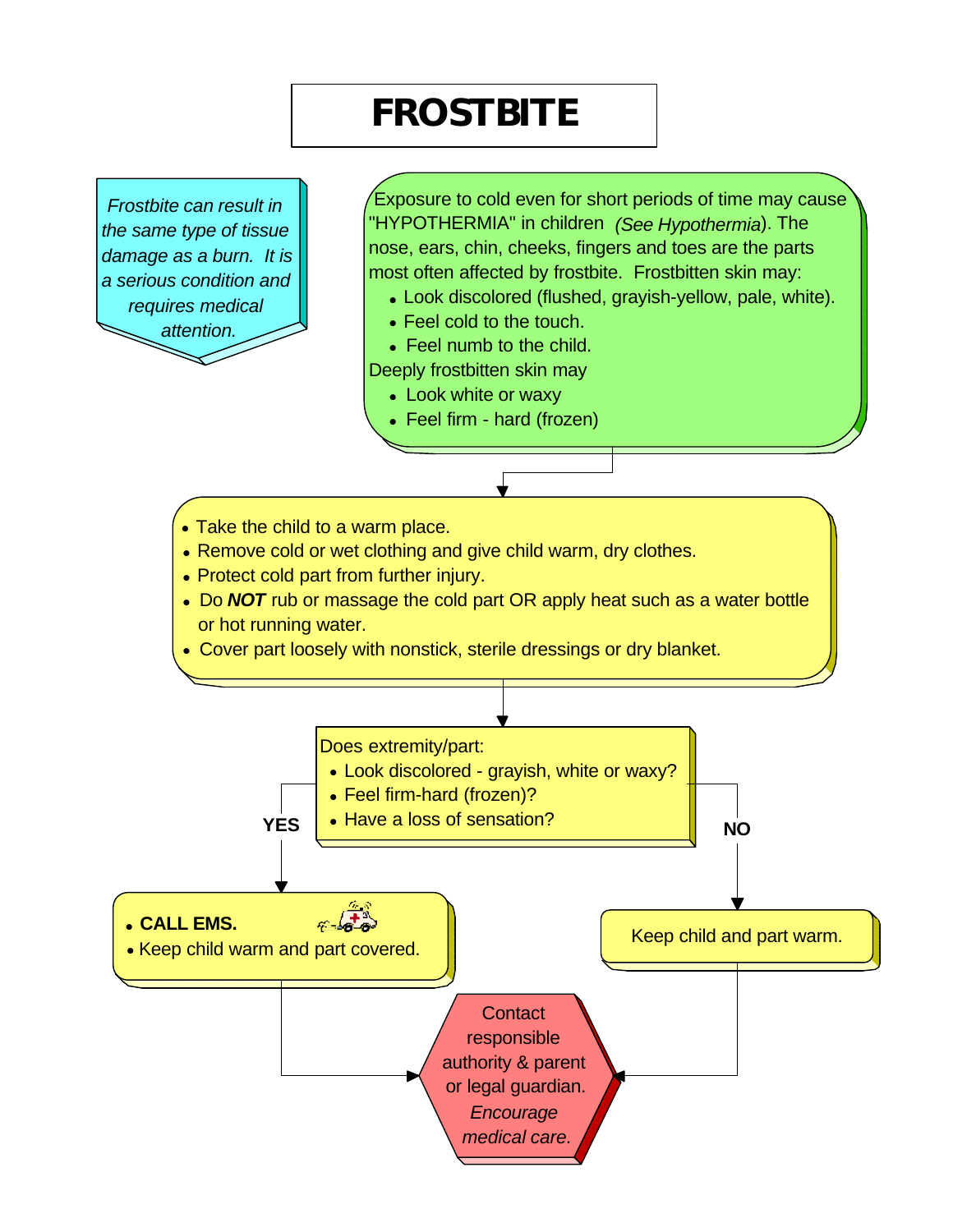# FROSTBITE

*Frostbite can result in the same type of tissue damage as a burn. It is a serious condition and requires medical attention.*

Exposure to cold even for short periods of time may cause "HYPOTHERMIA" in children *(See Hypothermia)*. The nose, ears, chin, cheeks, fingers and toes are the parts most often affected by frostbite. Frostbitten skin may:

- Look discolored (flushed, grayish-yellow, pale, white).
- Feel cold to the touch.
- Feel numb to the child.

Deeply frostbitten skin may

- Look white or waxy
- Feel firm - hard (frozen)

---

- Take the child to a warm place.
- Remove cold or wet clothing and give child warm, dry clothes.
- Protect cold part from further injury.
- Do ***NOT*** rub or massage the cold part OR apply heat such as a water bottle or hot running water.
- Cover part loosely with nonstick, sterile dressings or dry blanket.

---

Does extremity/part:

- Look discolored - grayish, white or waxy?
- Feel firm-hard (frozen)?
- Have a loss of sensation?

**YES**

- **CALL EMS.**
- Keep child warm and part covered.

**NO**

Keep child and part warm.

---

Contact responsible authority & parent or legal guardian. *Encourage medical care.*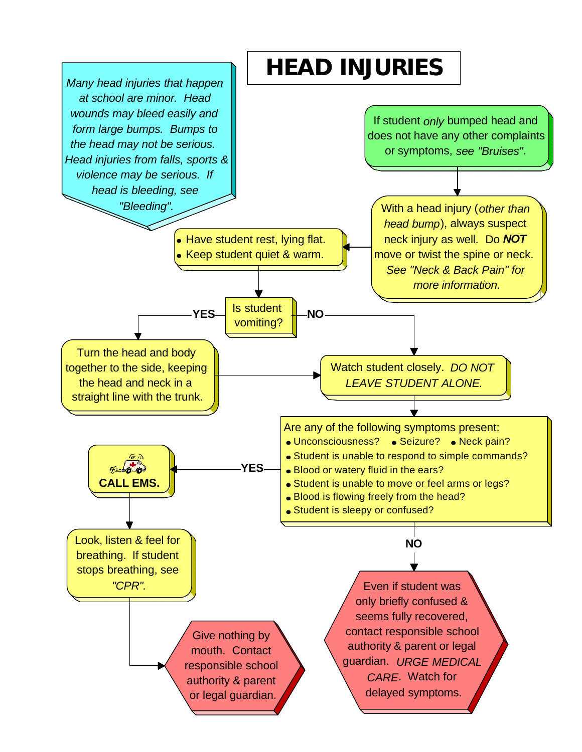# HEAD INJURIES

*Many head injuries that happen at school are minor. Head wounds may bleed easily and form large bumps. Bumps to the head may not be serious. Head injuries from falls, sports & violence may be serious. If head is bleeding, see "Bleeding".*

If student *only* bumped head and does not have any other complaints or symptoms, *see "Bruises"*.

With a head injury (*other than head bump*), always suspect neck injury as well. Do ***NOT*** move or twist the spine or neck. *See "Neck & Back Pain" for more information.*

- Have student rest, lying flat.
- Keep student quiet & warm.

Is student vomiting?

**YES**

Turn the head and body together to the side, keeping the head and neck in a straight line with the trunk.

**NO**

Watch student closely. *DO NOT LEAVE STUDENT ALONE.*

Are any of the following symptoms present:

- Unconsciousness?
- Seizure?
- Neck pain?
- Student is unable to respond to simple commands?
- Blood or watery fluid in the ears?
- Student is unable to move or feel arms or legs?
- Blood is flowing freely from the head?
- Student is sleepy or confused?

**YES**

**CALL EMS.**

Look, listen & feel for breathing. If student stops breathing, see *"CPR".*

Give nothing by mouth. Contact responsible school authority & parent or legal guardian.

**NO**

Even if student was only briefly confused & seems fully recovered, contact responsible school authority & parent or legal guardian. *URGE MEDICAL CARE*. Watch for delayed symptoms.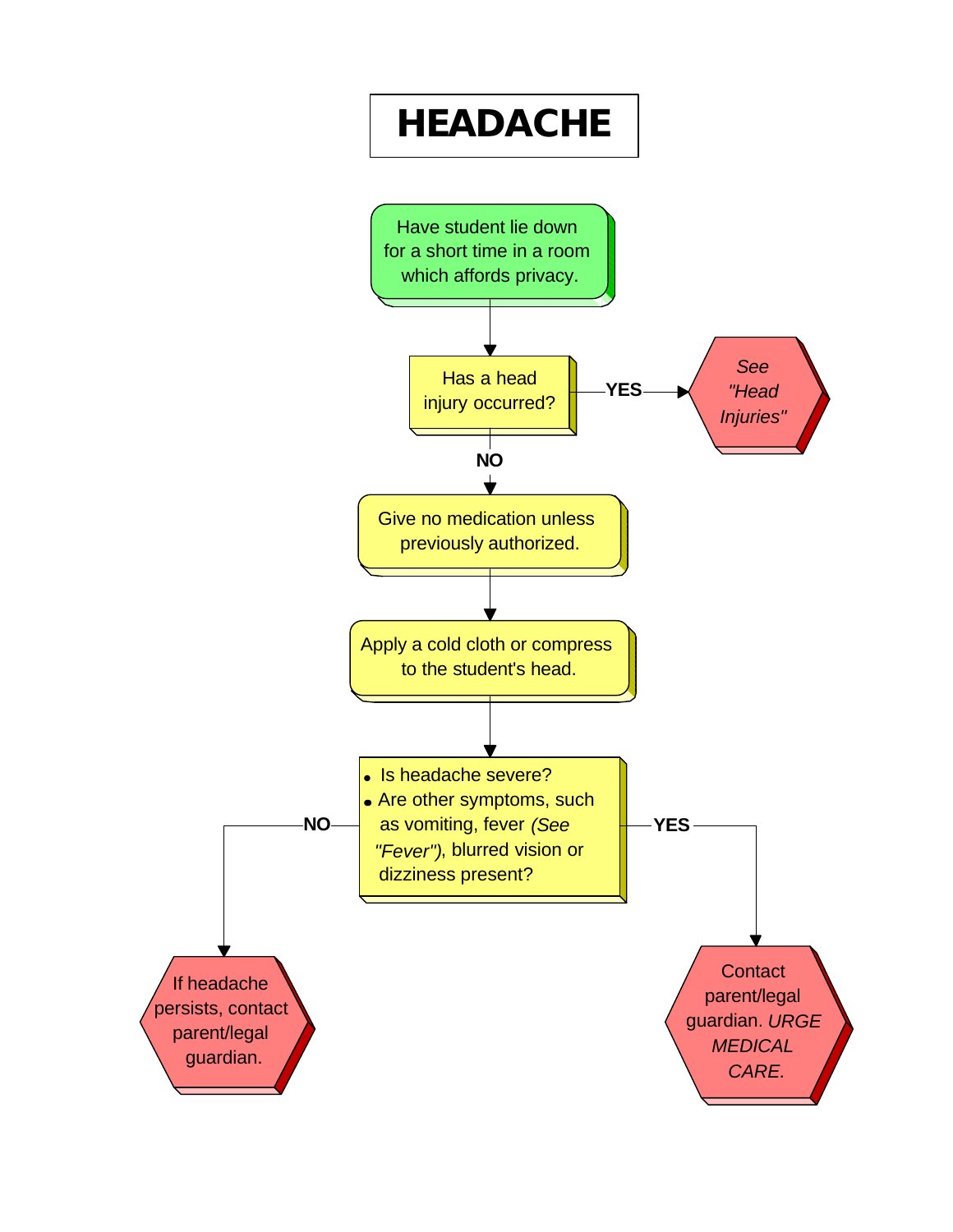# HEADACHE

Have student lie down for a short time in a room which affords privacy.

Has a head injury occurred?

- **YES** → *See "Head Injuries"*
- **NO** ↓

Give no medication unless previously authorized.

Apply a cold cloth or compress to the student's head.

- Is headache severe?
- Are other symptoms, such as vomiting, fever *(See "Fever")*, blurred vision or dizziness present?

**NO** → If headache persists, contact parent/legal guardian.

**YES** → Contact parent/legal guardian. *URGE MEDICAL CARE.*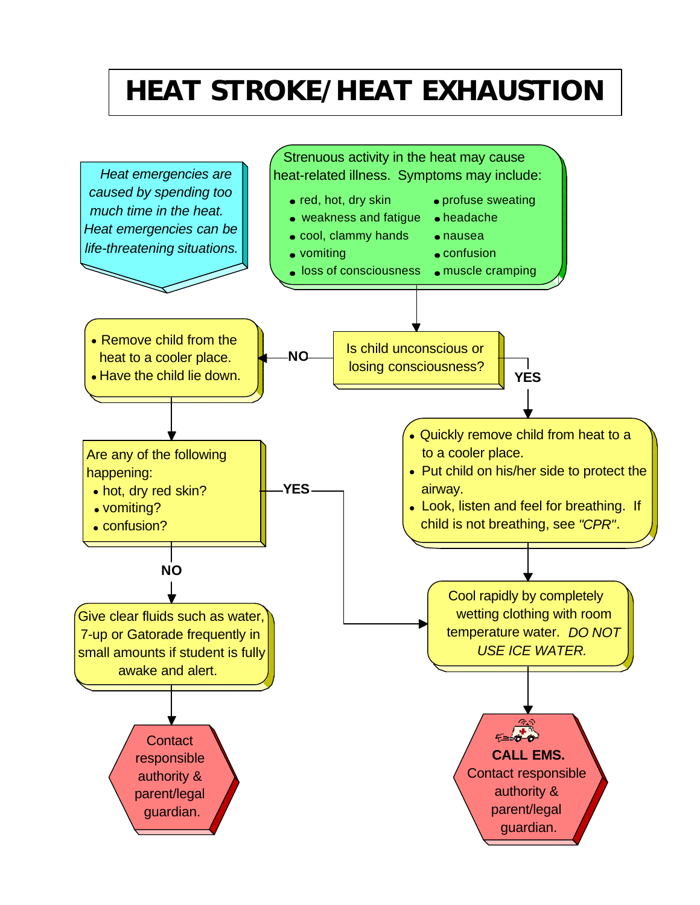# HEAT STROKE/HEAT EXHAUSTION

*Heat emergencies are caused by spending too much time in the heat. Heat emergencies can be life-threatening situations.*

Strenuous activity in the heat may cause heat-related illness. Symptoms may include:

- red, hot, dry skin
- weakness and fatigue
- cool, clammy hands
- vomiting
- loss of consciousness
- profuse sweating
- headache
- nausea
- confusion
- muscle cramping

Is child unconscious or losing consciousness?

**NO**

- Remove child from the heat to a cooler place.
- Have the child lie down.

Are any of the following happening:

- hot, dry red skin?
- vomiting?
- confusion?

**NO**

Give clear fluids such as water, 7-up or Gatorade frequently in small amounts if student is fully awake and alert.

Contact responsible authority & parent/legal guardian.

**YES** (from "Is child unconscious or losing consciousness?")

- Quickly remove child from heat to a to a cooler place.
- Put child on his/her side to protect the airway.
- Look, listen and feel for breathing. If child is not breathing, see *"CPR"*.

Cool rapidly by completely wetting clothing with room temperature water. *DO NOT USE ICE WATER.* (also reached via **YES** from "Are any of the following happening")

**CALL EMS.**
Contact responsible authority & parent/legal guardian.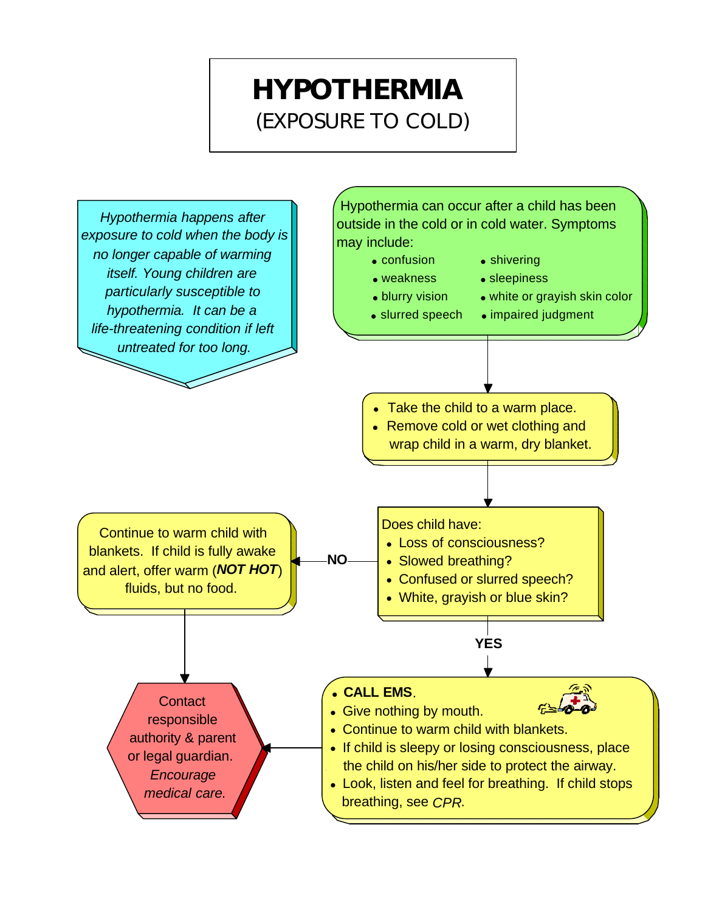# HYPOTHERMIA

(EXPOSURE TO COLD)

*Hypothermia happens after exposure to cold when the body is no longer capable of warming itself. Young children are particularly susceptible to hypothermia. It can be a life-threatening condition if left untreated for too long.*

Hypothermia can occur after a child has been outside in the cold or in cold water. Symptoms may include:

- confusion
- weakness
- blurry vision
- slurred speech
- shivering
- sleepiness
- white or grayish skin color
- impaired judgment

- Take the child to a warm place.
- Remove cold or wet clothing and wrap child in a warm, dry blanket.

Does child have:

- Loss of consciousness?
- Slowed breathing?
- Confused or slurred speech?
- White, grayish or blue skin?

**NO**

Continue to warm child with blankets. If child is fully awake and alert, offer warm (***NOT HOT***) fluids, but no food.

**YES**

- **CALL EMS**.
- Give nothing by mouth.
- Continue to warm child with blankets.
- If child is sleepy or losing consciousness, place the child on his/her side to protect the airway.
- Look, listen and feel for breathing. If child stops breathing, see *CPR*.

Contact responsible authority & parent or legal guardian. *Encourage medical care.*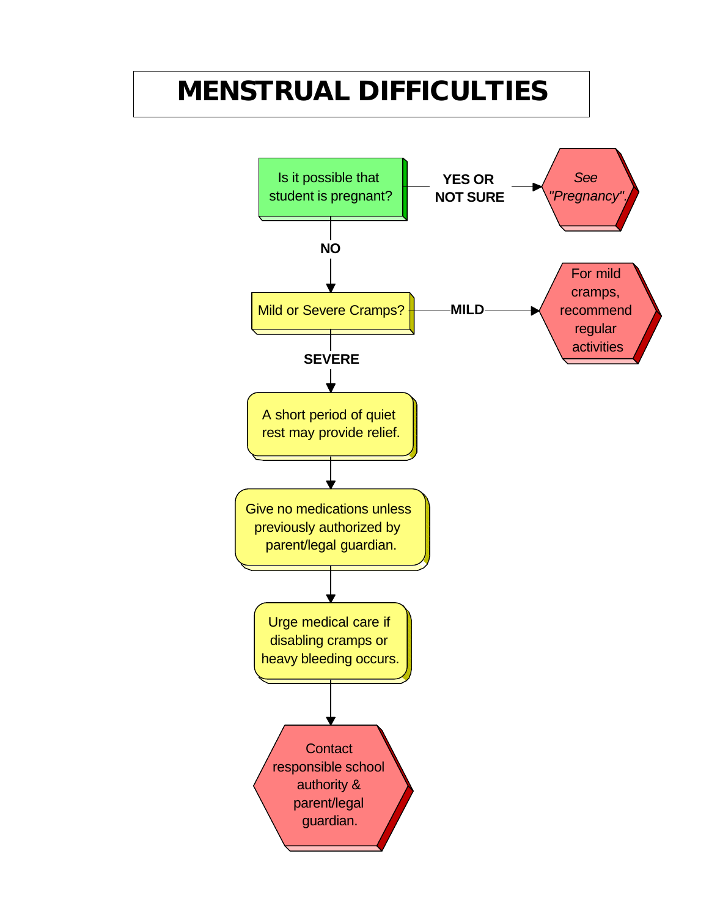# MENSTRUAL DIFFICULTIES

Is it possible that student is pregnant?

- **YES OR NOT SURE** → *See "Pregnancy".*
- **NO** ↓

Mild or Severe Cramps?

- **MILD** → For mild cramps, recommend regular activities
- **SEVERE** ↓

A short period of quiet rest may provide relief.

↓

Give no medications unless previously authorized by parent/legal guardian.

↓

Urge medical care if disabling cramps or heavy bleeding occurs.

↓

Contact responsible school authority & parent/legal guardian.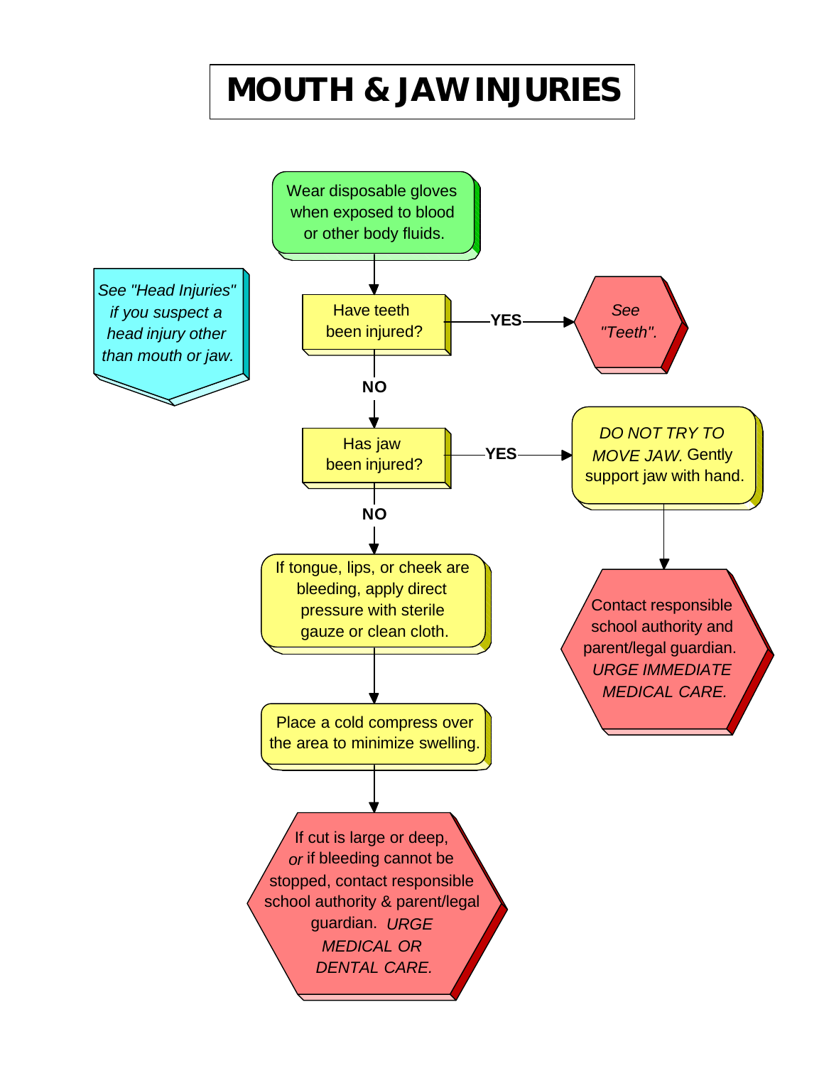# MOUTH & JAW INJURIES

Wear disposable gloves when exposed to blood or other body fluids.

*See "Head Injuries" if you suspect a head injury other than mouth or jaw.*

Have teeth been injured?

- **YES** → *See "Teeth".*
- **NO** ↓

Has jaw been injured?

- **YES** → *DO NOT TRY TO MOVE JAW.* Gently support jaw with hand.
  - ↓ Contact responsible school authority and parent/legal guardian. *URGE IMMEDIATE MEDICAL CARE.*
- **NO** ↓

If tongue, lips, or cheek are bleeding, apply direct pressure with sterile gauze or clean cloth.

↓

Place a cold compress over the area to minimize swelling.

↓

If cut is large or deep, *or* if bleeding cannot be stopped, contact responsible school authority & parent/legal guardian. *URGE MEDICAL OR DENTAL CARE.*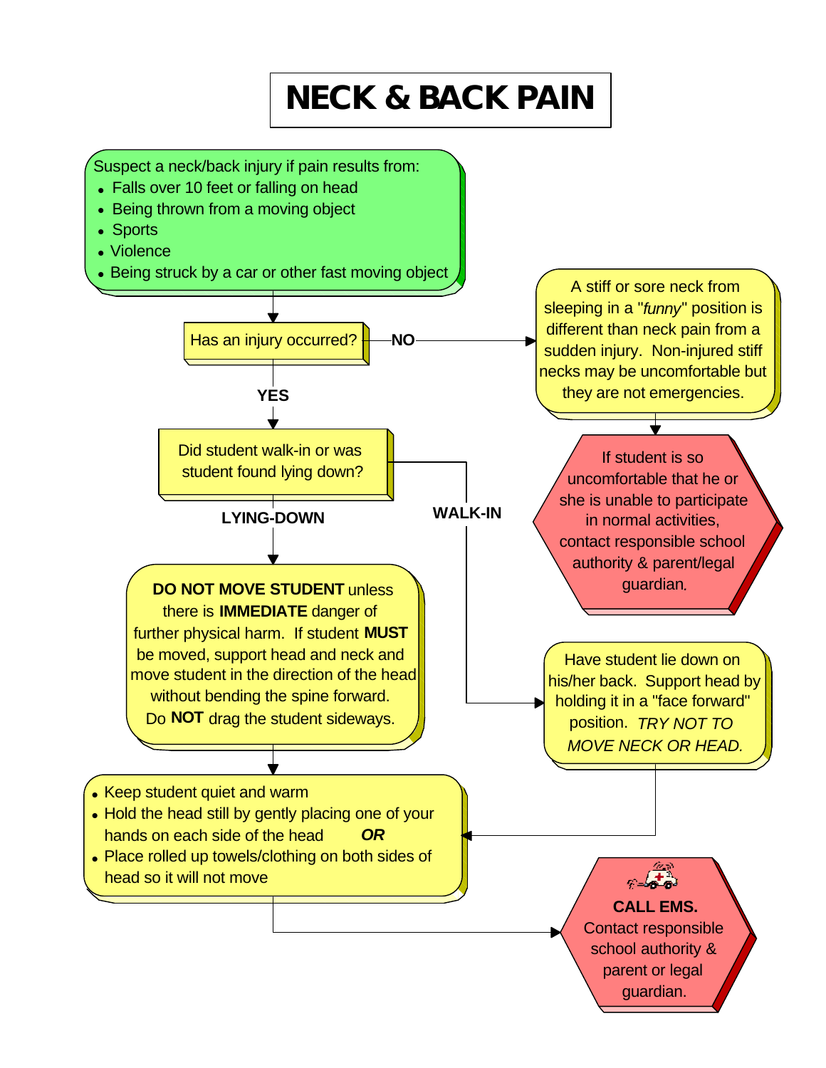# NECK & BACK PAIN

Suspect a neck/back injury if pain results from:

- Falls over 10 feet or falling on head
- Being thrown from a moving object
- Sports
- Violence
- Being struck by a car or other fast moving object

**Has an injury occurred?**

**NO** → A stiff or sore neck from sleeping in a "*funny*" position is different than neck pain from a sudden injury. Non-injured stiff necks may be uncomfortable but they are not emergencies.

→ If student is so uncomfortable that he or she is unable to participate in normal activities, contact responsible school authority & parent/legal guardian.

**YES** → **Did student walk-in or was student found lying down?**

**WALK-IN** → Have student lie down on his/her back. Support head by holding it in a "face forward" position. *TRY NOT TO MOVE NECK OR HEAD.*

**LYING-DOWN** → **DO NOT MOVE STUDENT** unless there is **IMMEDIATE** danger of further physical harm. If student **MUST** be moved, support head and neck and move student in the direction of the head without bending the spine forward. Do **NOT** drag the student sideways.

Then (both paths):

- Keep student quiet and warm
- Hold the head still by gently placing one of your hands on each side of the head ***OR***
- Place rolled up towels/clothing on both sides of head so it will not move

→ **CALL EMS.** Contact responsible school authority & parent or legal guardian.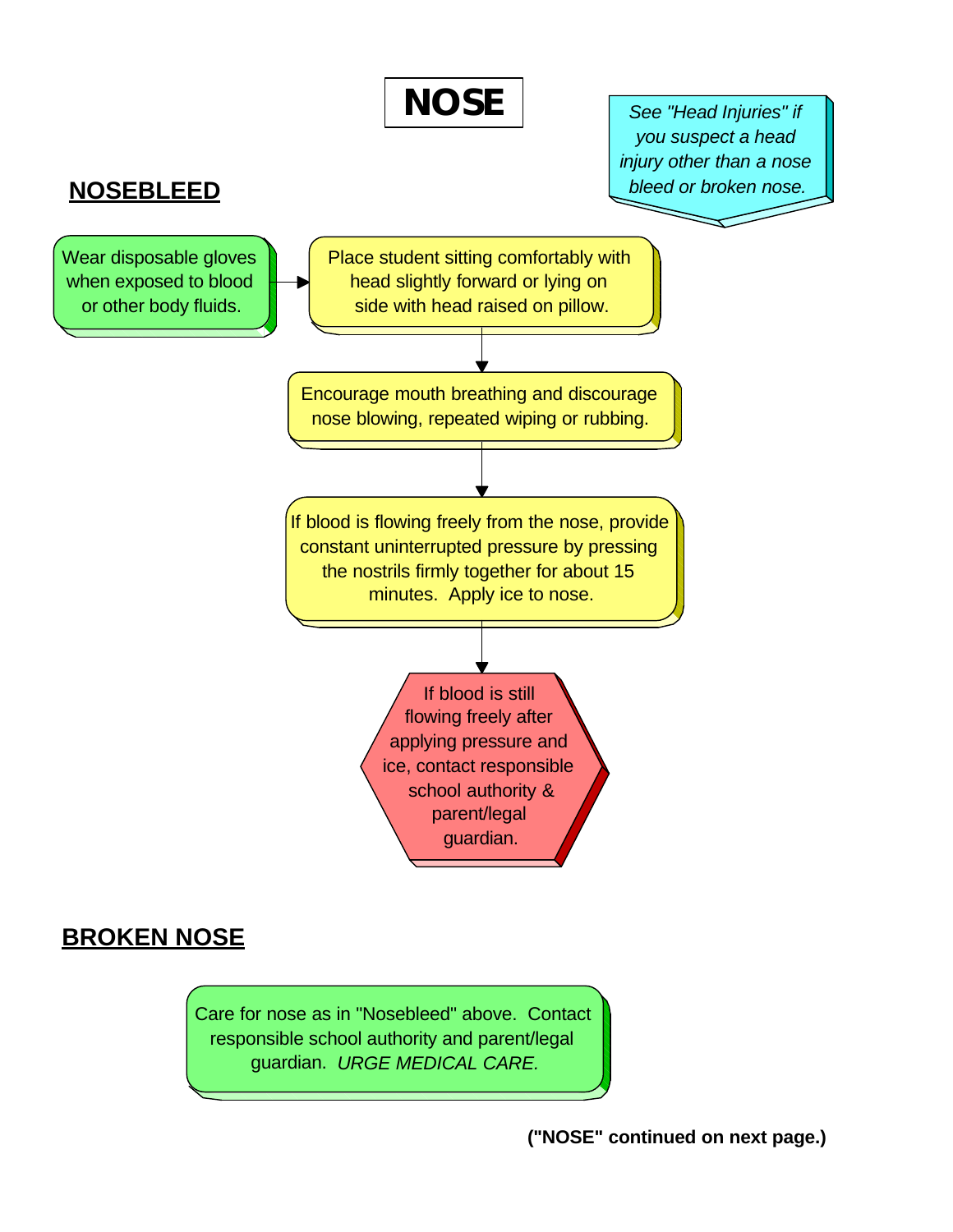# NOSE

*See "Head Injuries" if you suspect a head injury other than a nose bleed or broken nose.*

## NOSEBLEED

Wear disposable gloves when exposed to blood or other body fluids.

Place student sitting comfortably with head slightly forward or lying on side with head raised on pillow.

Encourage mouth breathing and discourage nose blowing, repeated wiping or rubbing.

If blood is flowing freely from the nose, provide constant uninterrupted pressure by pressing the nostrils firmly together for about 15 minutes. Apply ice to nose.

If blood is still flowing freely after applying pressure and ice, contact responsible school authority & parent/legal guardian.

## BROKEN NOSE

Care for nose as in "Nosebleed" above. Contact responsible school authority and parent/legal guardian. *URGE MEDICAL CARE.*

**("NOSE" continued on next page.)**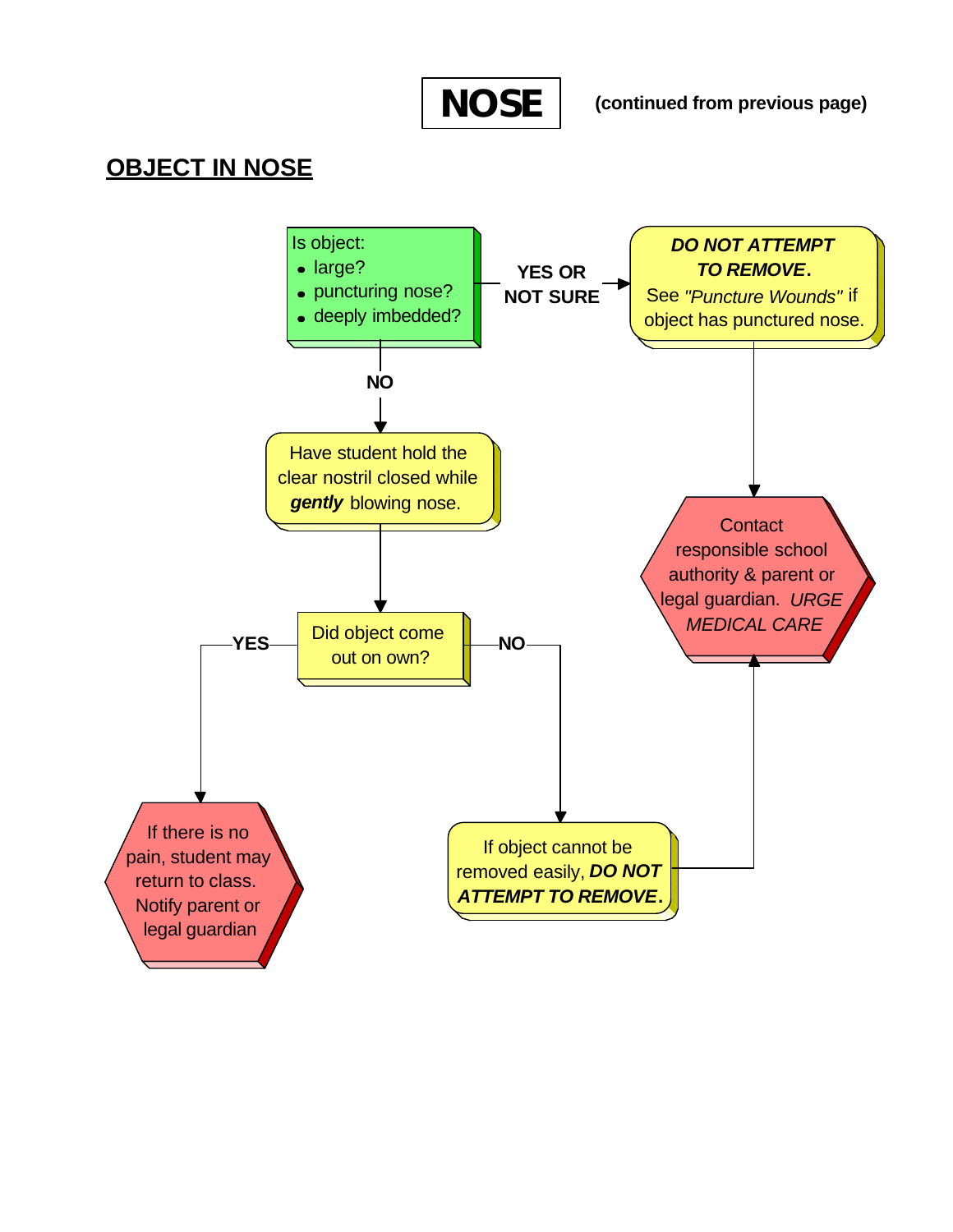# NOSE

(continued from previous page)

## OBJECT IN NOSE

Is object:

- large?
- puncturing nose?
- deeply imbedded?

**YES OR NOT SURE** → ***DO NOT ATTEMPT TO REMOVE*****.** See *"Puncture Wounds"* if object has punctured nose. → Contact responsible school authority & parent or legal guardian. *URGE MEDICAL CARE*

**NO** → Have student hold the clear nostril closed while ***gently*** blowing nose.

Did object come out on own?

**YES** → If there is no pain, student may return to class. Notify parent or legal guardian

**NO** → If object cannot be removed easily, ***DO NOT ATTEMPT TO REMOVE*****.** → Contact responsible school authority & parent or legal guardian. *URGE MEDICAL CARE*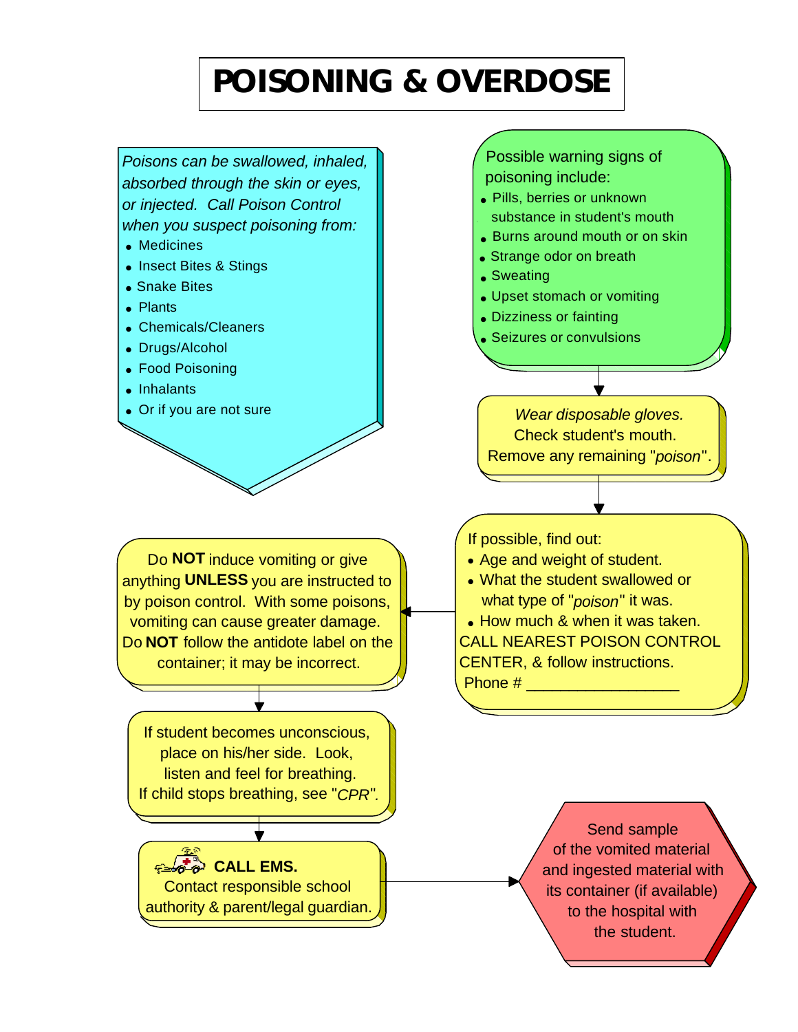# POISONING & OVERDOSE

*Poisons can be swallowed, inhaled, absorbed through the skin or eyes, or injected. Call Poison Control when you suspect poisoning from:*

- Medicines
- Insect Bites & Stings
- Snake Bites
- Plants
- Chemicals/Cleaners
- Drugs/Alcohol
- Food Poisoning
- Inhalants
- Or if you are not sure

Possible warning signs of poisoning include:

- Pills, berries or unknown substance in student's mouth
- Burns around mouth or on skin
- Strange odor on breath
- Sweating
- Upset stomach or vomiting
- Dizziness or fainting
- Seizures or convulsions

*Wear disposable gloves.*
Check student's mouth.
Remove any remaining "*poison*".

If possible, find out:

- Age and weight of student.
- What the student swallowed or what type of "*poison*" it was.
- How much & when it was taken.

CALL NEAREST POISON CONTROL CENTER, & follow instructions.
Phone # ___________________

Do **NOT** induce vomiting or give anything **UNLESS** you are instructed to by poison control. With some poisons, vomiting can cause greater damage. Do **NOT** follow the antidote label on the container; it may be incorrect.

If student becomes unconscious, place on his/her side. Look, listen and feel for breathing. If child stops breathing, see "*CPR*".

**CALL EMS.**
Contact responsible school authority & parent/legal guardian.

Send sample of the vomited material and ingested material with its container (if available) to the hospital with the student.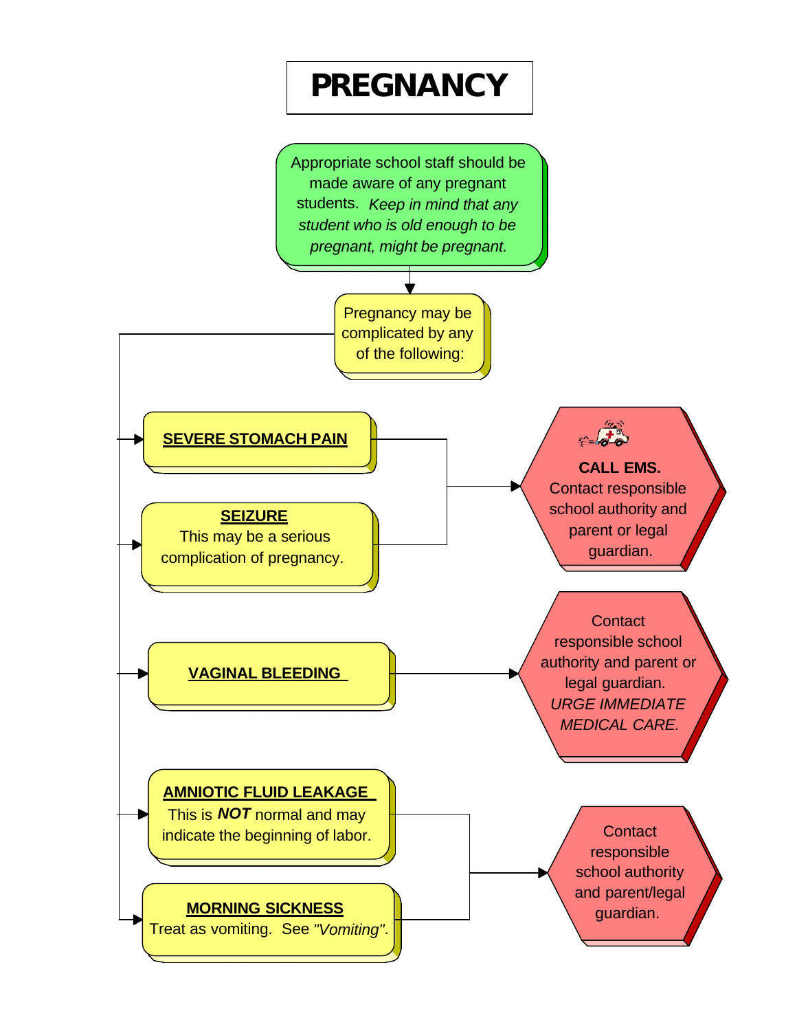# PREGNANCY

Appropriate school staff should be made aware of any pregnant students. *Keep in mind that any student who is old enough to be pregnant, might be pregnant.*

Pregnancy may be complicated by any of the following:

**SEVERE STOMACH PAIN**

**SEIZURE**
This may be a serious complication of pregnancy.

→ **CALL EMS.** Contact responsible school authority and parent or legal guardian.

**VAGINAL BLEEDING**

→ Contact responsible school authority and parent or legal guardian. *URGE IMMEDIATE MEDICAL CARE.*

**AMNIOTIC FLUID LEAKAGE**
This is ***NOT*** normal and may indicate the beginning of labor.

**MORNING SICKNESS**
Treat as vomiting. See *"Vomiting"*.

→ Contact responsible school authority and parent/legal guardian.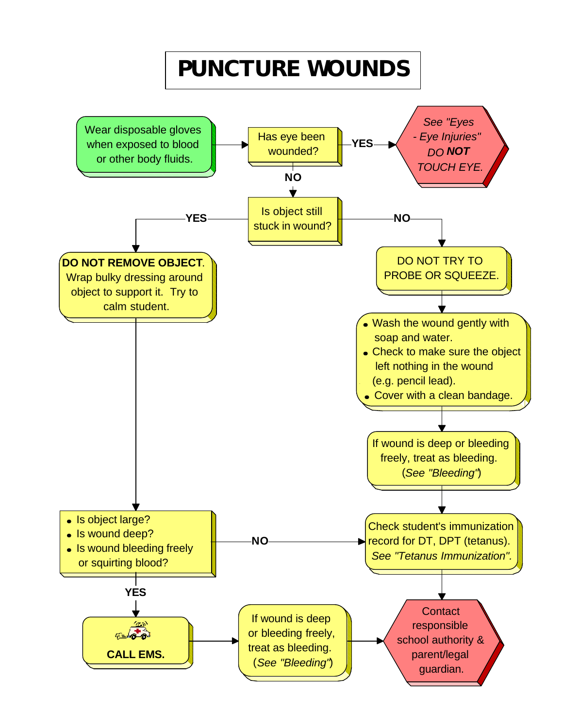# PUNCTURE WOUNDS

Wear disposable gloves when exposed to blood or other body fluids.

**Has eye been wounded?**

- **YES** → See *"Eyes - Eye Injuries"* DO **NOT** TOUCH EYE.
- **NO** → Is object still stuck in wound?

**Is object still stuck in wound?**

- **YES** → **DO NOT REMOVE OBJECT**. Wrap bulky dressing around object to support it. Try to calm student.
  - Then:
    - Is object large?
    - Is wound deep?
    - Is wound bleeding freely or squirting blood?
  - **YES** → **CALL EMS.** → If wound is deep or bleeding freely, treat as bleeding. (*See "Bleeding"*) → Contact responsible school authority & parent/legal guardian.
  - **NO** → Check student's immunization record for DT, DPT (tetanus). *See "Tetanus Immunization".*
- **NO** → DO NOT TRY TO PROBE OR SQUEEZE.
  - Wash the wound gently with soap and water.
  - Check to make sure the object left nothing in the wound (e.g. pencil lead).
  - Cover with a clean bandage.
  - If wound is deep or bleeding freely, treat as bleeding. (*See "Bleeding"*)
  - Check student's immunization record for DT, DPT (tetanus). *See "Tetanus Immunization".*
  - Contact responsible school authority & parent/legal guardian.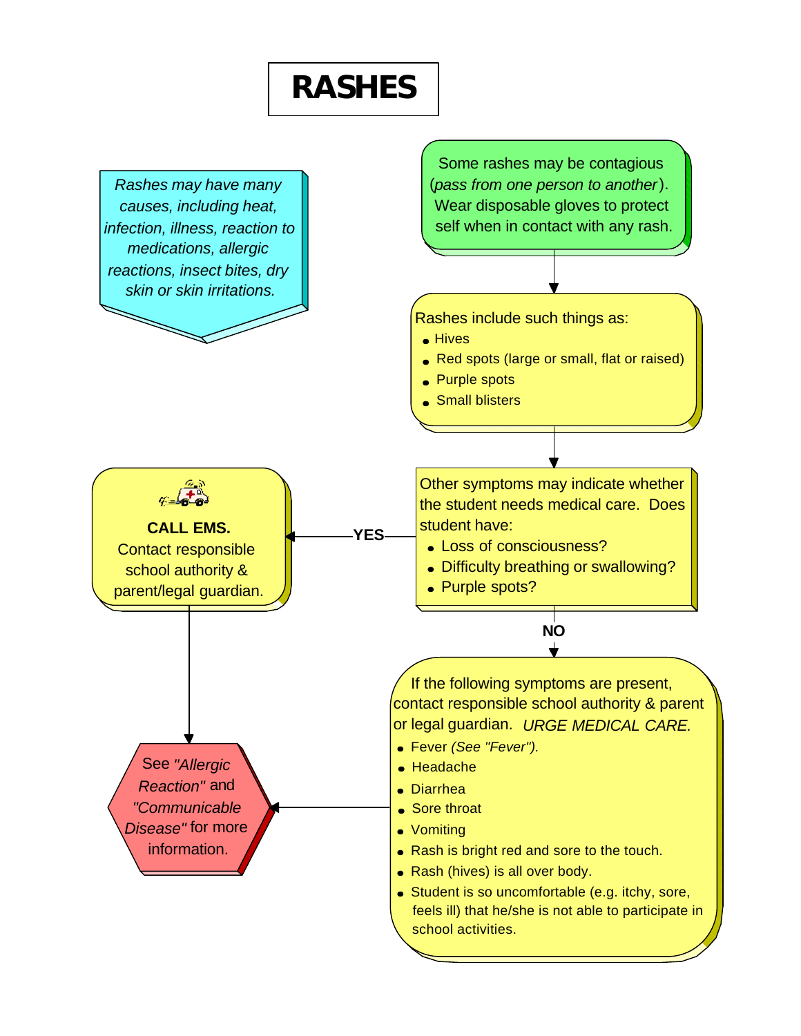# RASHES

*Rashes may have many causes, including heat, infection, illness, reaction to medications, allergic reactions, insect bites, dry skin or skin irritations.*

Some rashes may be contagious (*pass from one person to another*). Wear disposable gloves to protect self when in contact with any rash.

Rashes include such things as:

- Hives
- Red spots (large or small, flat or raised)
- Purple spots
- Small blisters

Other symptoms may indicate whether the student needs medical care. Does student have:

- Loss of consciousness?
- Difficulty breathing or swallowing?
- Purple spots?

**YES**

**CALL EMS.**
Contact responsible school authority & parent/legal guardian.

**NO**

If the following symptoms are present, contact responsible school authority & parent or legal guardian. *URGE MEDICAL CARE.*

- Fever *(See "Fever").*
- Headache
- Diarrhea
- Sore throat
- Vomiting
- Rash is bright red and sore to the touch.
- Rash (hives) is all over body.
- Student is so uncomfortable (e.g. itchy, sore, feels ill) that he/she is not able to participate in school activities.

See *"Allergic Reaction"* and *"Communicable Disease"* for more information.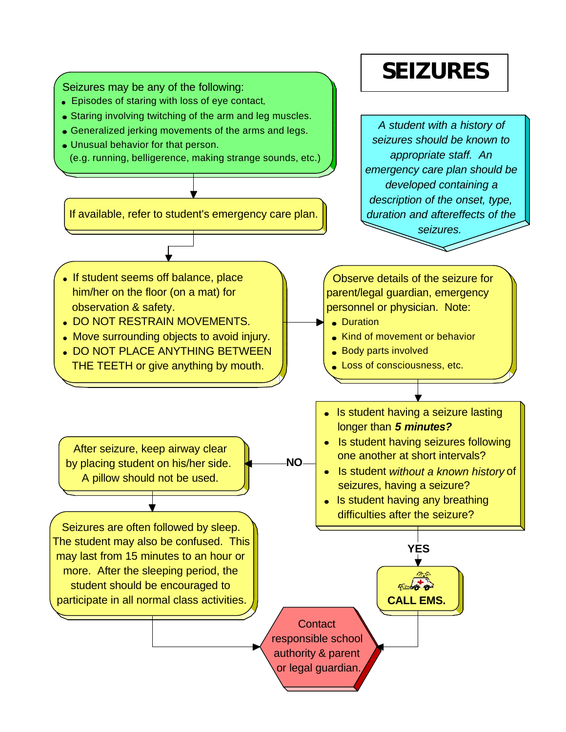# SEIZURES

Seizures may be any of the following:

- Episodes of staring with loss of eye contact.
- Staring involving twitching of the arm and leg muscles.
- Generalized jerking movements of the arms and legs.
- Unusual behavior for that person.
  (e.g. running, belligerence, making strange sounds, etc.)

*A student with a history of seizures should be known to appropriate staff. An emergency care plan should be developed containing a description of the onset, type, duration and aftereffects of the seizures.*

If available, refer to student's emergency care plan.

- If student seems off balance, place him/her on the floor (on a mat) for observation & safety.
- DO NOT RESTRAIN MOVEMENTS.
- Move surrounding objects to avoid injury.
- DO NOT PLACE ANYTHING BETWEEN THE TEETH or give anything by mouth.

Observe details of the seizure for parent/legal guardian, emergency personnel or physician. Note:

- Duration
- Kind of movement or behavior
- Body parts involved
- Loss of consciousness, etc.

- Is student having a seizure lasting longer than ***5 minutes?***
- Is student having seizures following one another at short intervals?
- Is student *without a known history* of seizures, having a seizure?
- Is student having any breathing difficulties after the seizure?

**NO**

After seizure, keep airway clear by placing student on his/her side. A pillow should not be used.

Seizures are often followed by sleep. The student may also be confused. This may last from 15 minutes to an hour or more. After the sleeping period, the student should be encouraged to participate in all normal class activities.

**YES**

**CALL EMS.**

Contact responsible school authority & parent or legal guardian.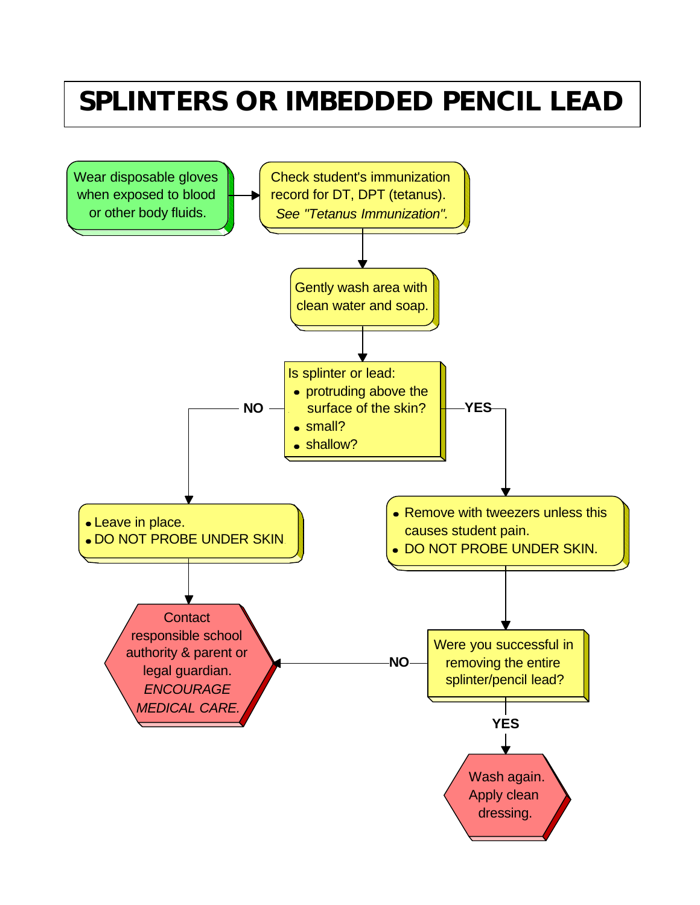# SPLINTERS OR IMBEDDED PENCIL LEAD

Wear disposable gloves when exposed to blood or other body fluids.

Check student's immunization record for DT, DPT (tetanus). *See "Tetanus Immunization".*

Gently wash area with clean water and soap.

Is splinter or lead:

- protruding above the surface of the skin?
- small?
- shallow?

**NO**

- Leave in place.
- DO NOT PROBE UNDER SKIN

Contact responsible school authority & parent or legal guardian. *ENCOURAGE MEDICAL CARE.*

**YES**

- Remove with tweezers unless this causes student pain.
- DO NOT PROBE UNDER SKIN.

Were you successful in removing the entire splinter/pencil lead?

**NO** → Contact responsible school authority & parent or legal guardian. *ENCOURAGE MEDICAL CARE.*

**YES** → Wash again. Apply clean dressing.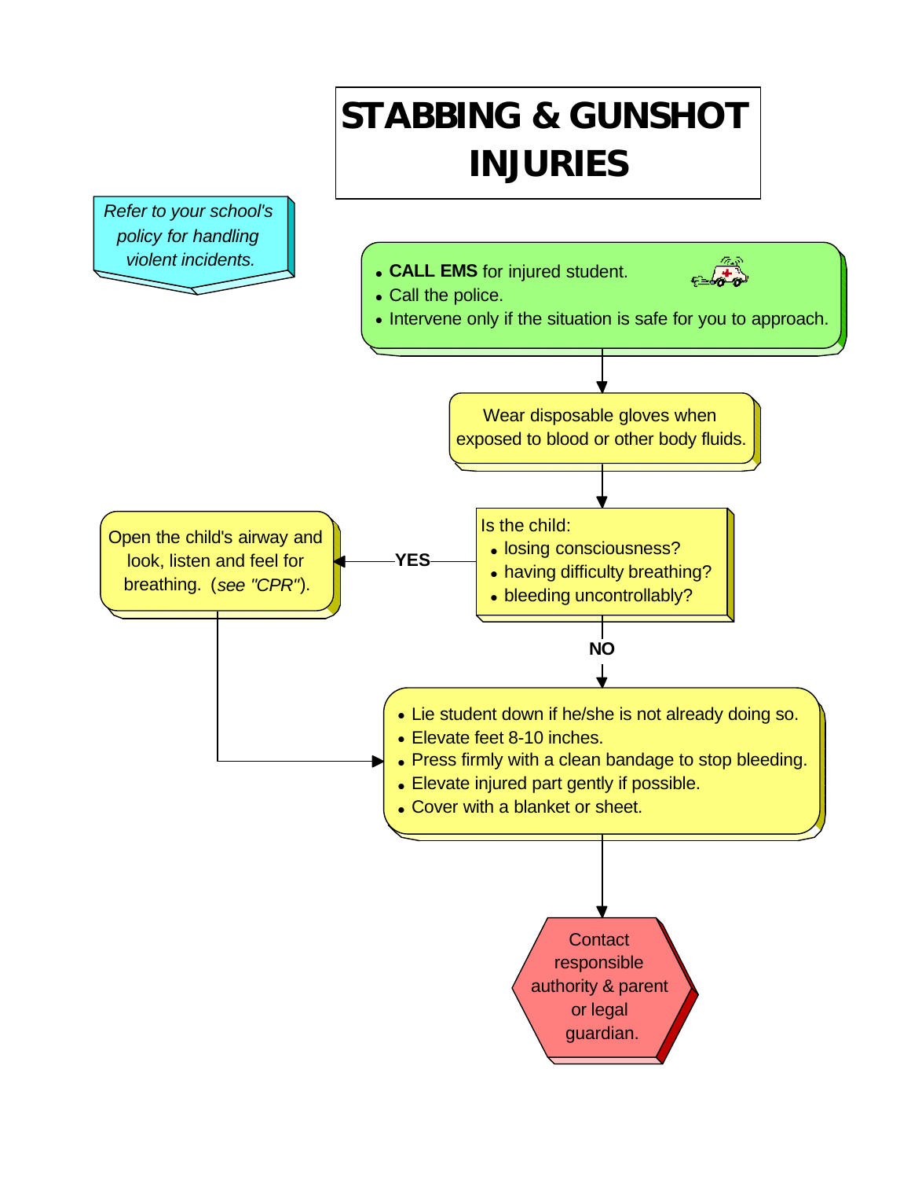# STABBING & GUNSHOT INJURIES

*Refer to your school's policy for handling violent incidents.*

- **CALL EMS** for injured student.
- Call the police.
- Intervene only if the situation is safe for you to approach.

Wear disposable gloves when exposed to blood or other body fluids.

Is the child:

- losing consciousness?
- having difficulty breathing?
- bleeding uncontrollably?

**YES**

Open the child's airway and look, listen and feel for breathing. (*see "CPR"*).

**NO**

- Lie student down if he/she is not already doing so.
- Elevate feet 8-10 inches.
- Press firmly with a clean bandage to stop bleeding.
- Elevate injured part gently if possible.
- Cover with a blanket or sheet.

Contact responsible authority & parent or legal guardian.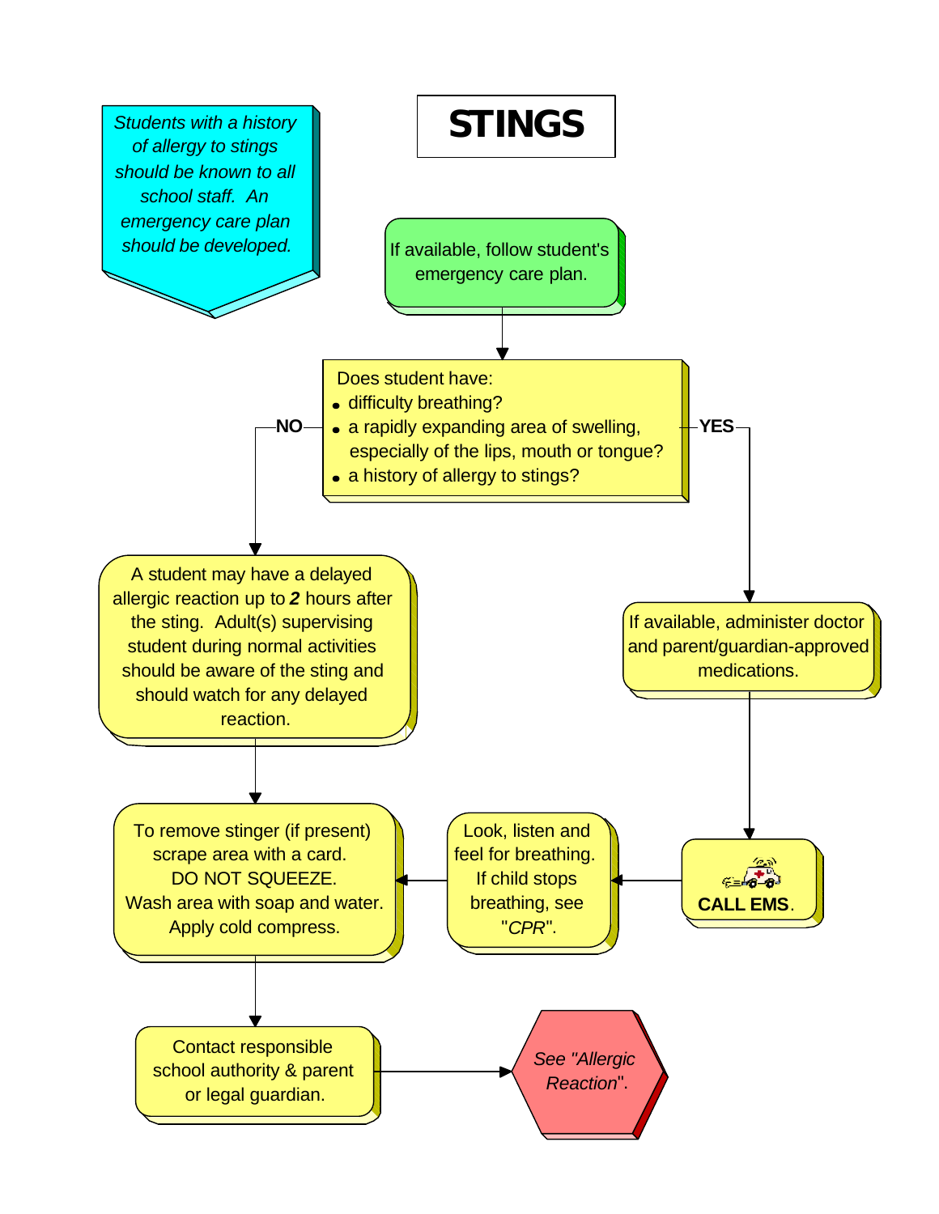# STINGS

*Students with a history of allergy to stings should be known to all school staff. An emergency care plan should be developed.*

If available, follow student's emergency care plan.

Does student have:

- difficulty breathing?
- a rapidly expanding area of swelling, especially of the lips, mouth or tongue?
- a history of allergy to stings?

**NO**

A student may have a delayed allergic reaction up to ***2*** hours after the sting. Adult(s) supervising student during normal activities should be aware of the sting and should watch for any delayed reaction.

To remove stinger (if present) scrape area with a card. DO NOT SQUEEZE. Wash area with soap and water. Apply cold compress.

Contact responsible school authority & parent or legal guardian.

*See "Allergic Reaction".*

**YES**

If available, administer doctor and parent/guardian-approved medications.

**CALL EMS**.

Look, listen and feel for breathing. If child stops breathing, see "*CPR*".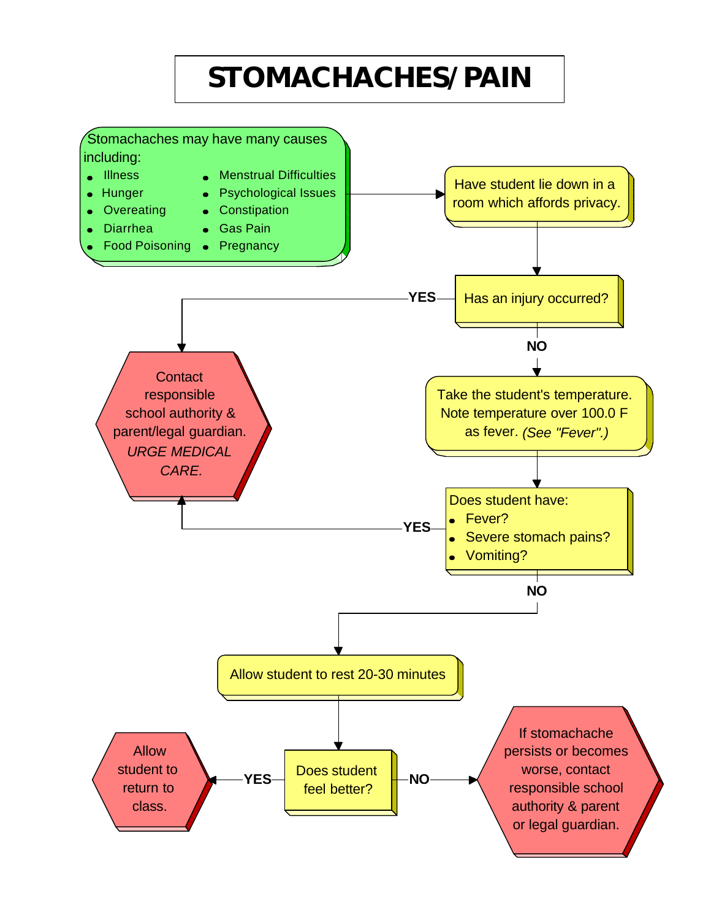# STOMACHACHES/ PAIN

Stomachaches may have many causes including:

- Illness
- Hunger
- Overeating
- Diarrhea
- Food Poisoning
- Menstrual Difficulties
- Psychological Issues
- Constipation
- Gas Pain
- Pregnancy

Have student lie down in a room which affords privacy.

Has an injury occurred?

- **YES** → Contact responsible school authority & parent/legal guardian. *URGE MEDICAL CARE.*
- **NO** → Take the student's temperature. Note temperature over 100.0 F as fever. *(See "Fever".)*

Does student have:

- Fever?
- Severe stomach pains?
- Vomiting?

- **YES** → Contact responsible school authority & parent/legal guardian. *URGE MEDICAL CARE.*
- **NO** → Allow student to rest 20-30 minutes

Does student feel better?

- **YES** → Allow student to return to class.
- **NO** → If stomachache persists or becomes worse, contact responsible school authority & parent or legal guardian.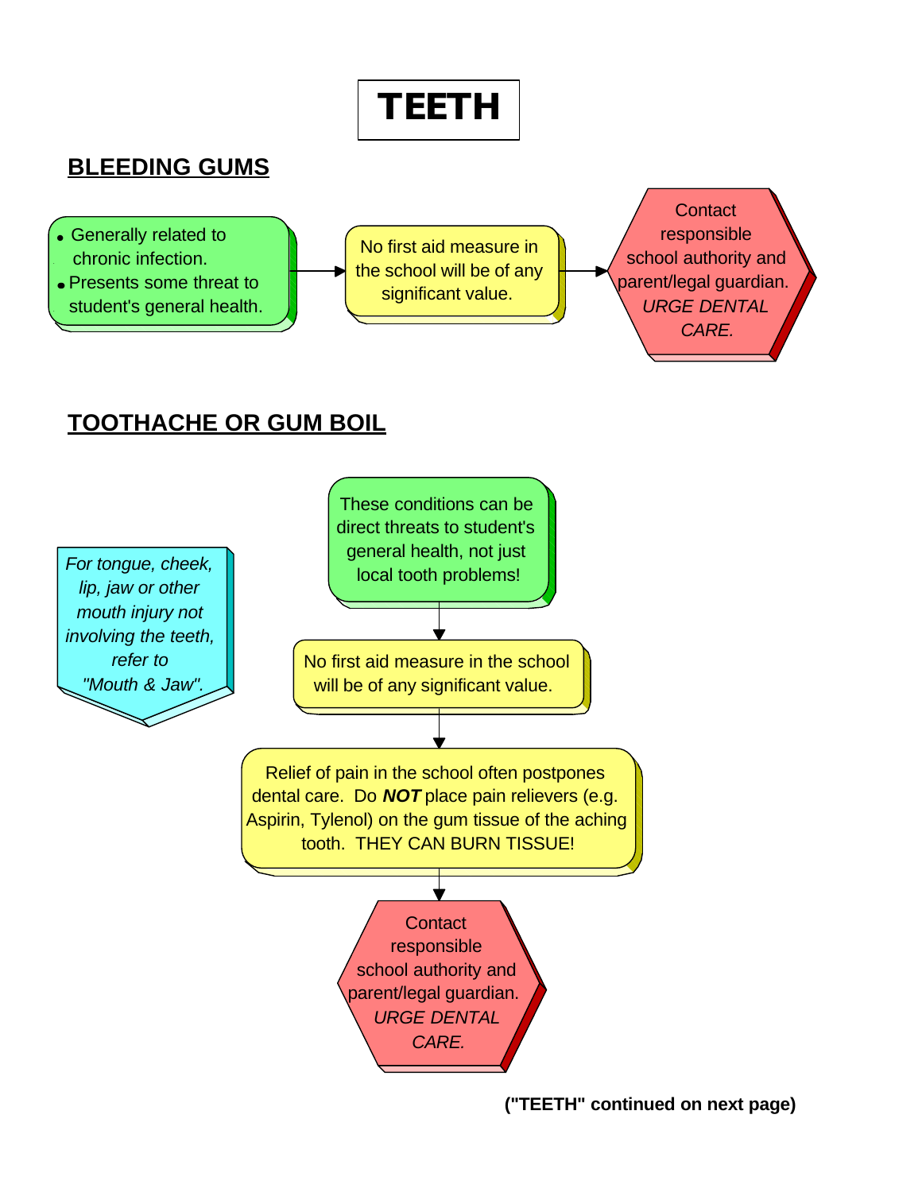# TEETH

## BLEEDING GUMS

- Generally related to chronic infection.
- Presents some threat to student's general health.

→ No first aid measure in the school will be of any significant value.

→ Contact responsible school authority and parent/legal guardian. *URGE DENTAL CARE.*

## TOOTHACHE OR GUM BOIL

*For tongue, cheek, lip, jaw or other mouth injury not involving the teeth, refer to "Mouth & Jaw".*

These conditions can be direct threats to student's general health, not just local tooth problems!

↓

No first aid measure in the school will be of any significant value.

↓

Relief of pain in the school often postpones dental care. Do ***NOT*** place pain relievers (e.g. Aspirin, Tylenol) on the gum tissue of the aching tooth. THEY CAN BURN TISSUE!

↓

Contact responsible school authority and parent/legal guardian. *URGE DENTAL CARE.*

**("TEETH" continued on next page)**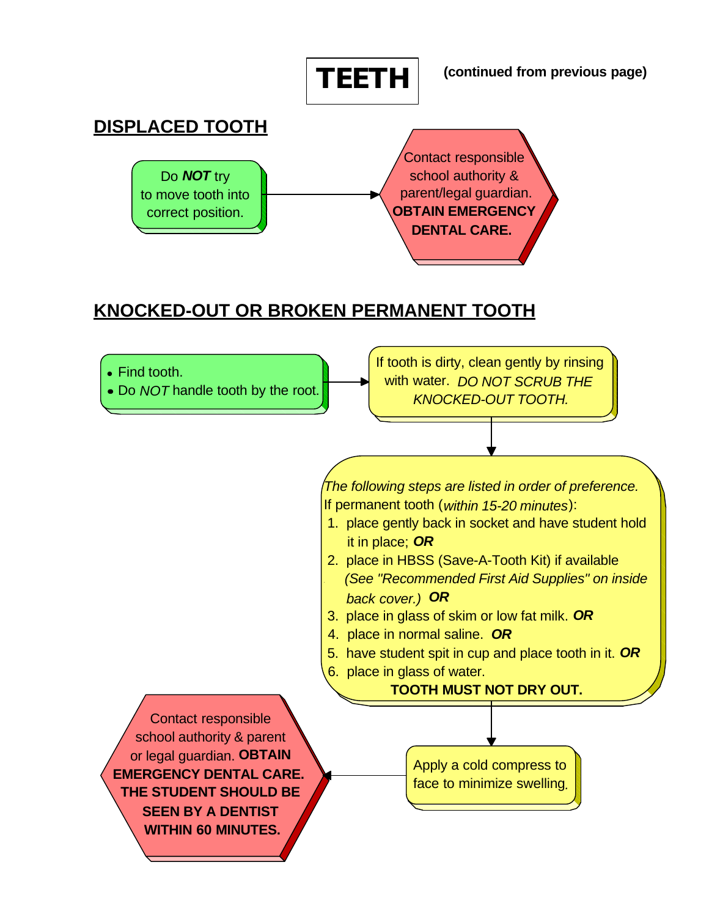# TEETH

**(continued from previous page)**

## DISPLACED TOOTH

Do ***NOT*** try to move tooth into correct position.

→ Contact responsible school authority & parent/legal guardian. **OBTAIN EMERGENCY DENTAL CARE.**

## KNOCKED-OUT OR BROKEN PERMANENT TOOTH

- Find tooth.
- Do *NOT* handle tooth by the root.

→ If tooth is dirty, clean gently by rinsing with water. *DO NOT SCRUB THE KNOCKED-OUT TOOTH.*

↓

*The following steps are listed in order of preference.*

If permanent tooth (*within 15-20 minutes*):

1. place gently back in socket and have student hold it in place; ***OR***
2. place in HBSS (Save-A-Tooth Kit) if available *(See "Recommended First Aid Supplies" on inside back cover.)* ***OR***
3. place in glass of skim or low fat milk. ***OR***
4. place in normal saline. ***OR***
5. have student spit in cup and place tooth in it. ***OR***
6. place in glass of water.

**TOOTH MUST NOT DRY OUT.**

↓

Apply a cold compress to face to minimize swelling.

→ Contact responsible school authority & parent or legal guardian. **OBTAIN EMERGENCY DENTAL CARE. THE STUDENT SHOULD BE SEEN BY A DENTIST WITHIN 60 MINUTES.**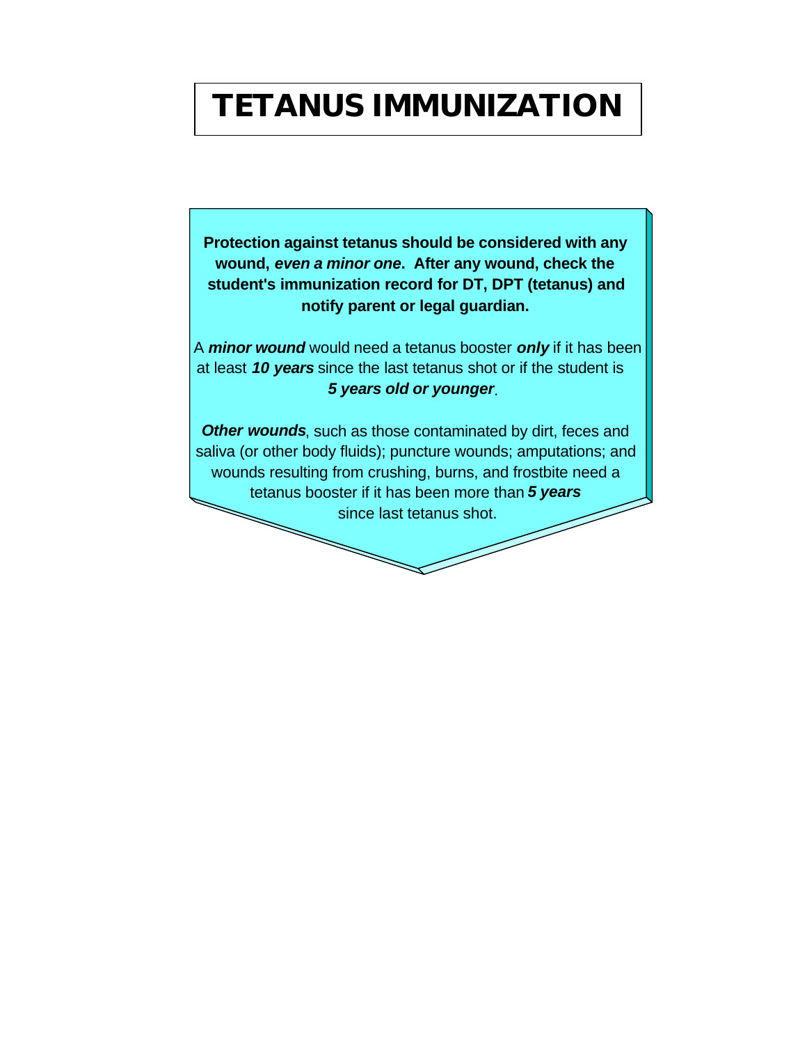# TETANUS IMMUNIZATION

**Protection against tetanus should be considered with any wound, *even a minor one*. After any wound, check the student's immunization record for DT, DPT (tetanus) and notify parent or legal guardian.**

A ***minor wound*** would need a tetanus booster ***only*** if it has been at least ***10 years*** since the last tetanus shot or if the student is ***5 years old or younger***.

***Other wounds***, such as those contaminated by dirt, feces and saliva (or other body fluids); puncture wounds; amputations; and wounds resulting from crushing, burns, and frostbite need a tetanus booster if it has been more than ***5 years*** since last tetanus shot.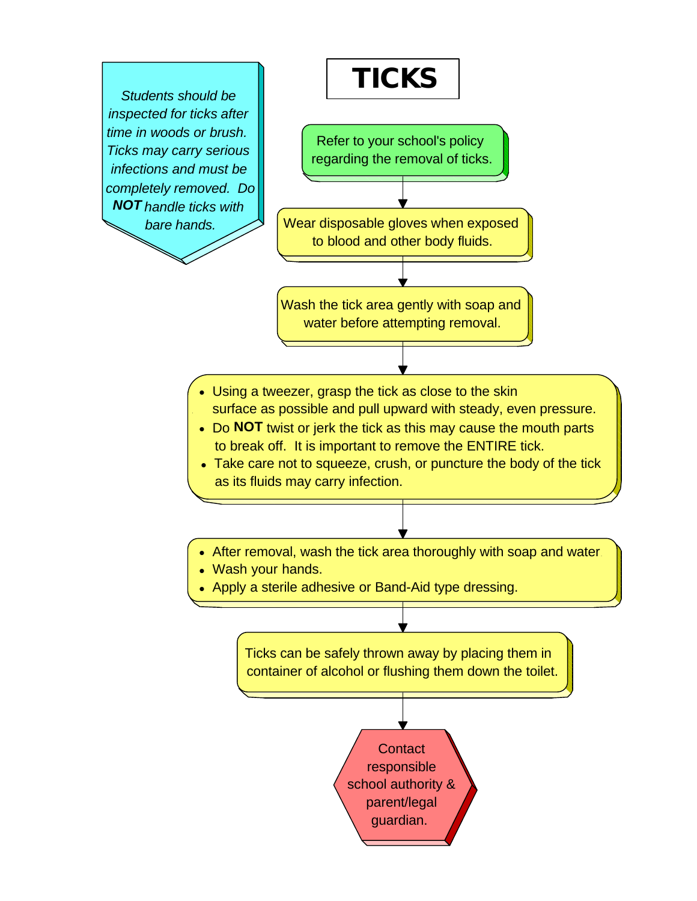# TICKS

*Students should be inspected for ticks after time in woods or brush. Ticks may carry serious infections and must be completely removed. Do **NOT** handle ticks with bare hands.*

Refer to your school's policy regarding the removal of ticks.

↓

Wear disposable gloves when exposed to blood and other body fluids.

↓

Wash the tick area gently with soap and water before attempting removal.

↓

- Using a tweezer, grasp the tick as close to the skin surface as possible and pull upward with steady, even pressure.
- Do **NOT** twist or jerk the tick as this may cause the mouth parts to break off. It is important to remove the ENTIRE tick.
- Take care not to squeeze, crush, or puncture the body of the tick as its fluids may carry infection.

↓

- After removal, wash the tick area thoroughly with soap and water.
- Wash your hands.
- Apply a sterile adhesive or Band-Aid type dressing.

↓

Ticks can be safely thrown away by placing them in container of alcohol or flushing them down the toilet.

↓

Contact responsible school authority & parent/legal guardian.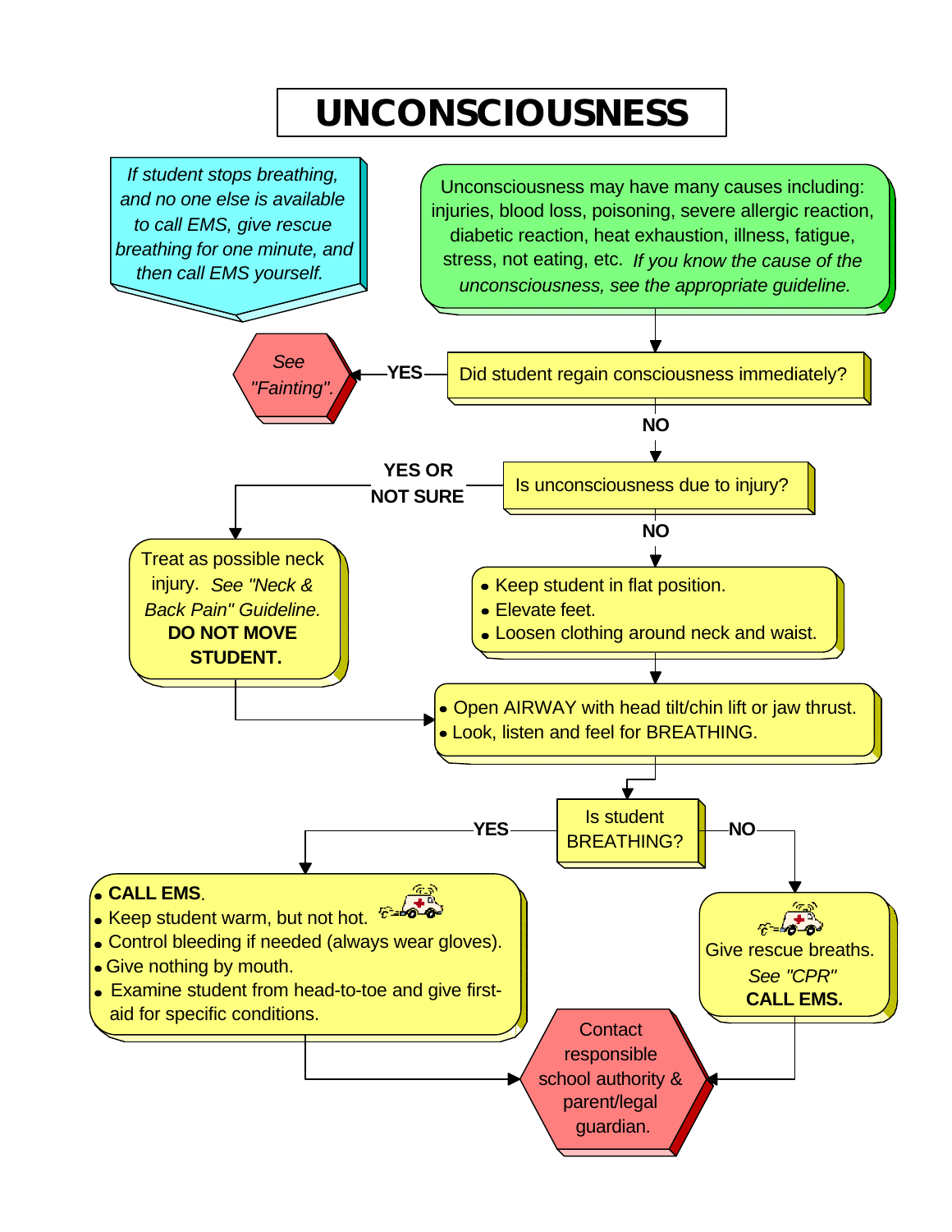# UNCONSCIOUSNESS

*If student stops breathing, and no one else is available to call EMS, give rescue breathing for one minute, and then call EMS yourself.*

Unconsciousness may have many causes including: injuries, blood loss, poisoning, severe allergic reaction, diabetic reaction, heat exhaustion, illness, fatigue, stress, not eating, etc. *If you know the cause of the unconsciousness, see the appropriate guideline.*

**Did student regain consciousness immediately?**

- **YES** → *See "Fainting".*
- **NO** → Is unconsciousness due to injury?

**Is unconsciousness due to injury?**

- **YES OR NOT SURE** → Treat as possible neck injury. *See "Neck & Back Pain" Guideline.* **DO NOT MOVE STUDENT.** → Open AIRWAY (below)
- **NO** →
  - Keep student in flat position.
  - Elevate feet.
  - Loosen clothing around neck and waist.

Then:

- Open AIRWAY with head tilt/chin lift or jaw thrust.
- Look, listen and feel for BREATHING.

**Is student BREATHING?**

- **YES** →
  - **CALL EMS**.
  - Keep student warm, but not hot.
  - Control bleeding if needed (always wear gloves).
  - Give nothing by mouth.
  - Examine student from head-to-toe and give first-aid for specific conditions.
- **NO** → Give rescue breaths. *See "CPR"* **CALL EMS.**

Then: Contact responsible school authority & parent/legal guardian.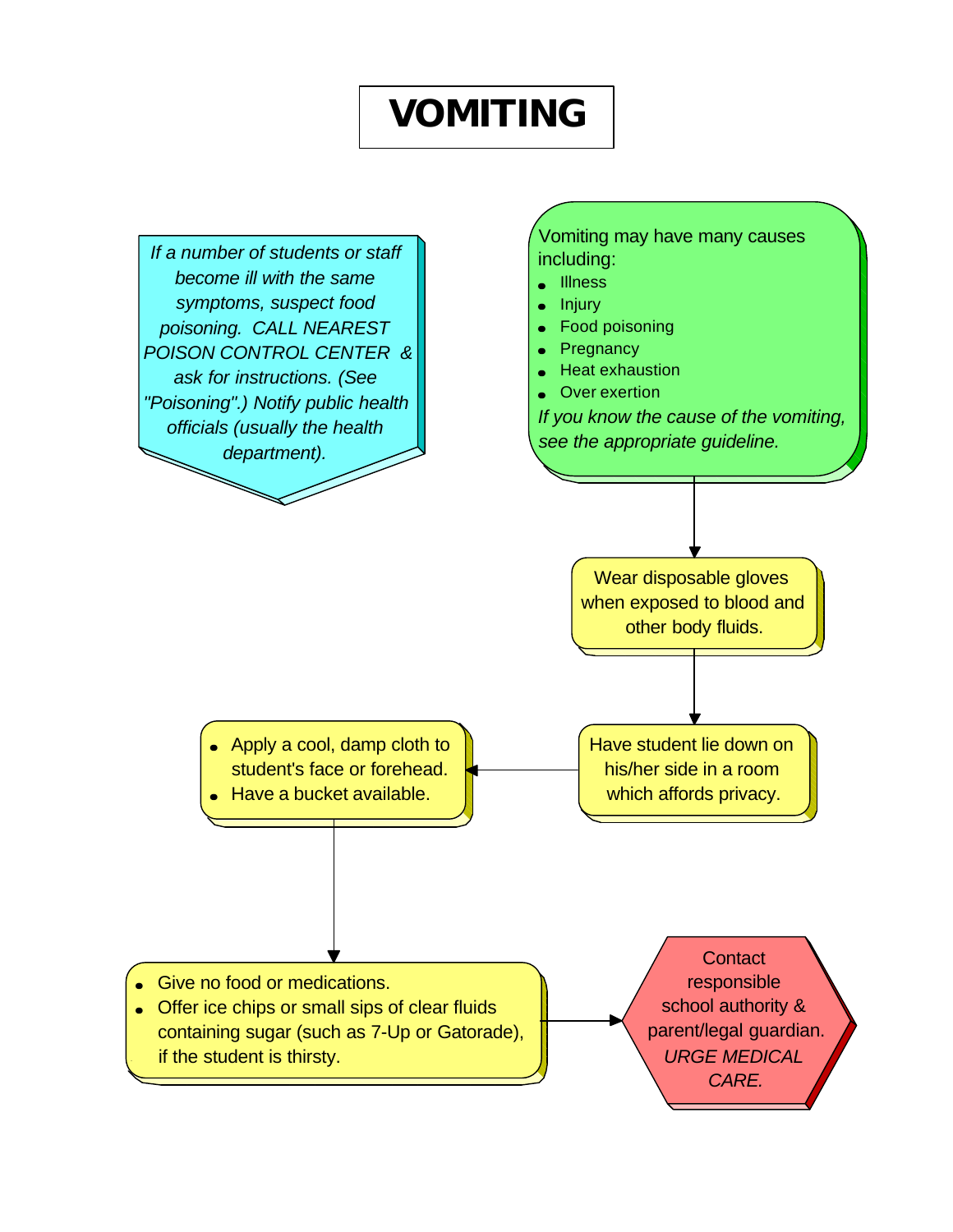# VOMITING

*If a number of students or staff become ill with the same symptoms, suspect food poisoning. CALL NEAREST POISON CONTROL CENTER & ask for instructions. (See "Poisoning".) Notify public health officials (usually the health department).*

Vomiting may have many causes including:

- Illness
- Injury
- Food poisoning
- Pregnancy
- Heat exhaustion
- Over exertion

*If you know the cause of the vomiting, see the appropriate guideline.*

Wear disposable gloves when exposed to blood and other body fluids.

Have student lie down on his/her side in a room which affords privacy.

- Apply a cool, damp cloth to student's face or forehead.
- Have a bucket available.

- Give no food or medications.
- Offer ice chips or small sips of clear fluids containing sugar (such as 7-Up or Gatorade), if the student is thirsty.

Contact responsible school authority & parent/legal guardian. *URGE MEDICAL CARE.*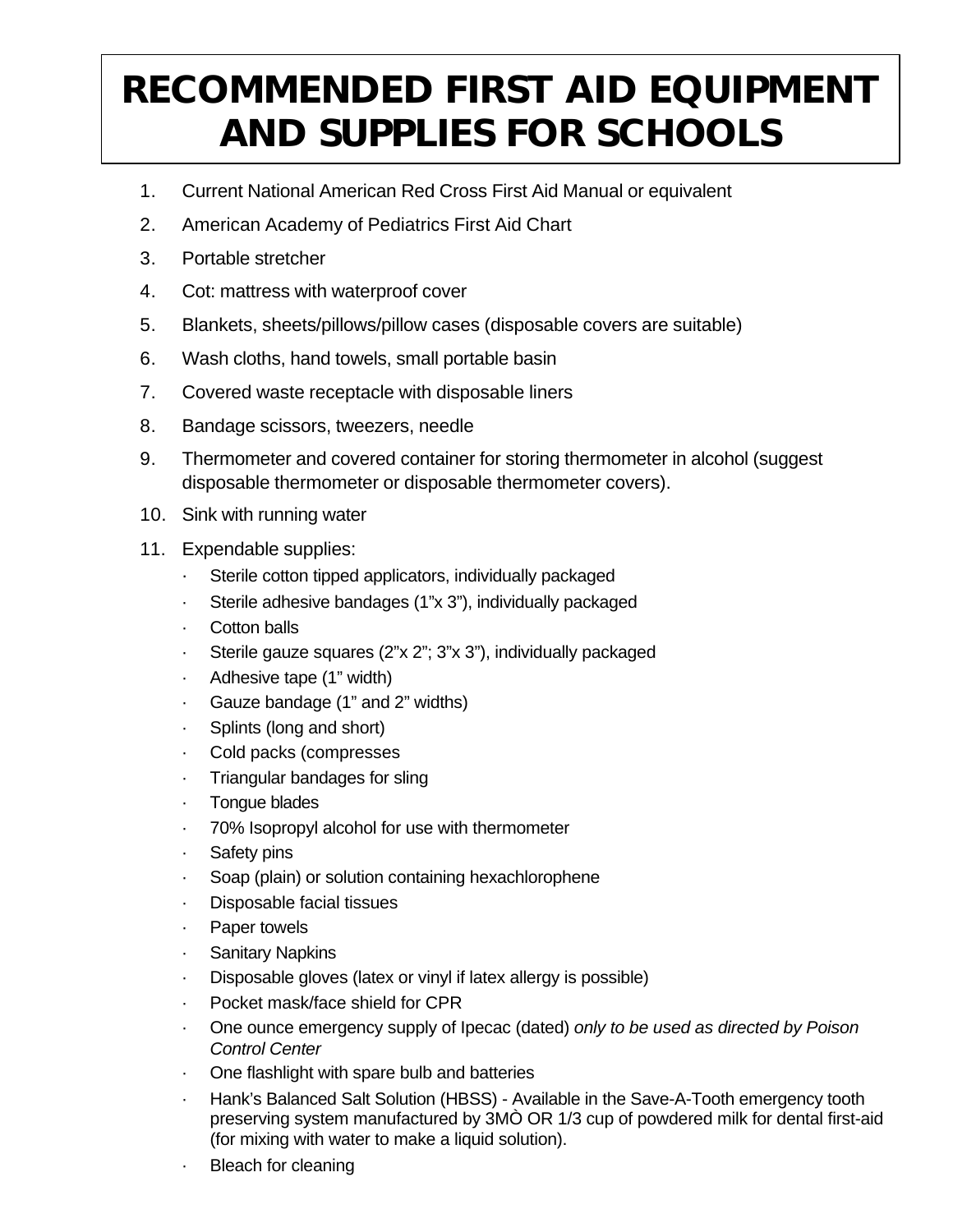# RECOMMENDED FIRST AID EQUIPMENT AND SUPPLIES FOR SCHOOLS

1. Current National American Red Cross First Aid Manual or equivalent
2. American Academy of Pediatrics First Aid Chart
3. Portable stretcher
4. Cot: mattress with waterproof cover
5. Blankets, sheets/pillows/pillow cases (disposable covers are suitable)
6. Wash cloths, hand towels, small portable basin
7. Covered waste receptacle with disposable liners
8. Bandage scissors, tweezers, needle
9. Thermometer and covered container for storing thermometer in alcohol (suggest disposable thermometer or disposable thermometer covers).
10. Sink with running water
11. Expendable supplies:
    - Sterile cotton tipped applicators, individually packaged
    - Sterile adhesive bandages (1"x 3"), individually packaged
    - Cotton balls
    - Sterile gauze squares (2"x 2"; 3"x 3"), individually packaged
    - Adhesive tape (1" width)
    - Gauze bandage (1" and 2" widths)
    - Splints (long and short)
    - Cold packs (compresses
    - Triangular bandages for sling
    - Tongue blades
    - 70% Isopropyl alcohol for use with thermometer
    - Safety pins
    - Soap (plain) or solution containing hexachlorophene
    - Disposable facial tissues
    - Paper towels
    - Sanitary Napkins
    - Disposable gloves (latex or vinyl if latex allergy is possible)
    - Pocket mask/face shield for CPR
    - One ounce emergency supply of Ipecac (dated) *only to be used as directed by Poison Control Center*
    - One flashlight with spare bulb and batteries
    - Hank's Balanced Salt Solution (HBSS) - Available in the Save-A-Tooth emergency tooth preserving system manufactured by 3MÒ OR 1/3 cup of powdered milk for dental first-aid (for mixing with water to make a liquid solution).
    - Bleach for cleaning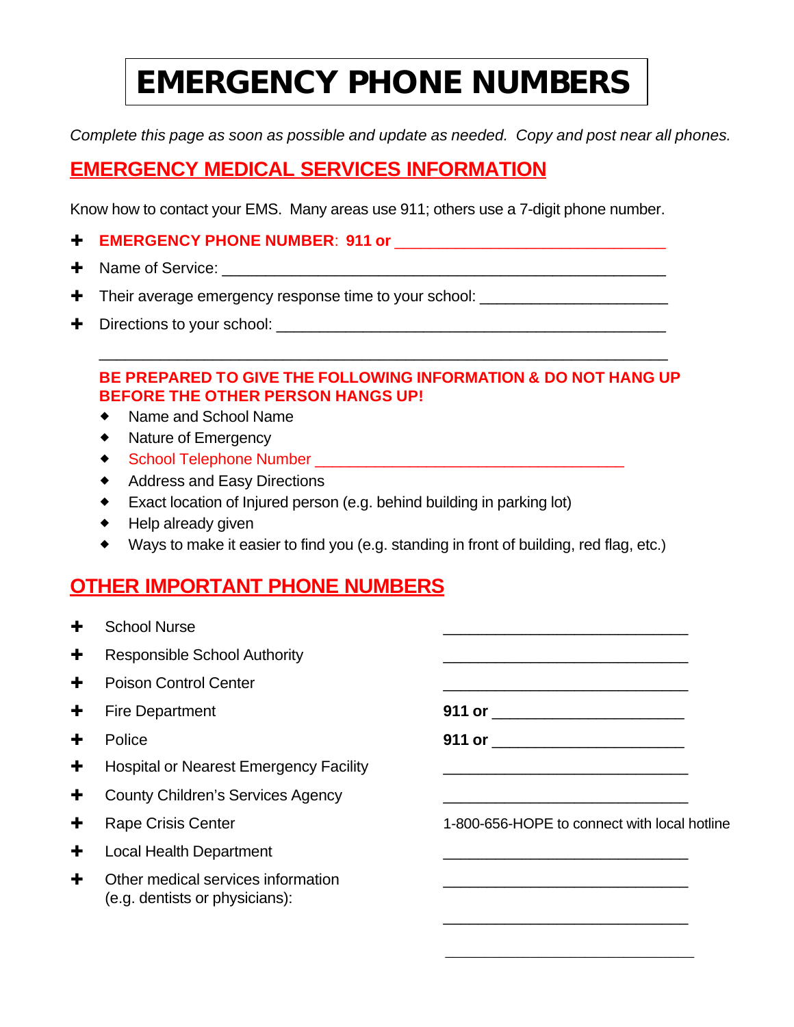# EMERGENCY PHONE NUMBERS

*Complete this page as soon as possible and update as needed. Copy and post near all phones.*

## EMERGENCY MEDICAL SERVICES INFORMATION

Know how to contact your EMS. Many areas use 911; others use a 7-digit phone number.

- **EMERGENCY PHONE NUMBER: 911 or** ________________________________
- Name of Service: ____________________________________________
- Their average emergency response time to your school: ____________________
- Directions to your school: ________________________________________

  ____________________________________________________________

**BE PREPARED TO GIVE THE FOLLOWING INFORMATION & DO NOT HANG UP BEFORE THE OTHER PERSON HANGS UP!**

- Name and School Name
- Nature of Emergency
- School Telephone Number ________________________________
- Address and Easy Directions
- Exact location of Injured person (e.g. behind building in parking lot)
- Help already given
- Ways to make it easier to find you (e.g. standing in front of building, red flag, etc.)

## OTHER IMPORTANT PHONE NUMBERS

| | |
|---|---|
| School Nurse | ____________________________ |
| Responsible School Authority | ____________________________ |
| Poison Control Center | ____________________________ |
| Fire Department | **911 or** ______________________ |
| Police | **911 or** ______________________ |
| Hospital or Nearest Emergency Facility | ____________________________ |
| County Children's Services Agency | ____________________________ |
| Rape Crisis Center | 1-800-656-HOPE to connect with local hotline |
| Local Health Department | ____________________________ |
| Other medical services information (e.g. dentists or physicians): | ____________________________ |
| | ____________________________ |
| | ____________________________ |